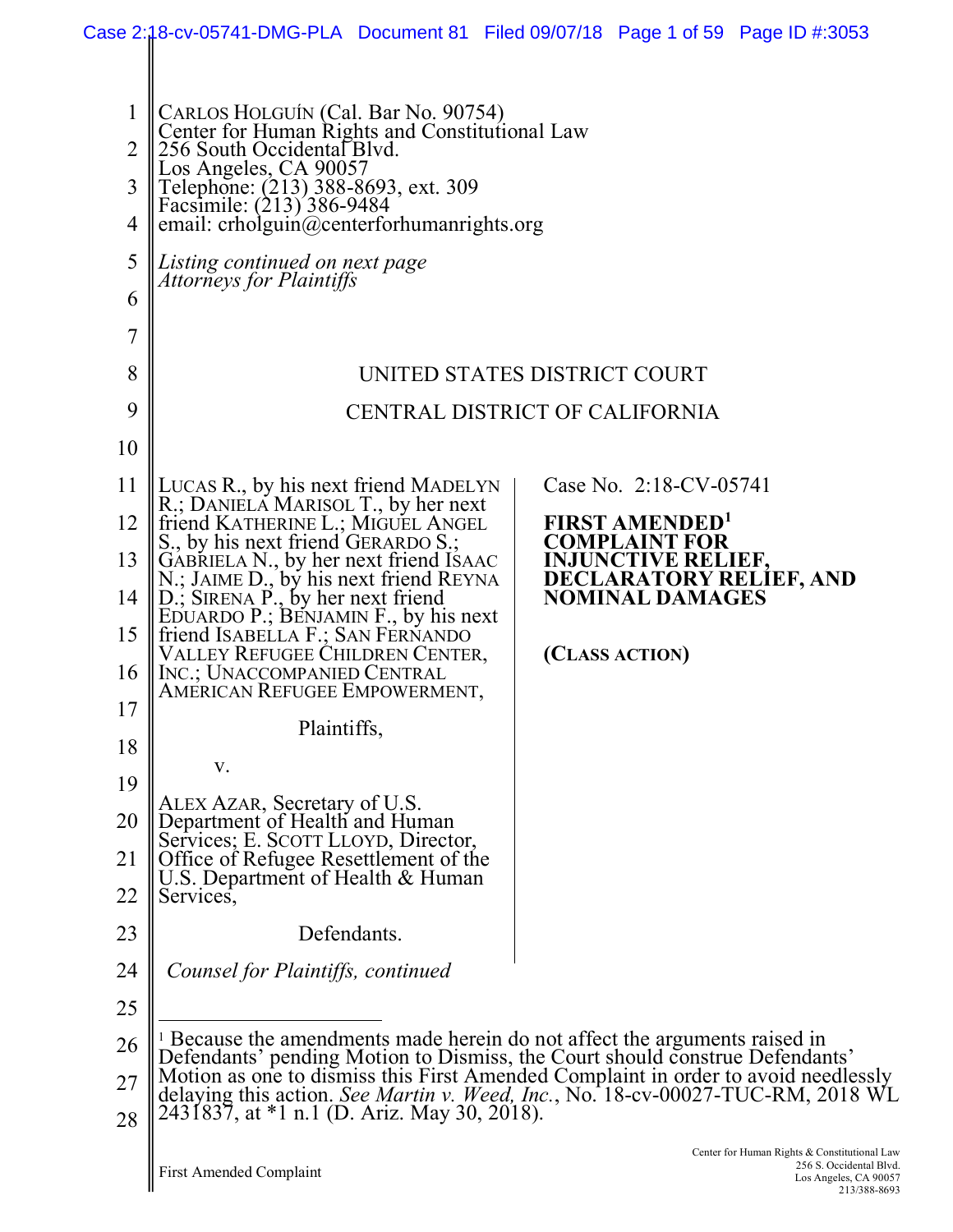CARLOS HOLGUÍN (Cal. Bar No. 90754)
Center for Human Rights and Constitutional Law
256 South Occidental Blvd.
Los Angeles, CA 90057
Telephone: (213) 388-8693, ext. 309
Facsimile: (213) 386-9484
email: crholguin@centerforhumanrights.org

*Listing continued on next page*
*Attorneys for Plaintiffs*

UNITED STATES DISTRICT COURT

CENTRAL DISTRICT OF CALIFORNIA

LUCAS R., by his next friend MADELYN R.; DANIELA MARISOL T., by her next friend KATHERINE L.; MIGUEL ANGEL S., by his next friend GERARDO S.; GABRIELA N., by her next friend ISAAC N.; JAIME D., by his next friend REYNA D.; SIRENA P., by her next friend EDUARDO P.; BENJAMIN F., by his next friend ISABELLA F.; SAN FERNANDO VALLEY REFUGEE CHILDREN CENTER, INC.; UNACCOMPANIED CENTRAL AMERICAN REFUGEE EMPOWERMENT,

Plaintiffs,

v.

ALEX AZAR, Secretary of U.S. Department of Health and Human Services; E. SCOTT LLOYD, Director, Office of Refugee Resettlement of the U.S. Department of Health & Human Services,

Defendants.

Case No. 2:18-CV-05741

**FIRST AMENDED[1] COMPLAINT FOR INJUNCTIVE RELIEF, DECLARATORY RELIEF, AND NOMINAL DAMAGES**

**(CLASS ACTION)**

*Counsel for Plaintiffs, continued*

---

[1] Because the amendments made herein do not affect the arguments raised in Defendants' pending Motion to Dismiss, the Court should construe Defendants' Motion as one to dismiss this First Amended Complaint in order to avoid needlessly delaying this action. *See Martin v. Weed, Inc.*, No. 18-cv-00027-TUC-RM, 2018 WL 2431837, at *1 n.1 (D. Ariz. May 30, 2018).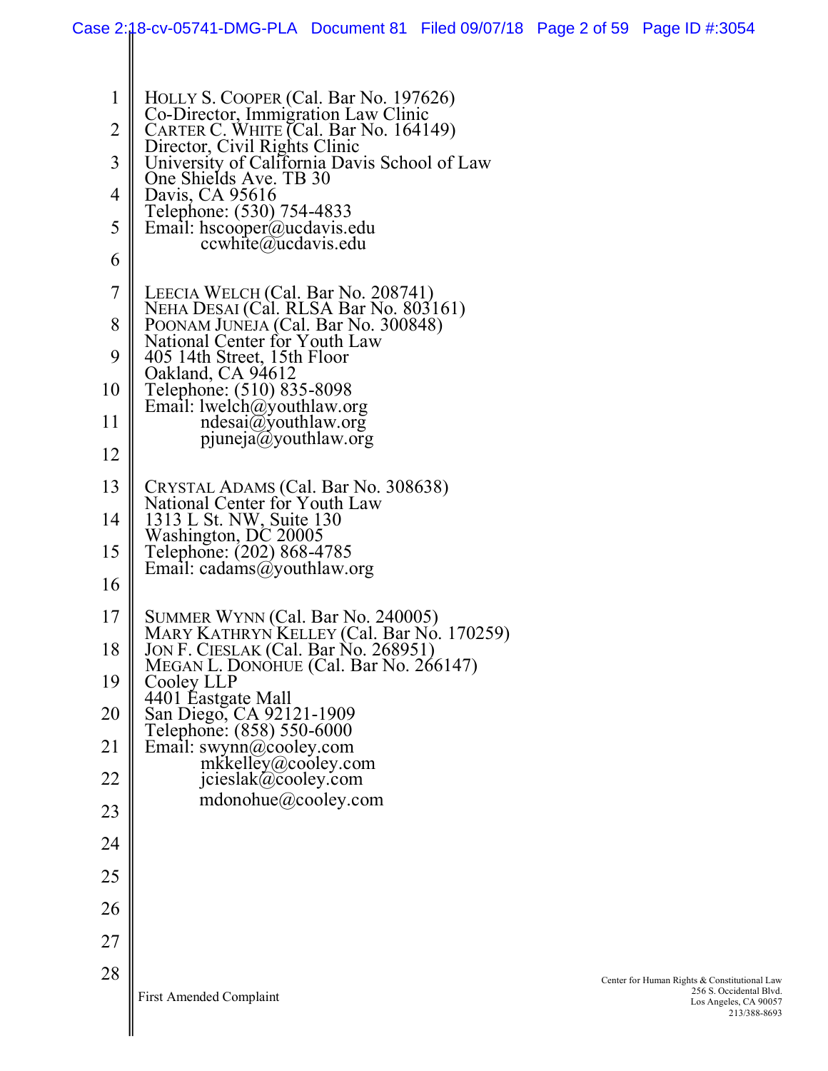HOLLY S. COOPER (Cal. Bar No. 197626)
Co-Director, Immigration Law Clinic
CARTER C. WHITE (Cal. Bar No. 164149)
Director, Civil Rights Clinic
University of California Davis School of Law
One Shields Ave. TB 30
Davis, CA 95616
Telephone: (530) 754-4833
Email: hscooper@ucdavis.edu
ccwhite@ucdavis.edu

LEECIA WELCH (Cal. Bar No. 208741)
NEHA DESAI (Cal. RLSA Bar No. 803161)
POONAM JUNEJA (Cal. Bar No. 300848)
National Center for Youth Law
405 14th Street, 15th Floor
Oakland, CA 94612
Telephone: (510) 835-8098
Email: lwelch@youthlaw.org
ndesai@youthlaw.org
pjuneja@youthlaw.org

CRYSTAL ADAMS (Cal. Bar No. 308638)
National Center for Youth Law
1313 L St. NW, Suite 130
Washington, DC 20005
Telephone: (202) 868-4785
Email: cadams@youthlaw.org

SUMMER WYNN (Cal. Bar No. 240005)
MARY KATHRYN KELLEY (Cal. Bar No. 170259)
JON F. CIESLAK (Cal. Bar No. 268951)
MEGAN L. DONOHUE (Cal. Bar No. 266147)
Cooley LLP
4401 Eastgate Mall
San Diego, CA 92121-1909
Telephone: (858) 550-6000
Email: swynn@cooley.com
mkkelley@cooley.com
jcieslak@cooley.com
mdonohue@cooley.com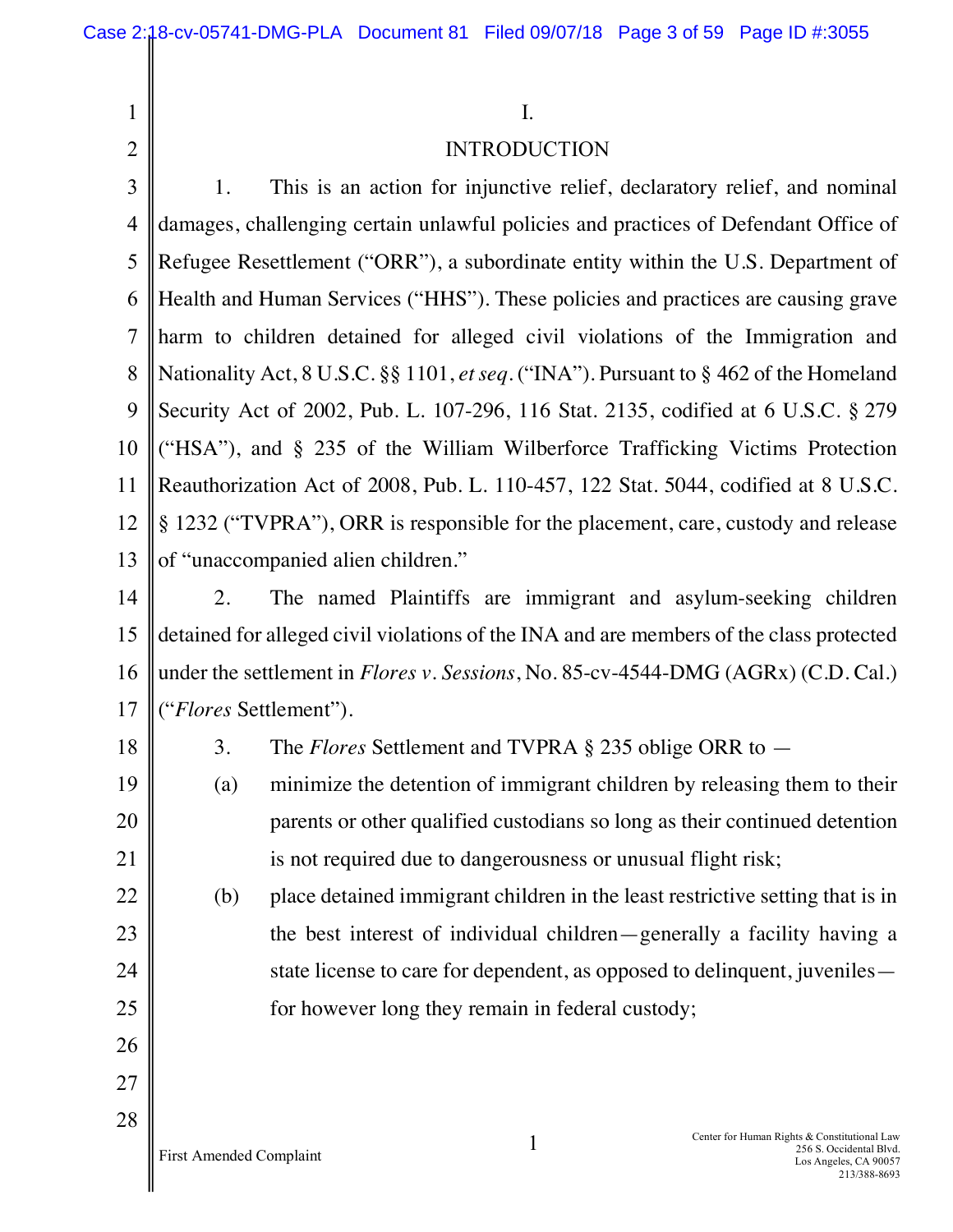# I.

# INTRODUCTION

1. This is an action for injunctive relief, declaratory relief, and nominal damages, challenging certain unlawful policies and practices of Defendant Office of Refugee Resettlement ("ORR"), a subordinate entity within the U.S. Department of Health and Human Services ("HHS"). These policies and practices are causing grave harm to children detained for alleged civil violations of the Immigration and Nationality Act, 8 U.S.C. §§ 1101, *et seq.* ("INA"). Pursuant to § 462 of the Homeland Security Act of 2002, Pub. L. 107-296, 116 Stat. 2135, codified at 6 U.S.C. § 279 ("HSA"), and § 235 of the William Wilberforce Trafficking Victims Protection Reauthorization Act of 2008, Pub. L. 110-457, 122 Stat. 5044, codified at 8 U.S.C. § 1232 ("TVPRA"), ORR is responsible for the placement, care, custody and release of "unaccompanied alien children."

2. The named Plaintiffs are immigrant and asylum-seeking children detained for alleged civil violations of the INA and are members of the class protected under the settlement in *Flores v. Sessions*, No. 85-cv-4544-DMG (AGRx) (C.D. Cal.) ("*Flores* Settlement").

3. The *Flores* Settlement and TVPRA § 235 oblige ORR to —

(a) minimize the detention of immigrant children by releasing them to their parents or other qualified custodians so long as their continued detention is not required due to dangerousness or unusual flight risk;

(b) place detained immigrant children in the least restrictive setting that is in the best interest of individual children—generally a facility having a state license to care for dependent, as opposed to delinquent, juveniles—for however long they remain in federal custody;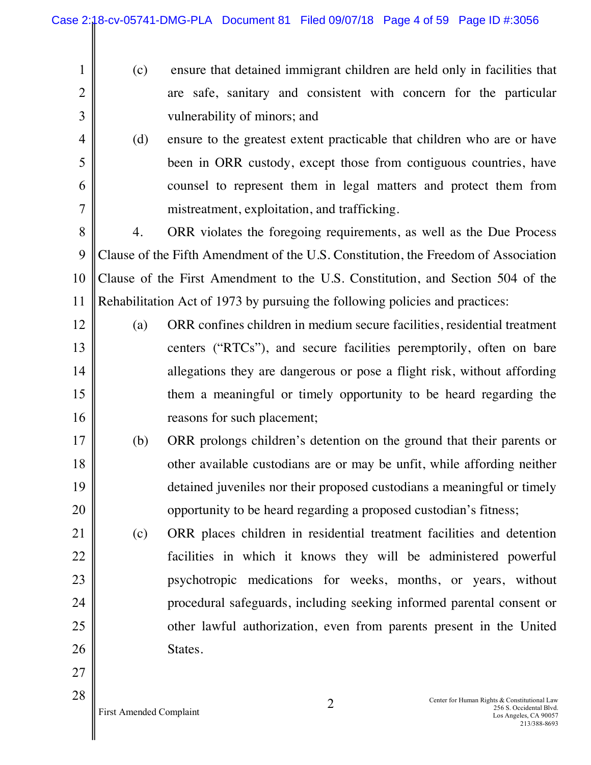(c) ensure that detained immigrant children are held only in facilities that are safe, sanitary and consistent with concern for the particular vulnerability of minors; and

(d) ensure to the greatest extent practicable that children who are or have been in ORR custody, except those from contiguous countries, have counsel to represent them in legal matters and protect them from mistreatment, exploitation, and trafficking.

4. ORR violates the foregoing requirements, as well as the Due Process Clause of the Fifth Amendment of the U.S. Constitution, the Freedom of Association Clause of the First Amendment to the U.S. Constitution, and Section 504 of the Rehabilitation Act of 1973 by pursuing the following policies and practices:

(a) ORR confines children in medium secure facilities, residential treatment centers ("RTCs"), and secure facilities peremptorily, often on bare allegations they are dangerous or pose a flight risk, without affording them a meaningful or timely opportunity to be heard regarding the reasons for such placement;

(b) ORR prolongs children's detention on the ground that their parents or other available custodians are or may be unfit, while affording neither detained juveniles nor their proposed custodians a meaningful or timely opportunity to be heard regarding a proposed custodian's fitness;

(c) ORR places children in residential treatment facilities and detention facilities in which it knows they will be administered powerful psychotropic medications for weeks, months, or years, without procedural safeguards, including seeking informed parental consent or other lawful authorization, even from parents present in the United States.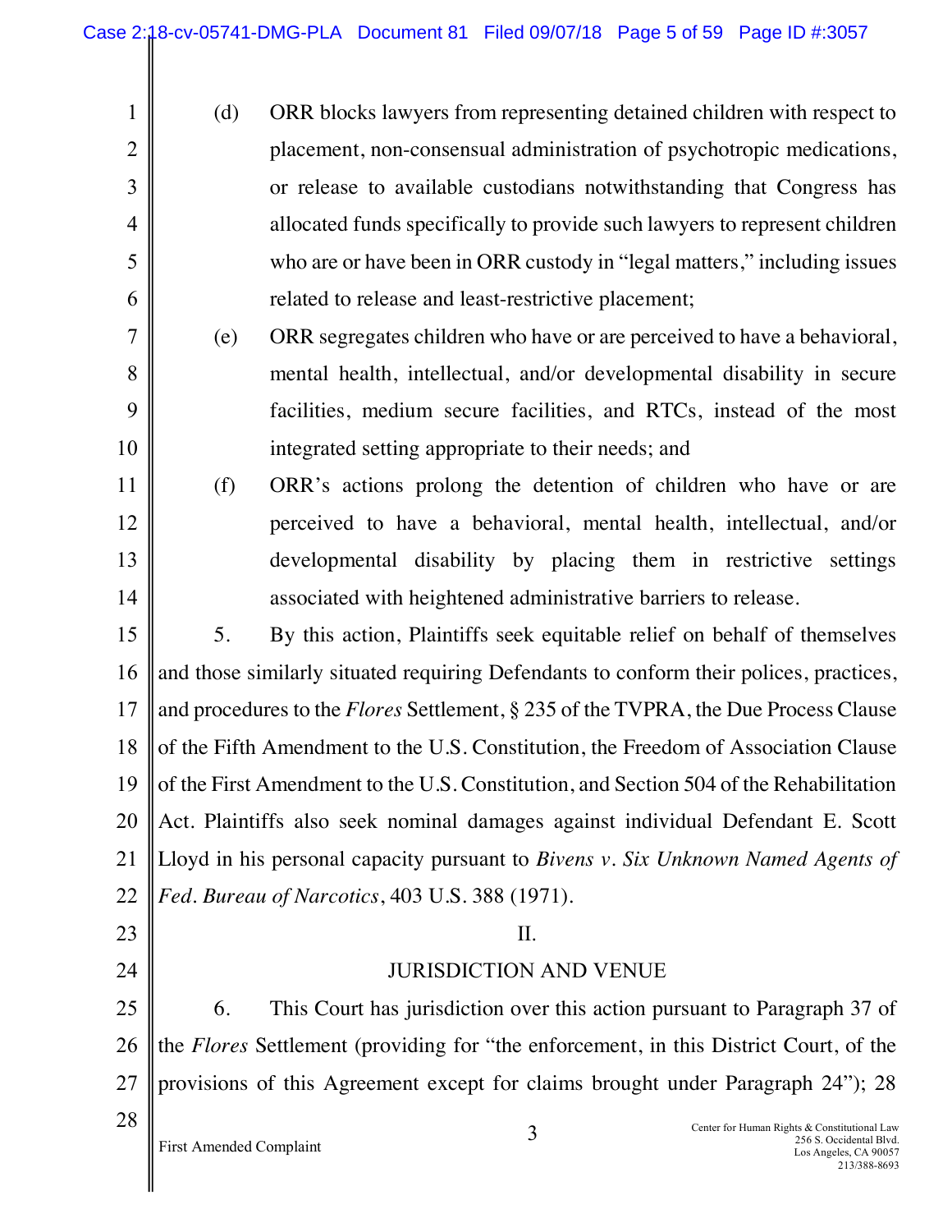(d) ORR blocks lawyers from representing detained children with respect to placement, non-consensual administration of psychotropic medications, or release to available custodians notwithstanding that Congress has allocated funds specifically to provide such lawyers to represent children who are or have been in ORR custody in "legal matters," including issues related to release and least-restrictive placement;

(e) ORR segregates children who have or are perceived to have a behavioral, mental health, intellectual, and/or developmental disability in secure facilities, medium secure facilities, and RTCs, instead of the most integrated setting appropriate to their needs; and

(f) ORR's actions prolong the detention of children who have or are perceived to have a behavioral, mental health, intellectual, and/or developmental disability by placing them in restrictive settings associated with heightened administrative barriers to release.

5. By this action, Plaintiffs seek equitable relief on behalf of themselves and those similarly situated requiring Defendants to conform their polices, practices, and procedures to the *Flores* Settlement, § 235 of the TVPRA, the Due Process Clause of the Fifth Amendment to the U.S. Constitution, the Freedom of Association Clause of the First Amendment to the U.S. Constitution, and Section 504 of the Rehabilitation Act. Plaintiffs also seek nominal damages against individual Defendant E. Scott Lloyd in his personal capacity pursuant to *Bivens v. Six Unknown Named Agents of Fed. Bureau of Narcotics*, 403 U.S. 388 (1971).

## II.

## JURISDICTION AND VENUE

6. This Court has jurisdiction over this action pursuant to Paragraph 37 of the *Flores* Settlement (providing for "the enforcement, in this District Court, of the provisions of this Agreement except for claims brought under Paragraph 24"); 28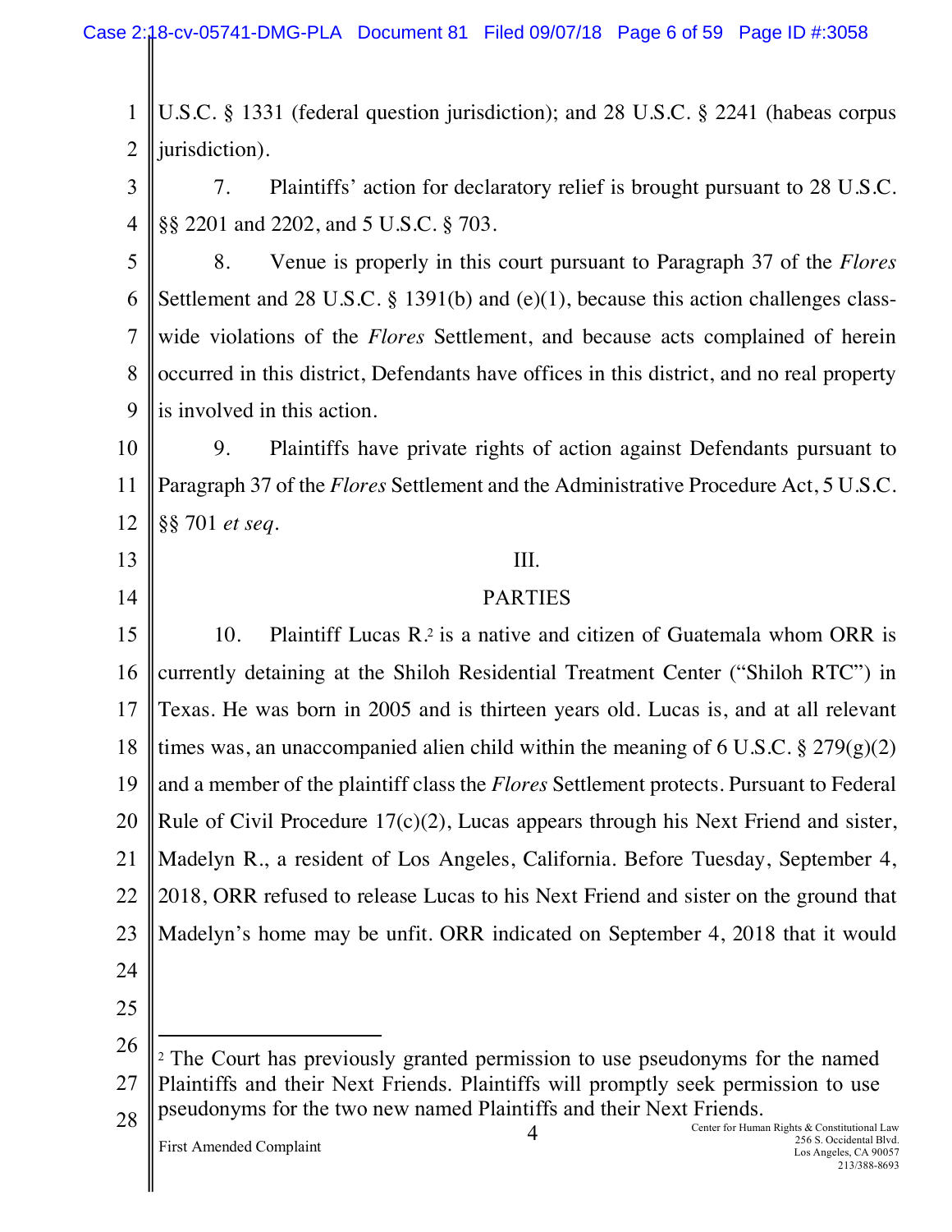U.S.C. § 1331 (federal question jurisdiction); and 28 U.S.C. § 2241 (habeas corpus jurisdiction).

7. Plaintiffs' action for declaratory relief is brought pursuant to 28 U.S.C. §§ 2201 and 2202, and 5 U.S.C. § 703.

8. Venue is properly in this court pursuant to Paragraph 37 of the *Flores* Settlement and 28 U.S.C. § 1391(b) and (e)(1), because this action challenges class-wide violations of the *Flores* Settlement, and because acts complained of herein occurred in this district, Defendants have offices in this district, and no real property is involved in this action.

9. Plaintiffs have private rights of action against Defendants pursuant to Paragraph 37 of the *Flores* Settlement and the Administrative Procedure Act, 5 U.S.C. §§ 701 *et seq*.

## III.

## PARTIES

10. Plaintiff Lucas R.[2] is a native and citizen of Guatemala whom ORR is currently detaining at the Shiloh Residential Treatment Center ("Shiloh RTC") in Texas. He was born in 2005 and is thirteen years old. Lucas is, and at all relevant times was, an unaccompanied alien child within the meaning of 6 U.S.C. § 279(g)(2) and a member of the plaintiff class the *Flores* Settlement protects. Pursuant to Federal Rule of Civil Procedure 17(c)(2), Lucas appears through his Next Friend and sister, Madelyn R., a resident of Los Angeles, California. Before Tuesday, September 4, 2018, ORR refused to release Lucas to his Next Friend and sister on the ground that Madelyn's home may be unfit. ORR indicated on September 4, 2018 that it would

[2] The Court has previously granted permission to use pseudonyms for the named Plaintiffs and their Next Friends. Plaintiffs will promptly seek permission to use pseudonyms for the two new named Plaintiffs and their Next Friends.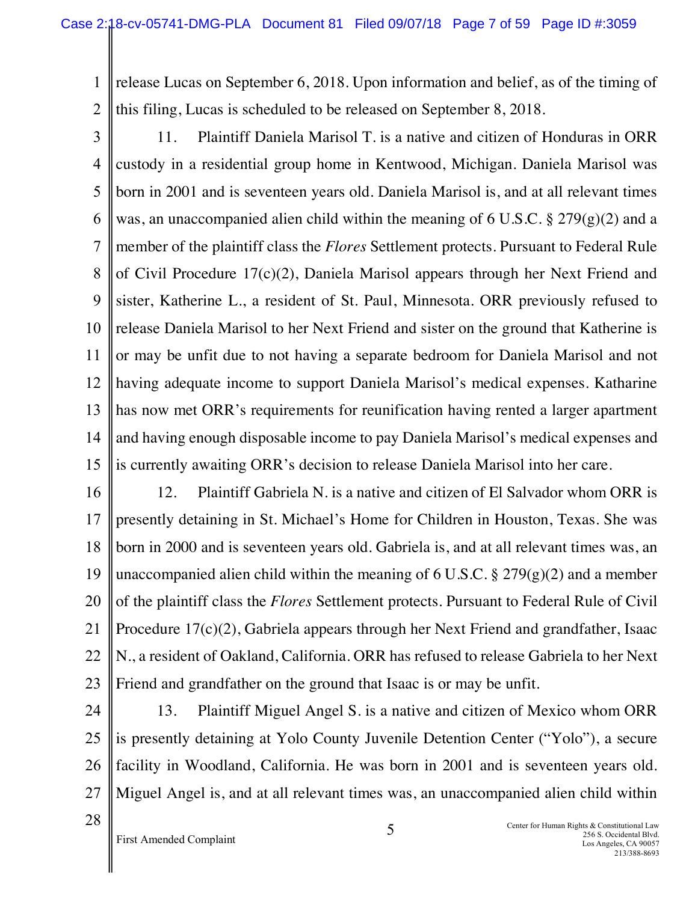release Lucas on September 6, 2018. Upon information and belief, as of the timing of this filing, Lucas is scheduled to be released on September 8, 2018.

11. Plaintiff Daniela Marisol T. is a native and citizen of Honduras in ORR custody in a residential group home in Kentwood, Michigan. Daniela Marisol was born in 2001 and is seventeen years old. Daniela Marisol is, and at all relevant times was, an unaccompanied alien child within the meaning of 6 U.S.C. § 279(g)(2) and a member of the plaintiff class the *Flores* Settlement protects. Pursuant to Federal Rule of Civil Procedure 17(c)(2), Daniela Marisol appears through her Next Friend and sister, Katherine L., a resident of St. Paul, Minnesota. ORR previously refused to release Daniela Marisol to her Next Friend and sister on the ground that Katherine is or may be unfit due to not having a separate bedroom for Daniela Marisol and not having adequate income to support Daniela Marisol's medical expenses. Katharine has now met ORR's requirements for reunification having rented a larger apartment and having enough disposable income to pay Daniela Marisol's medical expenses and is currently awaiting ORR's decision to release Daniela Marisol into her care.

12. Plaintiff Gabriela N. is a native and citizen of El Salvador whom ORR is presently detaining in St. Michael's Home for Children in Houston, Texas. She was born in 2000 and is seventeen years old. Gabriela is, and at all relevant times was, an unaccompanied alien child within the meaning of 6 U.S.C. § 279(g)(2) and a member of the plaintiff class the *Flores* Settlement protects. Pursuant to Federal Rule of Civil Procedure 17(c)(2), Gabriela appears through her Next Friend and grandfather, Isaac N., a resident of Oakland, California. ORR has refused to release Gabriela to her Next Friend and grandfather on the ground that Isaac is or may be unfit.

13. Plaintiff Miguel Angel S. is a native and citizen of Mexico whom ORR is presently detaining at Yolo County Juvenile Detention Center ("Yolo"), a secure facility in Woodland, California. He was born in 2001 and is seventeen years old. Miguel Angel is, and at all relevant times was, an unaccompanied alien child within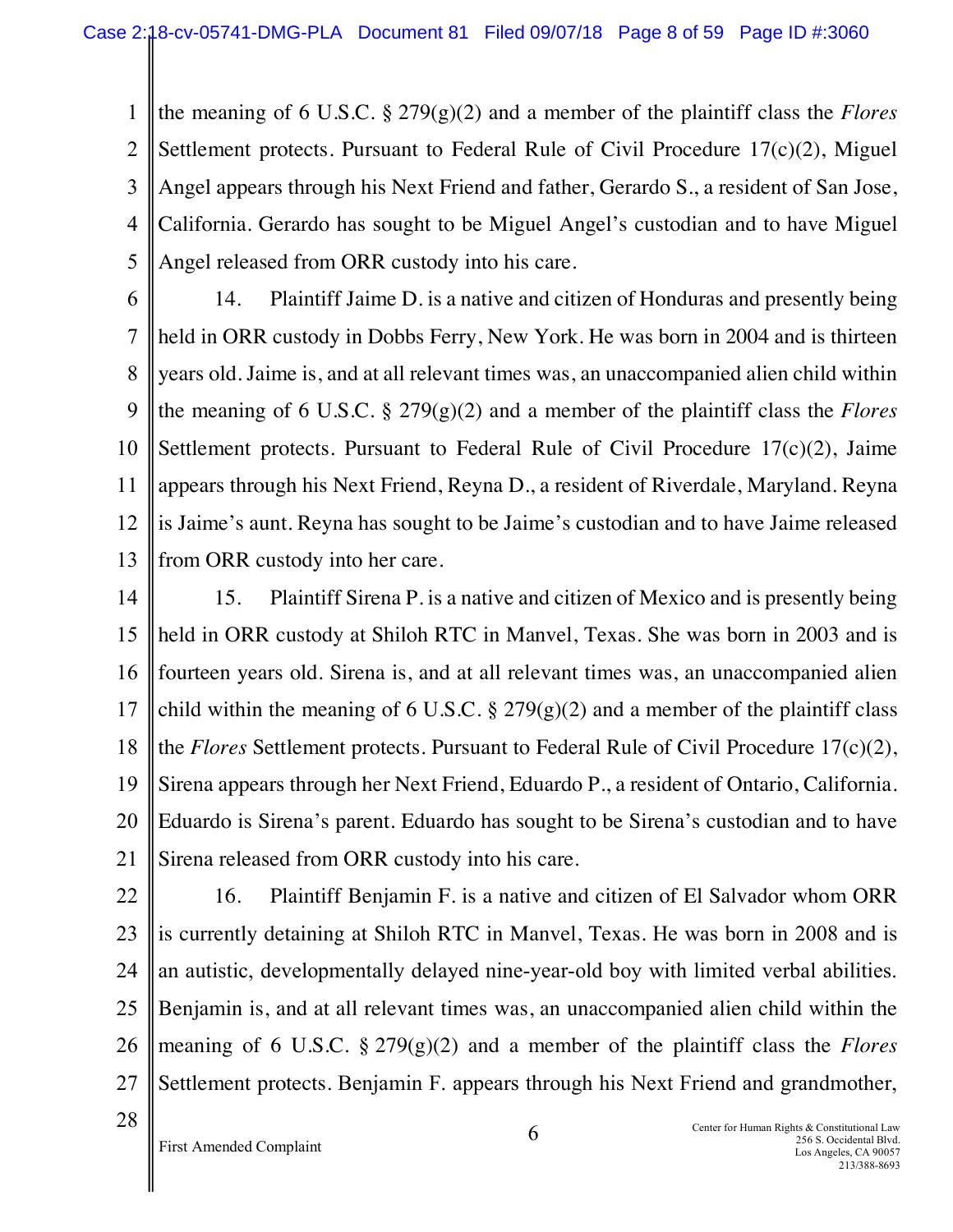the meaning of 6 U.S.C. § 279(g)(2) and a member of the plaintiff class the *Flores* Settlement protects. Pursuant to Federal Rule of Civil Procedure 17(c)(2), Miguel Angel appears through his Next Friend and father, Gerardo S., a resident of San Jose, California. Gerardo has sought to be Miguel Angel's custodian and to have Miguel Angel released from ORR custody into his care.

14. Plaintiff Jaime D. is a native and citizen of Honduras and presently being held in ORR custody in Dobbs Ferry, New York. He was born in 2004 and is thirteen years old. Jaime is, and at all relevant times was, an unaccompanied alien child within the meaning of 6 U.S.C. § 279(g)(2) and a member of the plaintiff class the *Flores* Settlement protects. Pursuant to Federal Rule of Civil Procedure 17(c)(2), Jaime appears through his Next Friend, Reyna D., a resident of Riverdale, Maryland. Reyna is Jaime's aunt. Reyna has sought to be Jaime's custodian and to have Jaime released from ORR custody into her care.

15. Plaintiff Sirena P. is a native and citizen of Mexico and is presently being held in ORR custody at Shiloh RTC in Manvel, Texas. She was born in 2003 and is fourteen years old. Sirena is, and at all relevant times was, an unaccompanied alien child within the meaning of 6 U.S.C. § 279(g)(2) and a member of the plaintiff class the *Flores* Settlement protects. Pursuant to Federal Rule of Civil Procedure 17(c)(2), Sirena appears through her Next Friend, Eduardo P., a resident of Ontario, California. Eduardo is Sirena's parent. Eduardo has sought to be Sirena's custodian and to have Sirena released from ORR custody into his care.

16. Plaintiff Benjamin F. is a native and citizen of El Salvador whom ORR is currently detaining at Shiloh RTC in Manvel, Texas. He was born in 2008 and is an autistic, developmentally delayed nine-year-old boy with limited verbal abilities. Benjamin is, and at all relevant times was, an unaccompanied alien child within the meaning of 6 U.S.C. § 279(g)(2) and a member of the plaintiff class the *Flores* Settlement protects. Benjamin F. appears through his Next Friend and grandmother,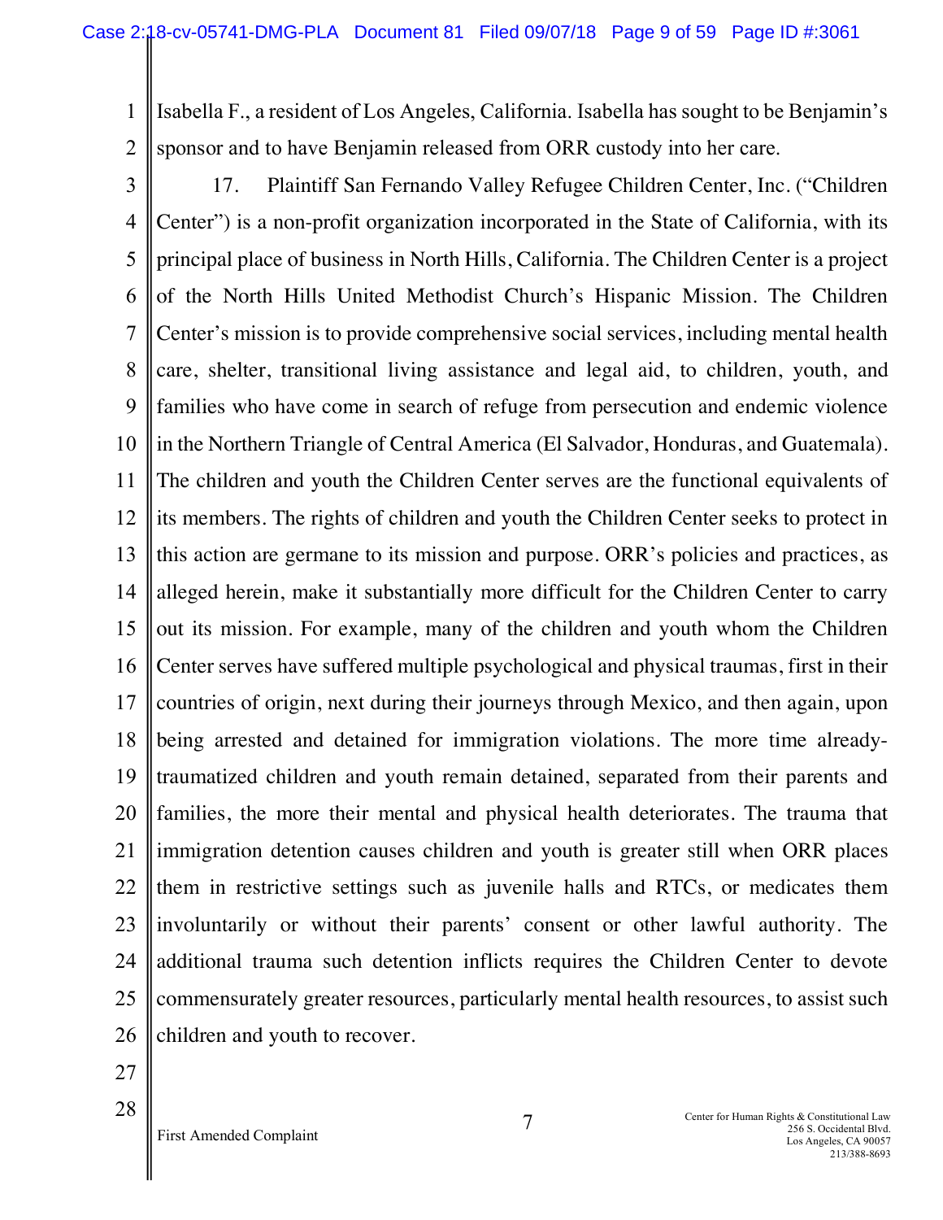Isabella F., a resident of Los Angeles, California. Isabella has sought to be Benjamin's sponsor and to have Benjamin released from ORR custody into her care.

17. Plaintiff San Fernando Valley Refugee Children Center, Inc. ("Children Center") is a non-profit organization incorporated in the State of California, with its principal place of business in North Hills, California. The Children Center is a project of the North Hills United Methodist Church's Hispanic Mission. The Children Center's mission is to provide comprehensive social services, including mental health care, shelter, transitional living assistance and legal aid, to children, youth, and families who have come in search of refuge from persecution and endemic violence in the Northern Triangle of Central America (El Salvador, Honduras, and Guatemala). The children and youth the Children Center serves are the functional equivalents of its members. The rights of children and youth the Children Center seeks to protect in this action are germane to its mission and purpose. ORR's policies and practices, as alleged herein, make it substantially more difficult for the Children Center to carry out its mission. For example, many of the children and youth whom the Children Center serves have suffered multiple psychological and physical traumas, first in their countries of origin, next during their journeys through Mexico, and then again, upon being arrested and detained for immigration violations. The more time already-traumatized children and youth remain detained, separated from their parents and families, the more their mental and physical health deteriorates. The trauma that immigration detention causes children and youth is greater still when ORR places them in restrictive settings such as juvenile halls and RTCs, or medicates them involuntarily or without their parents' consent or other lawful authority. The additional trauma such detention inflicts requires the Children Center to devote commensurately greater resources, particularly mental health resources, to assist such children and youth to recover.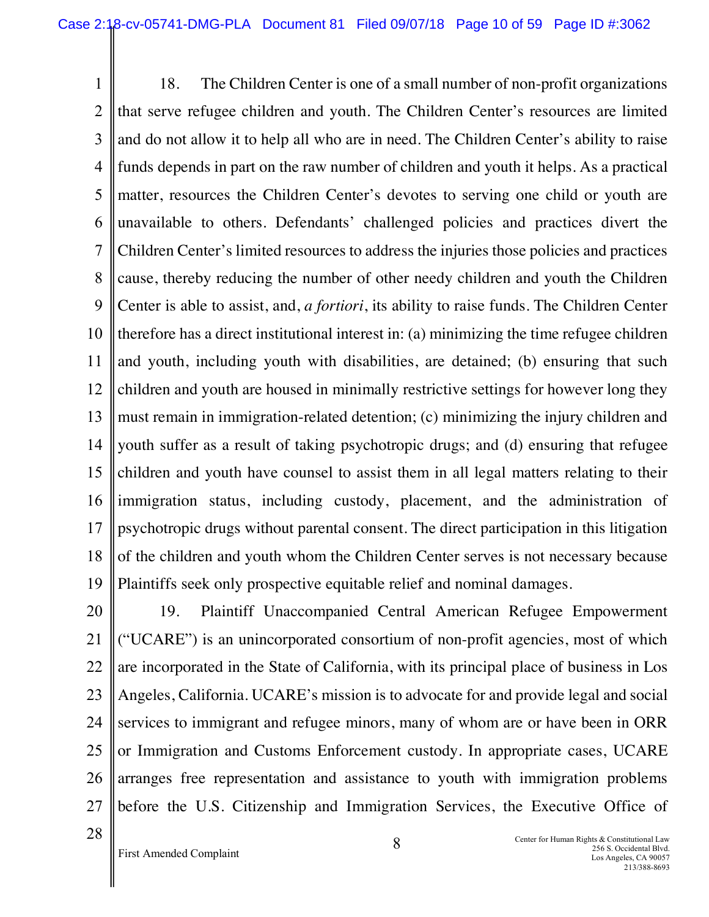18. The Children Center is one of a small number of non-profit organizations that serve refugee children and youth. The Children Center's resources are limited and do not allow it to help all who are in need. The Children Center's ability to raise funds depends in part on the raw number of children and youth it helps. As a practical matter, resources the Children Center's devotes to serving one child or youth are unavailable to others. Defendants' challenged policies and practices divert the Children Center's limited resources to address the injuries those policies and practices cause, thereby reducing the number of other needy children and youth the Children Center is able to assist, and, *a fortiori*, its ability to raise funds. The Children Center therefore has a direct institutional interest in: (a) minimizing the time refugee children and youth, including youth with disabilities, are detained; (b) ensuring that such children and youth are housed in minimally restrictive settings for however long they must remain in immigration-related detention; (c) minimizing the injury children and youth suffer as a result of taking psychotropic drugs; and (d) ensuring that refugee children and youth have counsel to assist them in all legal matters relating to their immigration status, including custody, placement, and the administration of psychotropic drugs without parental consent. The direct participation in this litigation of the children and youth whom the Children Center serves is not necessary because Plaintiffs seek only prospective equitable relief and nominal damages.

19. Plaintiff Unaccompanied Central American Refugee Empowerment ("UCARE") is an unincorporated consortium of non-profit agencies, most of which are incorporated in the State of California, with its principal place of business in Los Angeles, California. UCARE's mission is to advocate for and provide legal and social services to immigrant and refugee minors, many of whom are or have been in ORR or Immigration and Customs Enforcement custody. In appropriate cases, UCARE arranges free representation and assistance to youth with immigration problems before the U.S. Citizenship and Immigration Services, the Executive Office of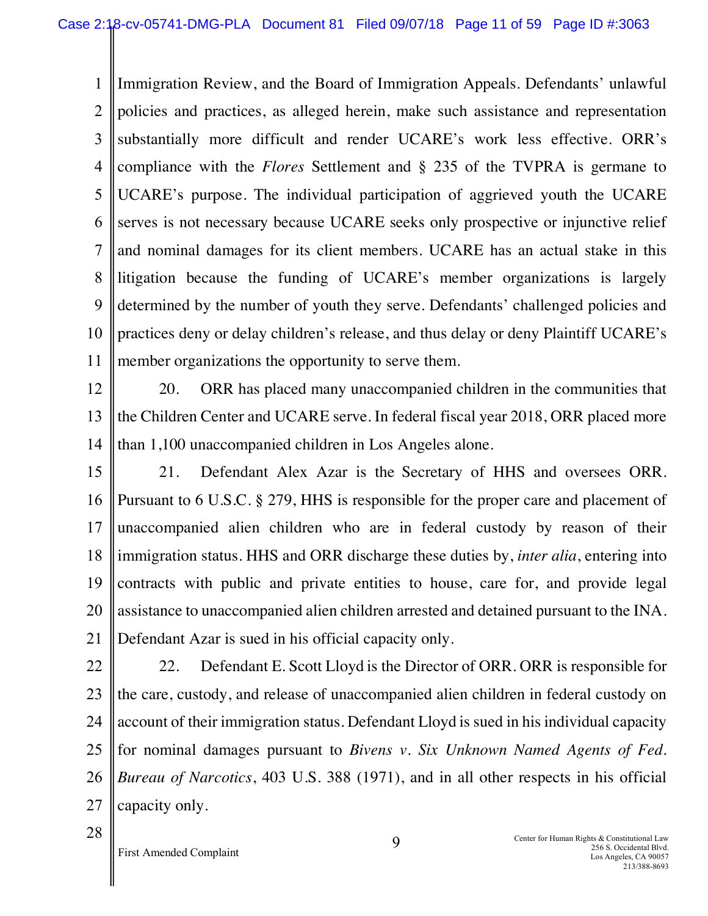Immigration Review, and the Board of Immigration Appeals. Defendants' unlawful policies and practices, as alleged herein, make such assistance and representation substantially more difficult and render UCARE's work less effective. ORR's compliance with the *Flores* Settlement and § 235 of the TVPRA is germane to UCARE's purpose. The individual participation of aggrieved youth the UCARE serves is not necessary because UCARE seeks only prospective or injunctive relief and nominal damages for its client members. UCARE has an actual stake in this litigation because the funding of UCARE's member organizations is largely determined by the number of youth they serve. Defendants' challenged policies and practices deny or delay children's release, and thus delay or deny Plaintiff UCARE's member organizations the opportunity to serve them.

20. ORR has placed many unaccompanied children in the communities that the Children Center and UCARE serve. In federal fiscal year 2018, ORR placed more than 1,100 unaccompanied children in Los Angeles alone.

21. Defendant Alex Azar is the Secretary of HHS and oversees ORR. Pursuant to 6 U.S.C. § 279, HHS is responsible for the proper care and placement of unaccompanied alien children who are in federal custody by reason of their immigration status. HHS and ORR discharge these duties by, *inter alia*, entering into contracts with public and private entities to house, care for, and provide legal assistance to unaccompanied alien children arrested and detained pursuant to the INA. Defendant Azar is sued in his official capacity only.

22. Defendant E. Scott Lloyd is the Director of ORR. ORR is responsible for the care, custody, and release of unaccompanied alien children in federal custody on account of their immigration status. Defendant Lloyd is sued in his individual capacity for nominal damages pursuant to *Bivens v. Six Unknown Named Agents of Fed. Bureau of Narcotics*, 403 U.S. 388 (1971), and in all other respects in his official capacity only.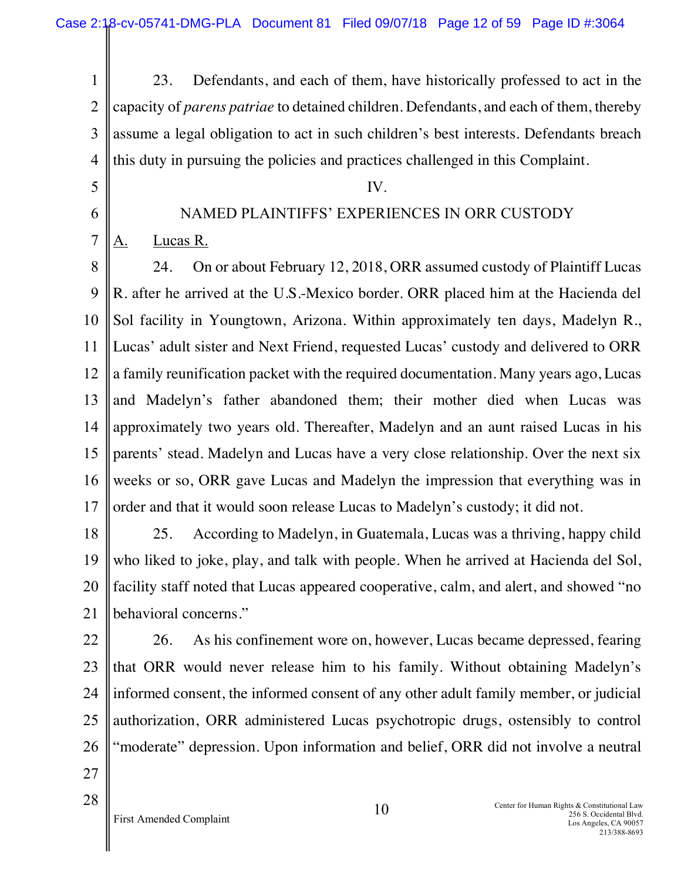23. Defendants, and each of them, have historically professed to act in the capacity of *parens patriae* to detained children. Defendants, and each of them, thereby assume a legal obligation to act in such children's best interests. Defendants breach this duty in pursuing the policies and practices challenged in this Complaint.

## IV.

## NAMED PLAINTIFFS' EXPERIENCES IN ORR CUSTODY

### A. Lucas R.

24. On or about February 12, 2018, ORR assumed custody of Plaintiff Lucas R. after he arrived at the U.S.-Mexico border. ORR placed him at the Hacienda del Sol facility in Youngtown, Arizona. Within approximately ten days, Madelyn R., Lucas' adult sister and Next Friend, requested Lucas' custody and delivered to ORR a family reunification packet with the required documentation. Many years ago, Lucas and Madelyn's father abandoned them; their mother died when Lucas was approximately two years old. Thereafter, Madelyn and an aunt raised Lucas in his parents' stead. Madelyn and Lucas have a very close relationship. Over the next six weeks or so, ORR gave Lucas and Madelyn the impression that everything was in order and that it would soon release Lucas to Madelyn's custody; it did not.

25. According to Madelyn, in Guatemala, Lucas was a thriving, happy child who liked to joke, play, and talk with people. When he arrived at Hacienda del Sol, facility staff noted that Lucas appeared cooperative, calm, and alert, and showed "no behavioral concerns."

26. As his confinement wore on, however, Lucas became depressed, fearing that ORR would never release him to his family. Without obtaining Madelyn's informed consent, the informed consent of any other adult family member, or judicial authorization, ORR administered Lucas psychotropic drugs, ostensibly to control "moderate" depression. Upon information and belief, ORR did not involve a neutral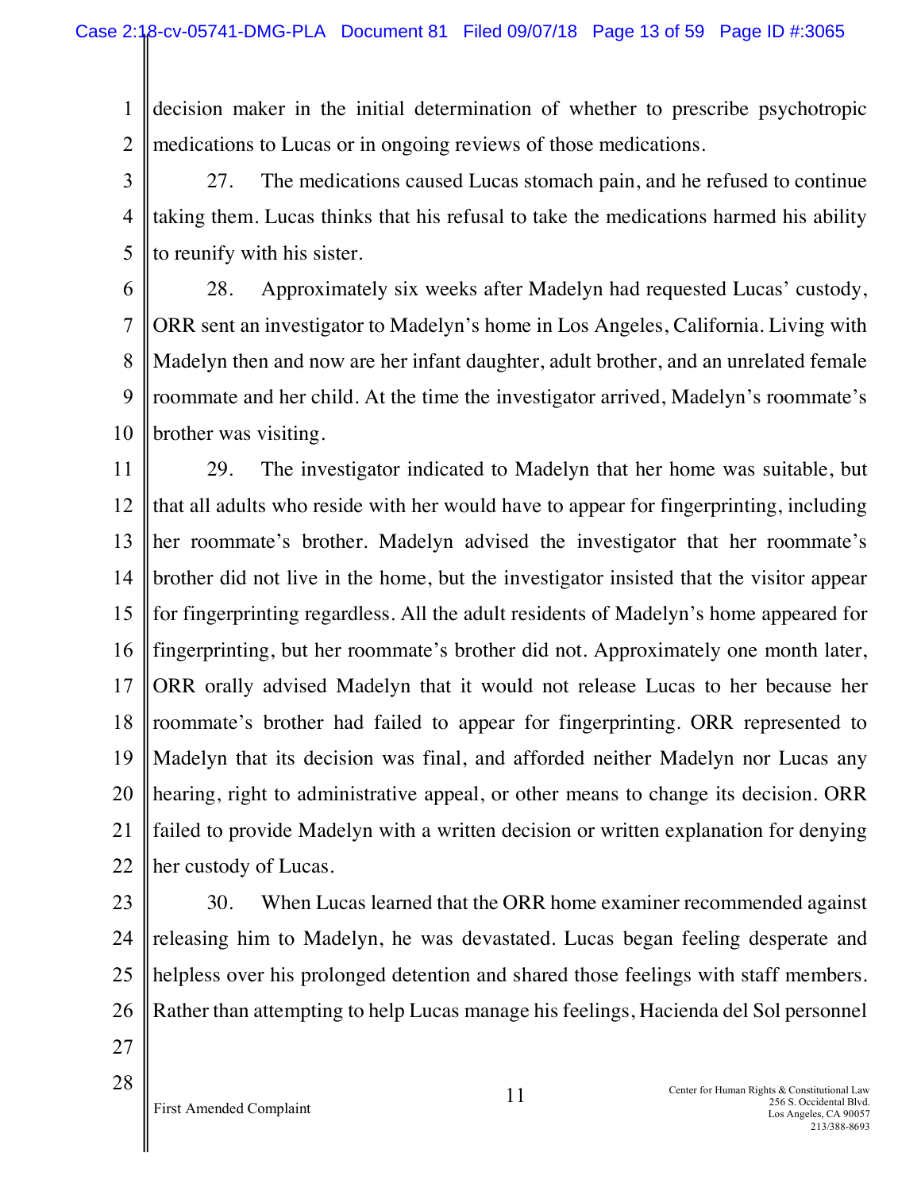decision maker in the initial determination of whether to prescribe psychotropic medications to Lucas or in ongoing reviews of those medications.

27. The medications caused Lucas stomach pain, and he refused to continue taking them. Lucas thinks that his refusal to take the medications harmed his ability to reunify with his sister.

28. Approximately six weeks after Madelyn had requested Lucas' custody, ORR sent an investigator to Madelyn's home in Los Angeles, California. Living with Madelyn then and now are her infant daughter, adult brother, and an unrelated female roommate and her child. At the time the investigator arrived, Madelyn's roommate's brother was visiting.

29. The investigator indicated to Madelyn that her home was suitable, but that all adults who reside with her would have to appear for fingerprinting, including her roommate's brother. Madelyn advised the investigator that her roommate's brother did not live in the home, but the investigator insisted that the visitor appear for fingerprinting regardless. All the adult residents of Madelyn's home appeared for fingerprinting, but her roommate's brother did not. Approximately one month later, ORR orally advised Madelyn that it would not release Lucas to her because her roommate's brother had failed to appear for fingerprinting. ORR represented to Madelyn that its decision was final, and afforded neither Madelyn nor Lucas any hearing, right to administrative appeal, or other means to change its decision. ORR failed to provide Madelyn with a written decision or written explanation for denying her custody of Lucas.

30. When Lucas learned that the ORR home examiner recommended against releasing him to Madelyn, he was devastated. Lucas began feeling desperate and helpless over his prolonged detention and shared those feelings with staff members. Rather than attempting to help Lucas manage his feelings, Hacienda del Sol personnel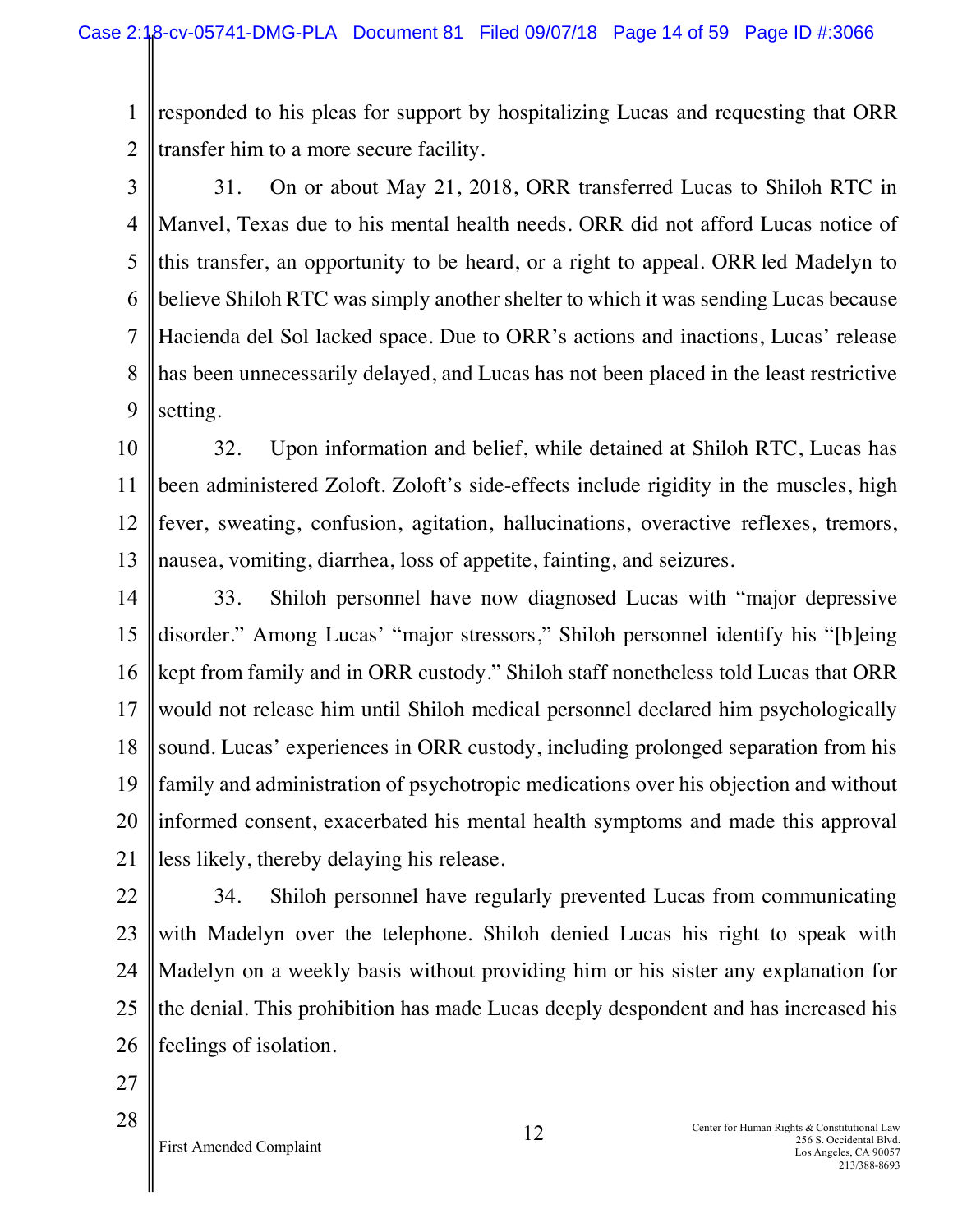responded to his pleas for support by hospitalizing Lucas and requesting that ORR transfer him to a more secure facility.

31. On or about May 21, 2018, ORR transferred Lucas to Shiloh RTC in Manvel, Texas due to his mental health needs. ORR did not afford Lucas notice of this transfer, an opportunity to be heard, or a right to appeal. ORR led Madelyn to believe Shiloh RTC was simply another shelter to which it was sending Lucas because Hacienda del Sol lacked space. Due to ORR's actions and inactions, Lucas' release has been unnecessarily delayed, and Lucas has not been placed in the least restrictive setting.

32. Upon information and belief, while detained at Shiloh RTC, Lucas has been administered Zoloft. Zoloft's side-effects include rigidity in the muscles, high fever, sweating, confusion, agitation, hallucinations, overactive reflexes, tremors, nausea, vomiting, diarrhea, loss of appetite, fainting, and seizures.

33. Shiloh personnel have now diagnosed Lucas with "major depressive disorder." Among Lucas' "major stressors," Shiloh personnel identify his "[b]eing kept from family and in ORR custody." Shiloh staff nonetheless told Lucas that ORR would not release him until Shiloh medical personnel declared him psychologically sound. Lucas' experiences in ORR custody, including prolonged separation from his family and administration of psychotropic medications over his objection and without informed consent, exacerbated his mental health symptoms and made this approval less likely, thereby delaying his release.

34. Shiloh personnel have regularly prevented Lucas from communicating with Madelyn over the telephone. Shiloh denied Lucas his right to speak with Madelyn on a weekly basis without providing him or his sister any explanation for the denial. This prohibition has made Lucas deeply despondent and has increased his feelings of isolation.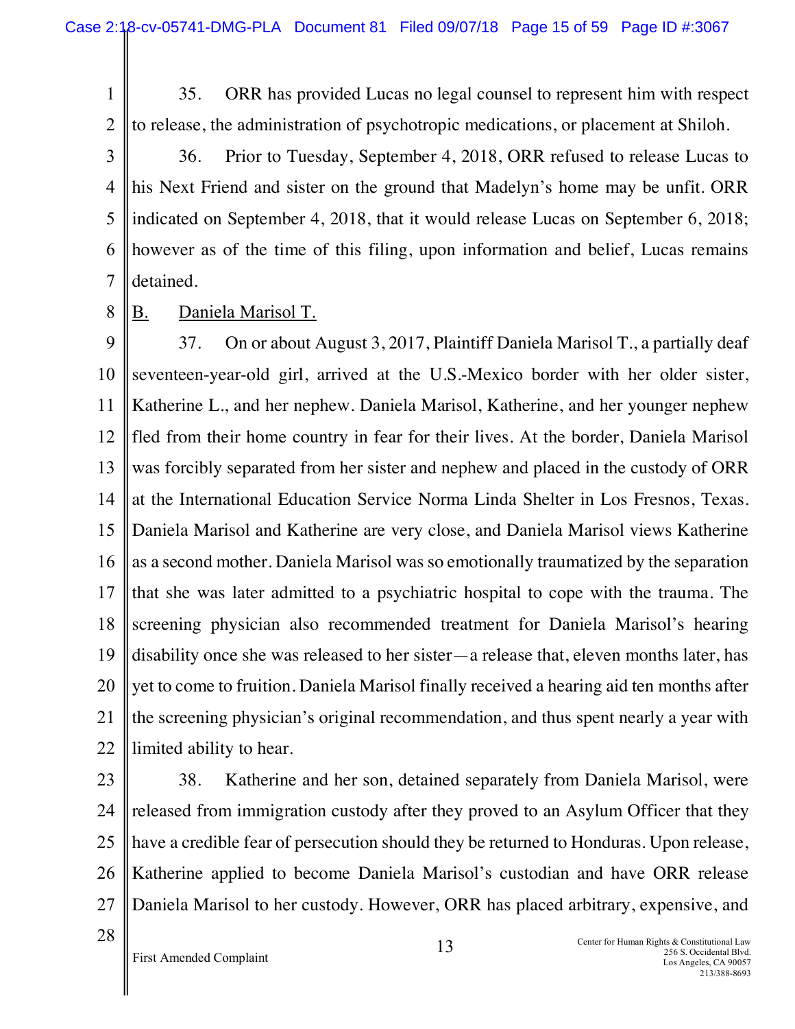35. ORR has provided Lucas no legal counsel to represent him with respect to release, the administration of psychotropic medications, or placement at Shiloh.

36. Prior to Tuesday, September 4, 2018, ORR refused to release Lucas to his Next Friend and sister on the ground that Madelyn's home may be unfit. ORR indicated on September 4, 2018, that it would release Lucas on September 6, 2018; however as of the time of this filing, upon information and belief, Lucas remains detained.

B. Daniela Marisol T.

37. On or about August 3, 2017, Plaintiff Daniela Marisol T., a partially deaf seventeen-year-old girl, arrived at the U.S.-Mexico border with her older sister, Katherine L., and her nephew. Daniela Marisol, Katherine, and her younger nephew fled from their home country in fear for their lives. At the border, Daniela Marisol was forcibly separated from her sister and nephew and placed in the custody of ORR at the International Education Service Norma Linda Shelter in Los Fresnos, Texas. Daniela Marisol and Katherine are very close, and Daniela Marisol views Katherine as a second mother. Daniela Marisol was so emotionally traumatized by the separation that she was later admitted to a psychiatric hospital to cope with the trauma. The screening physician also recommended treatment for Daniela Marisol's hearing disability once she was released to her sister—a release that, eleven months later, has yet to come to fruition. Daniela Marisol finally received a hearing aid ten months after the screening physician's original recommendation, and thus spent nearly a year with limited ability to hear.

38. Katherine and her son, detained separately from Daniela Marisol, were released from immigration custody after they proved to an Asylum Officer that they have a credible fear of persecution should they be returned to Honduras. Upon release, Katherine applied to become Daniela Marisol's custodian and have ORR release Daniela Marisol to her custody. However, ORR has placed arbitrary, expensive, and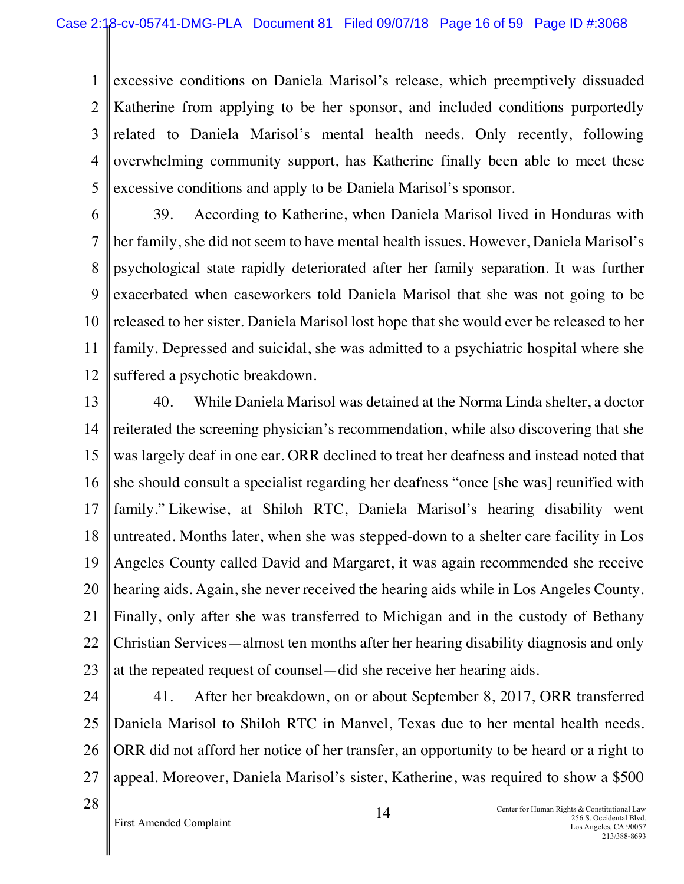excessive conditions on Daniela Marisol's release, which preemptively dissuaded Katherine from applying to be her sponsor, and included conditions purportedly related to Daniela Marisol's mental health needs. Only recently, following overwhelming community support, has Katherine finally been able to meet these excessive conditions and apply to be Daniela Marisol's sponsor.

39. According to Katherine, when Daniela Marisol lived in Honduras with her family, she did not seem to have mental health issues. However, Daniela Marisol's psychological state rapidly deteriorated after her family separation. It was further exacerbated when caseworkers told Daniela Marisol that she was not going to be released to her sister. Daniela Marisol lost hope that she would ever be released to her family. Depressed and suicidal, she was admitted to a psychiatric hospital where she suffered a psychotic breakdown.

40. While Daniela Marisol was detained at the Norma Linda shelter, a doctor reiterated the screening physician's recommendation, while also discovering that she was largely deaf in one ear. ORR declined to treat her deafness and instead noted that she should consult a specialist regarding her deafness "once [she was] reunified with family." Likewise, at Shiloh RTC, Daniela Marisol's hearing disability went untreated. Months later, when she was stepped-down to a shelter care facility in Los Angeles County called David and Margaret, it was again recommended she receive hearing aids. Again, she never received the hearing aids while in Los Angeles County. Finally, only after she was transferred to Michigan and in the custody of Bethany Christian Services—almost ten months after her hearing disability diagnosis and only at the repeated request of counsel—did she receive her hearing aids.

41. After her breakdown, on or about September 8, 2017, ORR transferred Daniela Marisol to Shiloh RTC in Manvel, Texas due to her mental health needs. ORR did not afford her notice of her transfer, an opportunity to be heard or a right to appeal. Moreover, Daniela Marisol's sister, Katherine, was required to show a $500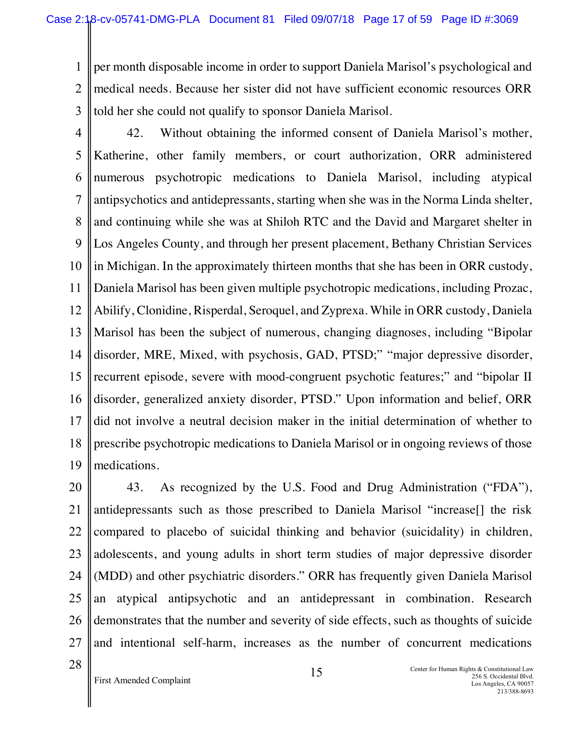per month disposable income in order to support Daniela Marisol's psychological and medical needs. Because her sister did not have sufficient economic resources ORR told her she could not qualify to sponsor Daniela Marisol.

42. Without obtaining the informed consent of Daniela Marisol's mother, Katherine, other family members, or court authorization, ORR administered numerous psychotropic medications to Daniela Marisol, including atypical antipsychotics and antidepressants, starting when she was in the Norma Linda shelter, and continuing while she was at Shiloh RTC and the David and Margaret shelter in Los Angeles County, and through her present placement, Bethany Christian Services in Michigan. In the approximately thirteen months that she has been in ORR custody, Daniela Marisol has been given multiple psychotropic medications, including Prozac, Abilify, Clonidine, Risperdal, Seroquel, and Zyprexa. While in ORR custody, Daniela Marisol has been the subject of numerous, changing diagnoses, including "Bipolar disorder, MRE, Mixed, with psychosis, GAD, PTSD;" "major depressive disorder, recurrent episode, severe with mood-congruent psychotic features;" and "bipolar II disorder, generalized anxiety disorder, PTSD." Upon information and belief, ORR did not involve a neutral decision maker in the initial determination of whether to prescribe psychotropic medications to Daniela Marisol or in ongoing reviews of those medications.

43. As recognized by the U.S. Food and Drug Administration ("FDA"), antidepressants such as those prescribed to Daniela Marisol "increase[] the risk compared to placebo of suicidal thinking and behavior (suicidality) in children, adolescents, and young adults in short term studies of major depressive disorder (MDD) and other psychiatric disorders." ORR has frequently given Daniela Marisol an atypical antipsychotic and an antidepressant in combination. Research demonstrates that the number and severity of side effects, such as thoughts of suicide and intentional self-harm, increases as the number of concurrent medications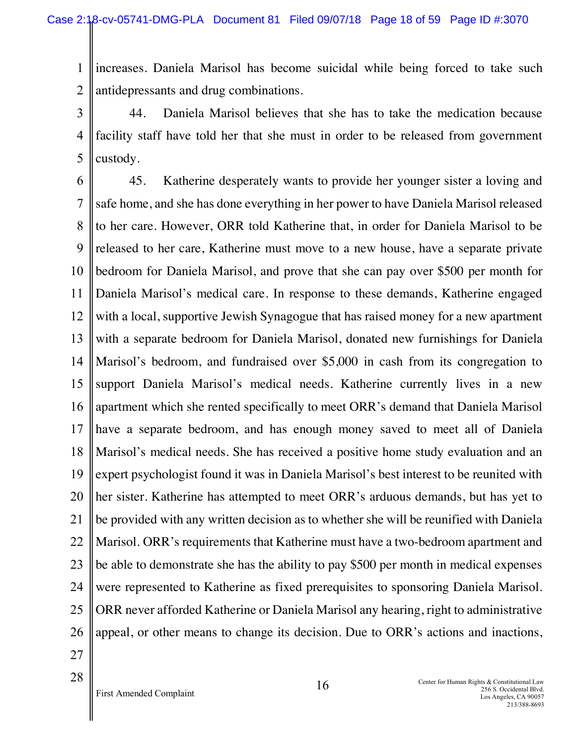increases. Daniela Marisol has become suicidal while being forced to take such antidepressants and drug combinations.

44. Daniela Marisol believes that she has to take the medication because facility staff have told her that she must in order to be released from government custody.

45. Katherine desperately wants to provide her younger sister a loving and safe home, and she has done everything in her power to have Daniela Marisol released to her care. However, ORR told Katherine that, in order for Daniela Marisol to be released to her care, Katherine must move to a new house, have a separate private bedroom for Daniela Marisol, and prove that she can pay over $500 per month for Daniela Marisol's medical care. In response to these demands, Katherine engaged with a local, supportive Jewish Synagogue that has raised money for a new apartment with a separate bedroom for Daniela Marisol, donated new furnishings for Daniela Marisol's bedroom, and fundraised over $5,000 in cash from its congregation to support Daniela Marisol's medical needs. Katherine currently lives in a new apartment which she rented specifically to meet ORR's demand that Daniela Marisol have a separate bedroom, and has enough money saved to meet all of Daniela Marisol's medical needs. She has received a positive home study evaluation and an expert psychologist found it was in Daniela Marisol's best interest to be reunited with her sister. Katherine has attempted to meet ORR's arduous demands, but has yet to be provided with any written decision as to whether she will be reunified with Daniela Marisol. ORR's requirements that Katherine must have a two-bedroom apartment and be able to demonstrate she has the ability to pay $500 per month in medical expenses were represented to Katherine as fixed prerequisites to sponsoring Daniela Marisol. ORR never afforded Katherine or Daniela Marisol any hearing, right to administrative appeal, or other means to change its decision. Due to ORR's actions and inactions,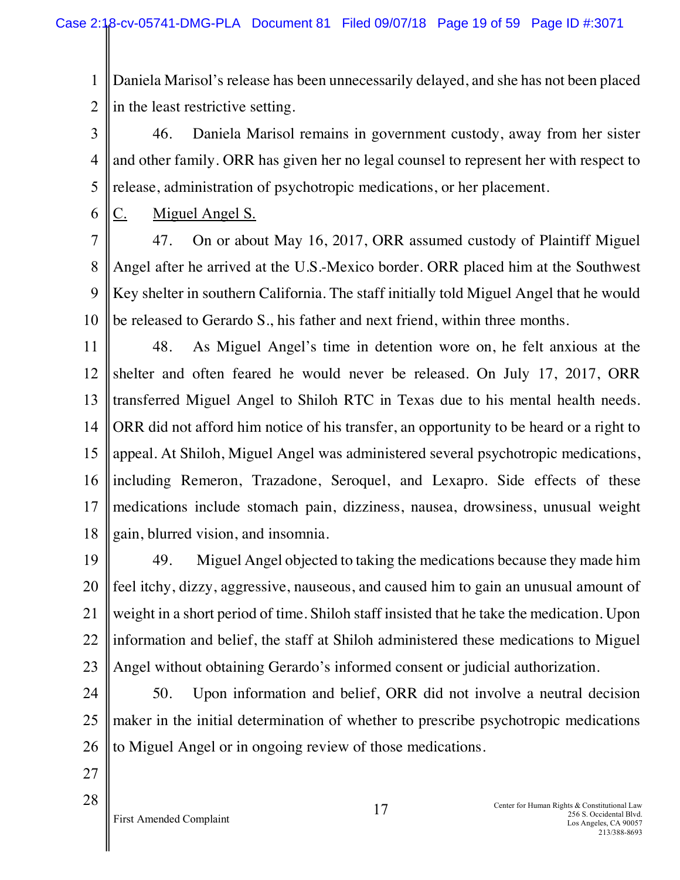Daniela Marisol's release has been unnecessarily delayed, and she has not been placed in the least restrictive setting.

46. Daniela Marisol remains in government custody, away from her sister and other family. ORR has given her no legal counsel to represent her with respect to release, administration of psychotropic medications, or her placement.

### C. Miguel Angel S.

47. On or about May 16, 2017, ORR assumed custody of Plaintiff Miguel Angel after he arrived at the U.S.-Mexico border. ORR placed him at the Southwest Key shelter in southern California. The staff initially told Miguel Angel that he would be released to Gerardo S., his father and next friend, within three months.

48. As Miguel Angel's time in detention wore on, he felt anxious at the shelter and often feared he would never be released. On July 17, 2017, ORR transferred Miguel Angel to Shiloh RTC in Texas due to his mental health needs. ORR did not afford him notice of his transfer, an opportunity to be heard or a right to appeal. At Shiloh, Miguel Angel was administered several psychotropic medications, including Remeron, Trazadone, Seroquel, and Lexapro. Side effects of these medications include stomach pain, dizziness, nausea, drowsiness, unusual weight gain, blurred vision, and insomnia.

49. Miguel Angel objected to taking the medications because they made him feel itchy, dizzy, aggressive, nauseous, and caused him to gain an unusual amount of weight in a short period of time. Shiloh staff insisted that he take the medication. Upon information and belief, the staff at Shiloh administered these medications to Miguel Angel without obtaining Gerardo's informed consent or judicial authorization.

50. Upon information and belief, ORR did not involve a neutral decision maker in the initial determination of whether to prescribe psychotropic medications to Miguel Angel or in ongoing review of those medications.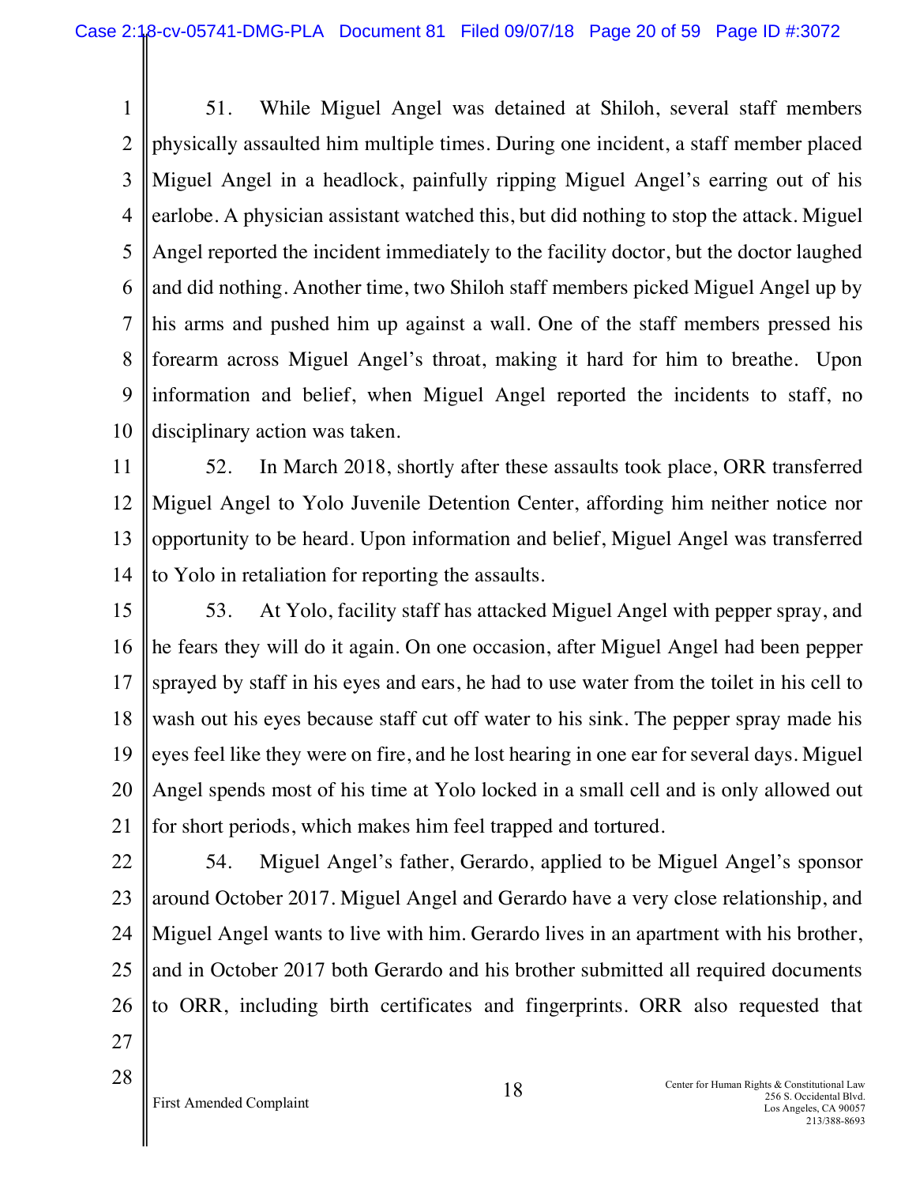51. While Miguel Angel was detained at Shiloh, several staff members physically assaulted him multiple times. During one incident, a staff member placed Miguel Angel in a headlock, painfully ripping Miguel Angel's earring out of his earlobe. A physician assistant watched this, but did nothing to stop the attack. Miguel Angel reported the incident immediately to the facility doctor, but the doctor laughed and did nothing. Another time, two Shiloh staff members picked Miguel Angel up by his arms and pushed him up against a wall. One of the staff members pressed his forearm across Miguel Angel's throat, making it hard for him to breathe. Upon information and belief, when Miguel Angel reported the incidents to staff, no disciplinary action was taken.

52. In March 2018, shortly after these assaults took place, ORR transferred Miguel Angel to Yolo Juvenile Detention Center, affording him neither notice nor opportunity to be heard. Upon information and belief, Miguel Angel was transferred to Yolo in retaliation for reporting the assaults.

53. At Yolo, facility staff has attacked Miguel Angel with pepper spray, and he fears they will do it again. On one occasion, after Miguel Angel had been pepper sprayed by staff in his eyes and ears, he had to use water from the toilet in his cell to wash out his eyes because staff cut off water to his sink. The pepper spray made his eyes feel like they were on fire, and he lost hearing in one ear for several days. Miguel Angel spends most of his time at Yolo locked in a small cell and is only allowed out for short periods, which makes him feel trapped and tortured.

54. Miguel Angel's father, Gerardo, applied to be Miguel Angel's sponsor around October 2017. Miguel Angel and Gerardo have a very close relationship, and Miguel Angel wants to live with him. Gerardo lives in an apartment with his brother, and in October 2017 both Gerardo and his brother submitted all required documents to ORR, including birth certificates and fingerprints. ORR also requested that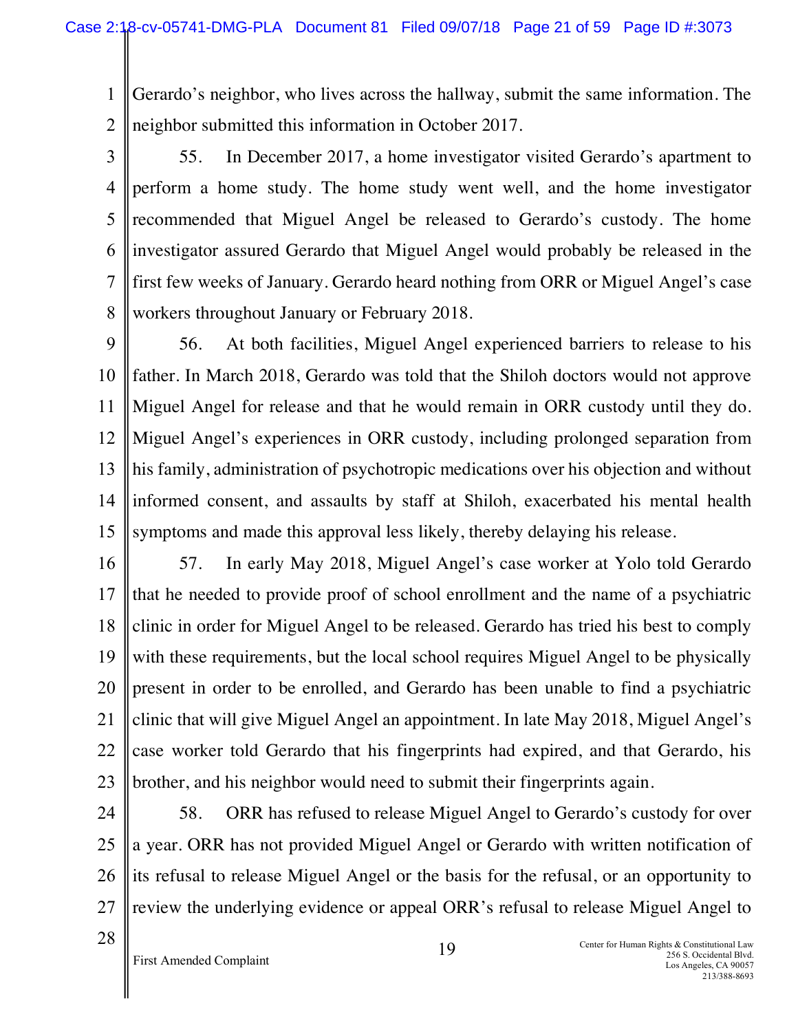Gerardo's neighbor, who lives across the hallway, submit the same information. The neighbor submitted this information in October 2017.

55. In December 2017, a home investigator visited Gerardo's apartment to perform a home study. The home study went well, and the home investigator recommended that Miguel Angel be released to Gerardo's custody. The home investigator assured Gerardo that Miguel Angel would probably be released in the first few weeks of January. Gerardo heard nothing from ORR or Miguel Angel's case workers throughout January or February 2018.

56. At both facilities, Miguel Angel experienced barriers to release to his father. In March 2018, Gerardo was told that the Shiloh doctors would not approve Miguel Angel for release and that he would remain in ORR custody until they do. Miguel Angel's experiences in ORR custody, including prolonged separation from his family, administration of psychotropic medications over his objection and without informed consent, and assaults by staff at Shiloh, exacerbated his mental health symptoms and made this approval less likely, thereby delaying his release.

57. In early May 2018, Miguel Angel's case worker at Yolo told Gerardo that he needed to provide proof of school enrollment and the name of a psychiatric clinic in order for Miguel Angel to be released. Gerardo has tried his best to comply with these requirements, but the local school requires Miguel Angel to be physically present in order to be enrolled, and Gerardo has been unable to find a psychiatric clinic that will give Miguel Angel an appointment. In late May 2018, Miguel Angel's case worker told Gerardo that his fingerprints had expired, and that Gerardo, his brother, and his neighbor would need to submit their fingerprints again.

58. ORR has refused to release Miguel Angel to Gerardo's custody for over a year. ORR has not provided Miguel Angel or Gerardo with written notification of its refusal to release Miguel Angel or the basis for the refusal, or an opportunity to review the underlying evidence or appeal ORR's refusal to release Miguel Angel to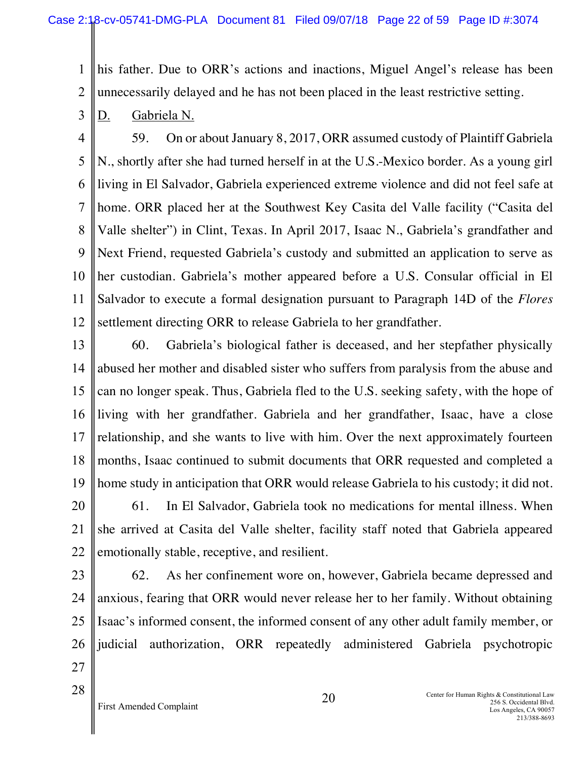his father. Due to ORR's actions and inactions, Miguel Angel's release has been unnecessarily delayed and he has not been placed in the least restrictive setting.

D. Gabriela N.

59. On or about January 8, 2017, ORR assumed custody of Plaintiff Gabriela N., shortly after she had turned herself in at the U.S.-Mexico border. As a young girl living in El Salvador, Gabriela experienced extreme violence and did not feel safe at home. ORR placed her at the Southwest Key Casita del Valle facility ("Casita del Valle shelter") in Clint, Texas. In April 2017, Isaac N., Gabriela's grandfather and Next Friend, requested Gabriela's custody and submitted an application to serve as her custodian. Gabriela's mother appeared before a U.S. Consular official in El Salvador to execute a formal designation pursuant to Paragraph 14D of the *Flores* settlement directing ORR to release Gabriela to her grandfather.

60. Gabriela's biological father is deceased, and her stepfather physically abused her mother and disabled sister who suffers from paralysis from the abuse and can no longer speak. Thus, Gabriela fled to the U.S. seeking safety, with the hope of living with her grandfather. Gabriela and her grandfather, Isaac, have a close relationship, and she wants to live with him. Over the next approximately fourteen months, Isaac continued to submit documents that ORR requested and completed a home study in anticipation that ORR would release Gabriela to his custody; it did not.

61. In El Salvador, Gabriela took no medications for mental illness. When she arrived at Casita del Valle shelter, facility staff noted that Gabriela appeared emotionally stable, receptive, and resilient.

62. As her confinement wore on, however, Gabriela became depressed and anxious, fearing that ORR would never release her to her family. Without obtaining Isaac's informed consent, the informed consent of any other adult family member, or judicial authorization, ORR repeatedly administered Gabriela psychotropic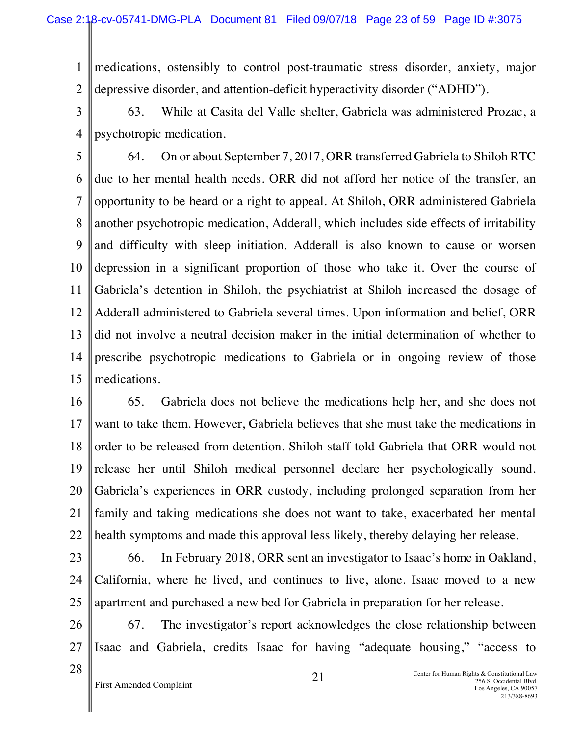medications, ostensibly to control post-traumatic stress disorder, anxiety, major depressive disorder, and attention-deficit hyperactivity disorder ("ADHD").

63. While at Casita del Valle shelter, Gabriela was administered Prozac, a psychotropic medication.

64. On or about September 7, 2017, ORR transferred Gabriela to Shiloh RTC due to her mental health needs. ORR did not afford her notice of the transfer, an opportunity to be heard or a right to appeal. At Shiloh, ORR administered Gabriela another psychotropic medication, Adderall, which includes side effects of irritability and difficulty with sleep initiation. Adderall is also known to cause or worsen depression in a significant proportion of those who take it. Over the course of Gabriela's detention in Shiloh, the psychiatrist at Shiloh increased the dosage of Adderall administered to Gabriela several times. Upon information and belief, ORR did not involve a neutral decision maker in the initial determination of whether to prescribe psychotropic medications to Gabriela or in ongoing review of those medications.

65. Gabriela does not believe the medications help her, and she does not want to take them. However, Gabriela believes that she must take the medications in order to be released from detention. Shiloh staff told Gabriela that ORR would not release her until Shiloh medical personnel declare her psychologically sound. Gabriela's experiences in ORR custody, including prolonged separation from her family and taking medications she does not want to take, exacerbated her mental health symptoms and made this approval less likely, thereby delaying her release.

66. In February 2018, ORR sent an investigator to Isaac's home in Oakland, California, where he lived, and continues to live, alone. Isaac moved to a new apartment and purchased a new bed for Gabriela in preparation for her release.

67. The investigator's report acknowledges the close relationship between Isaac and Gabriela, credits Isaac for having "adequate housing," "access to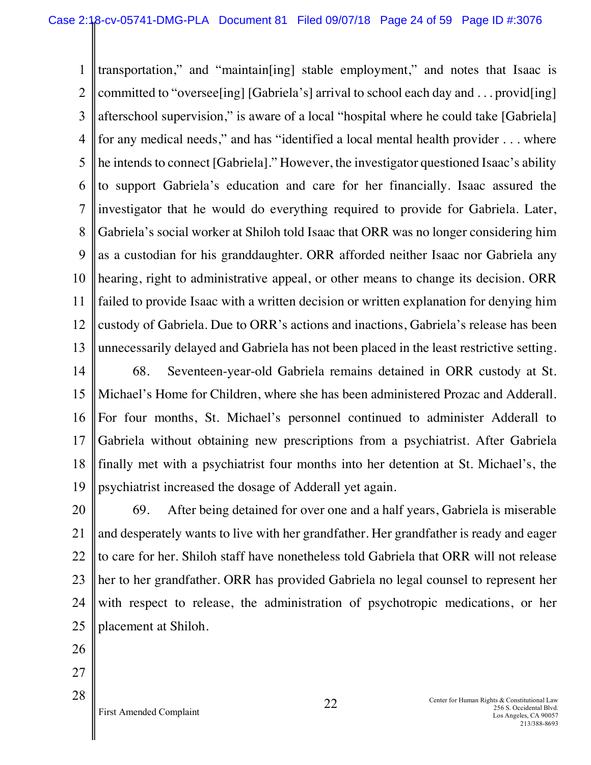transportation," and "maintain[ing] stable employment," and notes that Isaac is committed to "oversee[ing] [Gabriela's] arrival to school each day and . . . provid[ing] afterschool supervision," is aware of a local "hospital where he could take [Gabriela] for any medical needs," and has "identified a local mental health provider . . . where he intends to connect [Gabriela]." However, the investigator questioned Isaac's ability to support Gabriela's education and care for her financially. Isaac assured the investigator that he would do everything required to provide for Gabriela. Later, Gabriela's social worker at Shiloh told Isaac that ORR was no longer considering him as a custodian for his granddaughter. ORR afforded neither Isaac nor Gabriela any hearing, right to administrative appeal, or other means to change its decision. ORR failed to provide Isaac with a written decision or written explanation for denying him custody of Gabriela. Due to ORR's actions and inactions, Gabriela's release has been unnecessarily delayed and Gabriela has not been placed in the least restrictive setting.

68. Seventeen-year-old Gabriela remains detained in ORR custody at St. Michael's Home for Children, where she has been administered Prozac and Adderall. For four months, St. Michael's personnel continued to administer Adderall to Gabriela without obtaining new prescriptions from a psychiatrist. After Gabriela finally met with a psychiatrist four months into her detention at St. Michael's, the psychiatrist increased the dosage of Adderall yet again.

69. After being detained for over one and a half years, Gabriela is miserable and desperately wants to live with her grandfather. Her grandfather is ready and eager to care for her. Shiloh staff have nonetheless told Gabriela that ORR will not release her to her grandfather. ORR has provided Gabriela no legal counsel to represent her with respect to release, the administration of psychotropic medications, or her placement at Shiloh.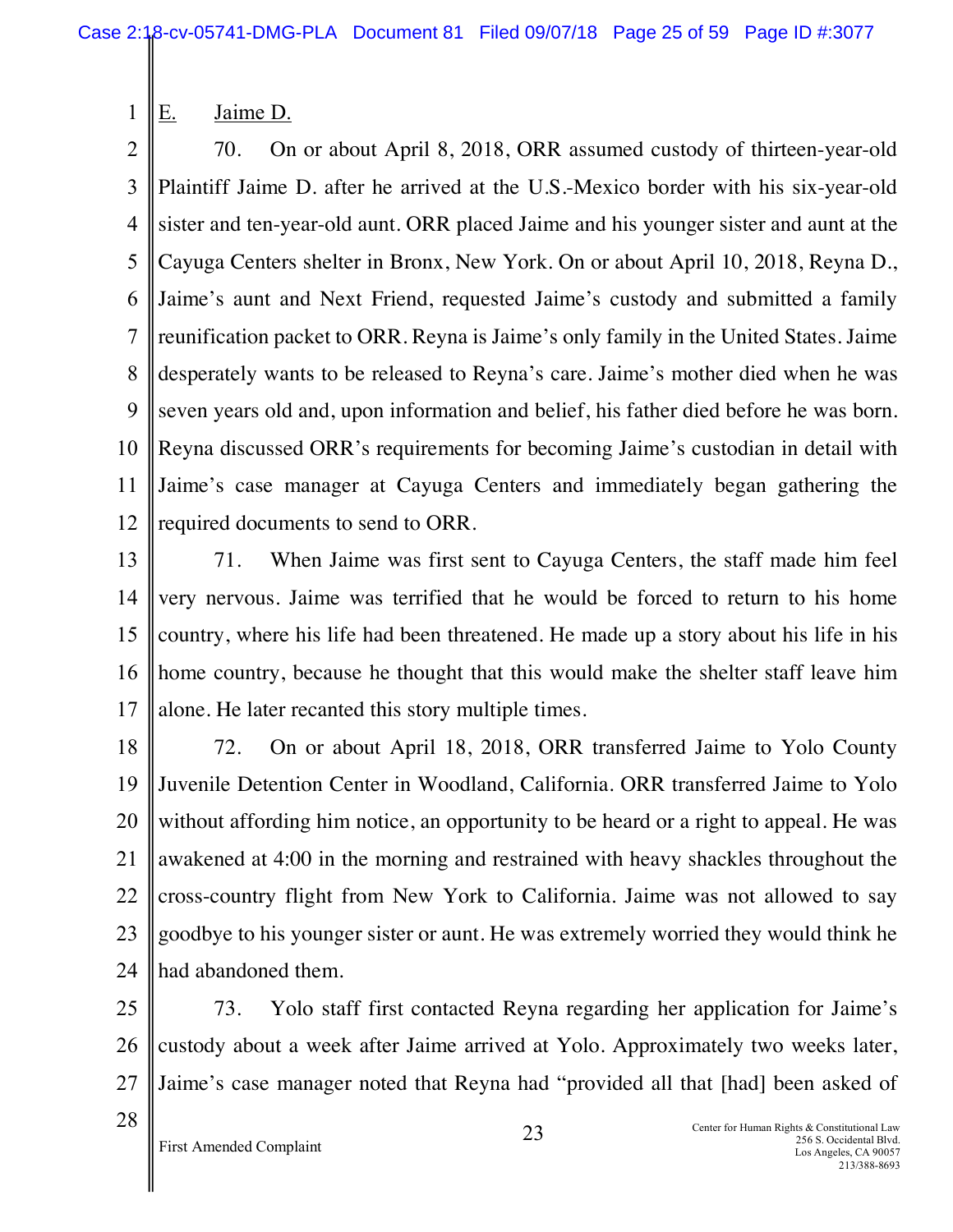## E. Jaime D.

70. On or about April 8, 2018, ORR assumed custody of thirteen-year-old Plaintiff Jaime D. after he arrived at the U.S.-Mexico border with his six-year-old sister and ten-year-old aunt. ORR placed Jaime and his younger sister and aunt at the Cayuga Centers shelter in Bronx, New York. On or about April 10, 2018, Reyna D., Jaime's aunt and Next Friend, requested Jaime's custody and submitted a family reunification packet to ORR. Reyna is Jaime's only family in the United States. Jaime desperately wants to be released to Reyna's care. Jaime's mother died when he was seven years old and, upon information and belief, his father died before he was born. Reyna discussed ORR's requirements for becoming Jaime's custodian in detail with Jaime's case manager at Cayuga Centers and immediately began gathering the required documents to send to ORR.

71. When Jaime was first sent to Cayuga Centers, the staff made him feel very nervous. Jaime was terrified that he would be forced to return to his home country, where his life had been threatened. He made up a story about his life in his home country, because he thought that this would make the shelter staff leave him alone. He later recanted this story multiple times.

72. On or about April 18, 2018, ORR transferred Jaime to Yolo County Juvenile Detention Center in Woodland, California. ORR transferred Jaime to Yolo without affording him notice, an opportunity to be heard or a right to appeal. He was awakened at 4:00 in the morning and restrained with heavy shackles throughout the cross-country flight from New York to California. Jaime was not allowed to say goodbye to his younger sister or aunt. He was extremely worried they would think he had abandoned them.

73. Yolo staff first contacted Reyna regarding her application for Jaime's custody about a week after Jaime arrived at Yolo. Approximately two weeks later, Jaime's case manager noted that Reyna had "provided all that [had] been asked of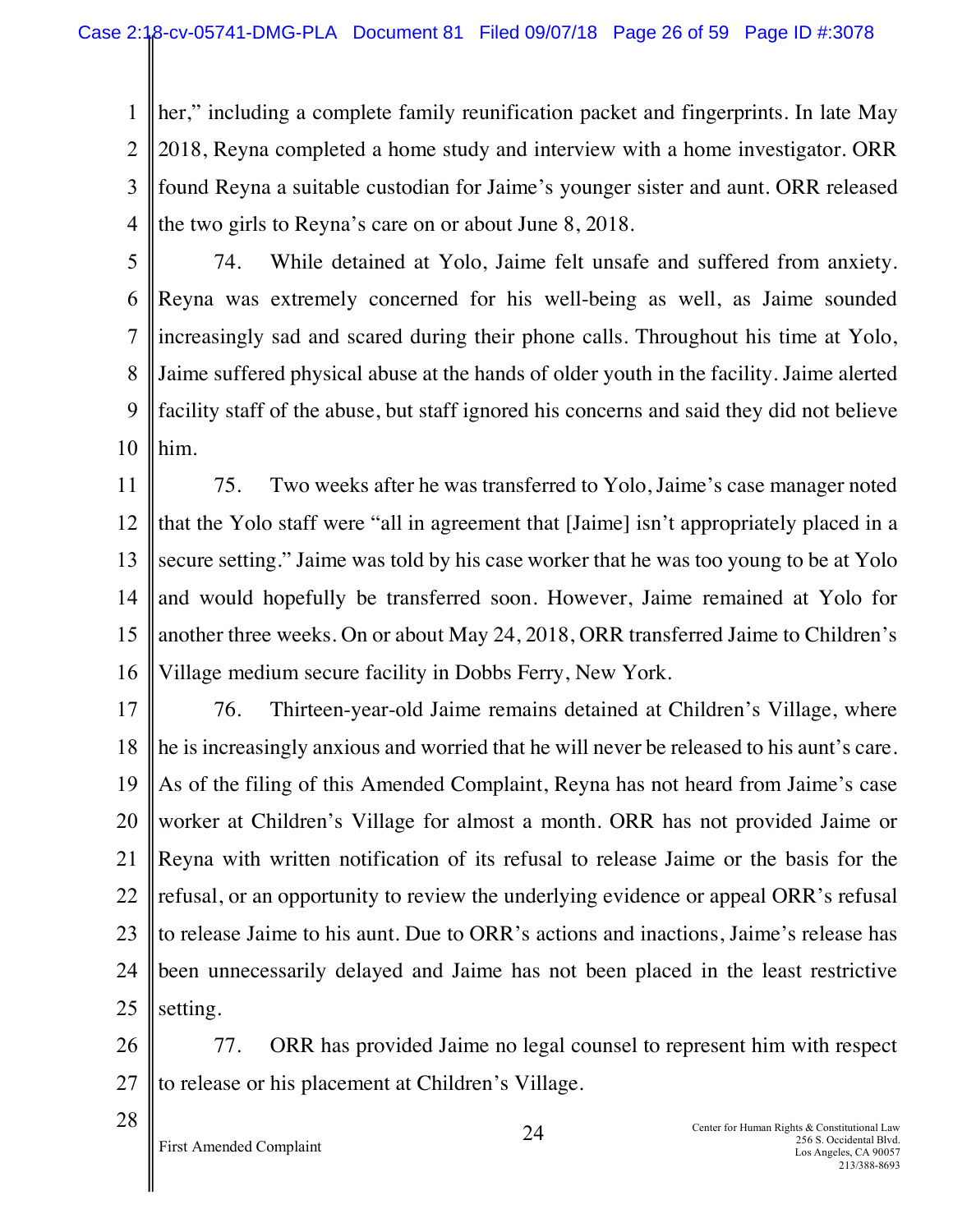her," including a complete family reunification packet and fingerprints. In late May 2018, Reyna completed a home study and interview with a home investigator. ORR found Reyna a suitable custodian for Jaime's younger sister and aunt. ORR released the two girls to Reyna's care on or about June 8, 2018.

74. While detained at Yolo, Jaime felt unsafe and suffered from anxiety. Reyna was extremely concerned for his well-being as well, as Jaime sounded increasingly sad and scared during their phone calls. Throughout his time at Yolo, Jaime suffered physical abuse at the hands of older youth in the facility. Jaime alerted facility staff of the abuse, but staff ignored his concerns and said they did not believe him.

75. Two weeks after he was transferred to Yolo, Jaime's case manager noted that the Yolo staff were "all in agreement that [Jaime] isn't appropriately placed in a secure setting." Jaime was told by his case worker that he was too young to be at Yolo and would hopefully be transferred soon. However, Jaime remained at Yolo for another three weeks. On or about May 24, 2018, ORR transferred Jaime to Children's Village medium secure facility in Dobbs Ferry, New York.

76. Thirteen-year-old Jaime remains detained at Children's Village, where he is increasingly anxious and worried that he will never be released to his aunt's care. As of the filing of this Amended Complaint, Reyna has not heard from Jaime's case worker at Children's Village for almost a month. ORR has not provided Jaime or Reyna with written notification of its refusal to release Jaime or the basis for the refusal, or an opportunity to review the underlying evidence or appeal ORR's refusal to release Jaime to his aunt. Due to ORR's actions and inactions, Jaime's release has been unnecessarily delayed and Jaime has not been placed in the least restrictive setting.

77. ORR has provided Jaime no legal counsel to represent him with respect to release or his placement at Children's Village.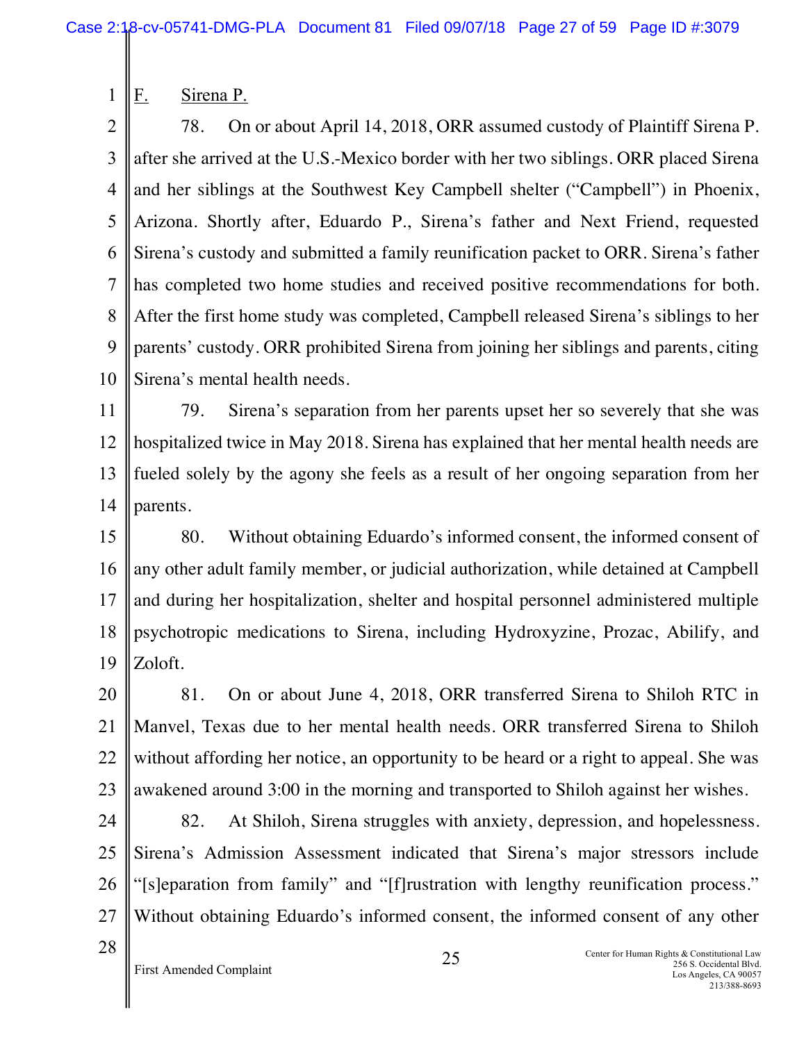F. Sirena P.

78. On or about April 14, 2018, ORR assumed custody of Plaintiff Sirena P. after she arrived at the U.S.-Mexico border with her two siblings. ORR placed Sirena and her siblings at the Southwest Key Campbell shelter ("Campbell") in Phoenix, Arizona. Shortly after, Eduardo P., Sirena's father and Next Friend, requested Sirena's custody and submitted a family reunification packet to ORR. Sirena's father has completed two home studies and received positive recommendations for both. After the first home study was completed, Campbell released Sirena's siblings to her parents' custody. ORR prohibited Sirena from joining her siblings and parents, citing Sirena's mental health needs.

79. Sirena's separation from her parents upset her so severely that she was hospitalized twice in May 2018. Sirena has explained that her mental health needs are fueled solely by the agony she feels as a result of her ongoing separation from her parents.

80. Without obtaining Eduardo's informed consent, the informed consent of any other adult family member, or judicial authorization, while detained at Campbell and during her hospitalization, shelter and hospital personnel administered multiple psychotropic medications to Sirena, including Hydroxyzine, Prozac, Abilify, and Zoloft.

81. On or about June 4, 2018, ORR transferred Sirena to Shiloh RTC in Manvel, Texas due to her mental health needs. ORR transferred Sirena to Shiloh without affording her notice, an opportunity to be heard or a right to appeal. She was awakened around 3:00 in the morning and transported to Shiloh against her wishes.

82. At Shiloh, Sirena struggles with anxiety, depression, and hopelessness. Sirena's Admission Assessment indicated that Sirena's major stressors include "[s]eparation from family" and "[f]rustration with lengthy reunification process." Without obtaining Eduardo's informed consent, the informed consent of any other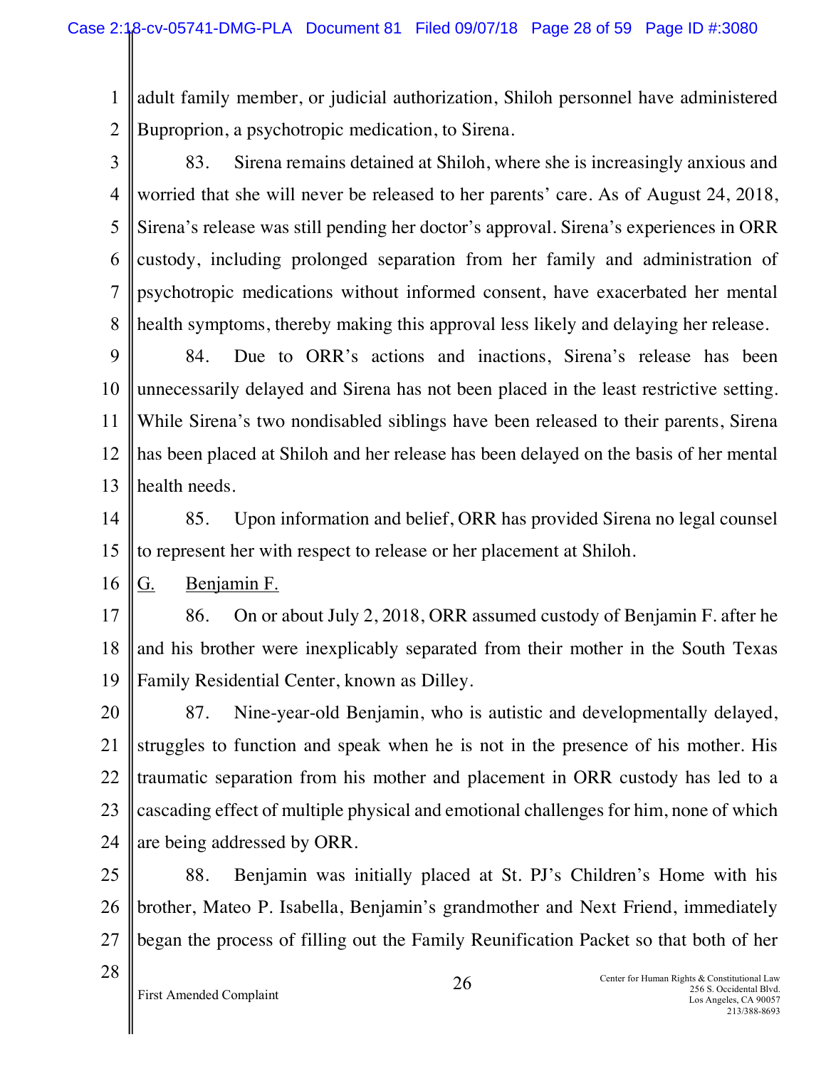adult family member, or judicial authorization, Shiloh personnel have administered Buproprion, a psychotropic medication, to Sirena.

83. Sirena remains detained at Shiloh, where she is increasingly anxious and worried that she will never be released to her parents' care. As of August 24, 2018, Sirena's release was still pending her doctor's approval. Sirena's experiences in ORR custody, including prolonged separation from her family and administration of psychotropic medications without informed consent, have exacerbated her mental health symptoms, thereby making this approval less likely and delaying her release.

84. Due to ORR's actions and inactions, Sirena's release has been unnecessarily delayed and Sirena has not been placed in the least restrictive setting. While Sirena's two nondisabled siblings have been released to their parents, Sirena has been placed at Shiloh and her release has been delayed on the basis of her mental health needs.

85. Upon information and belief, ORR has provided Sirena no legal counsel to represent her with respect to release or her placement at Shiloh.

G. Benjamin F.

86. On or about July 2, 2018, ORR assumed custody of Benjamin F. after he and his brother were inexplicably separated from their mother in the South Texas Family Residential Center, known as Dilley.

87. Nine-year-old Benjamin, who is autistic and developmentally delayed, struggles to function and speak when he is not in the presence of his mother. His traumatic separation from his mother and placement in ORR custody has led to a cascading effect of multiple physical and emotional challenges for him, none of which are being addressed by ORR.

88. Benjamin was initially placed at St. PJ's Children's Home with his brother, Mateo P. Isabella, Benjamin's grandmother and Next Friend, immediately began the process of filling out the Family Reunification Packet so that both of her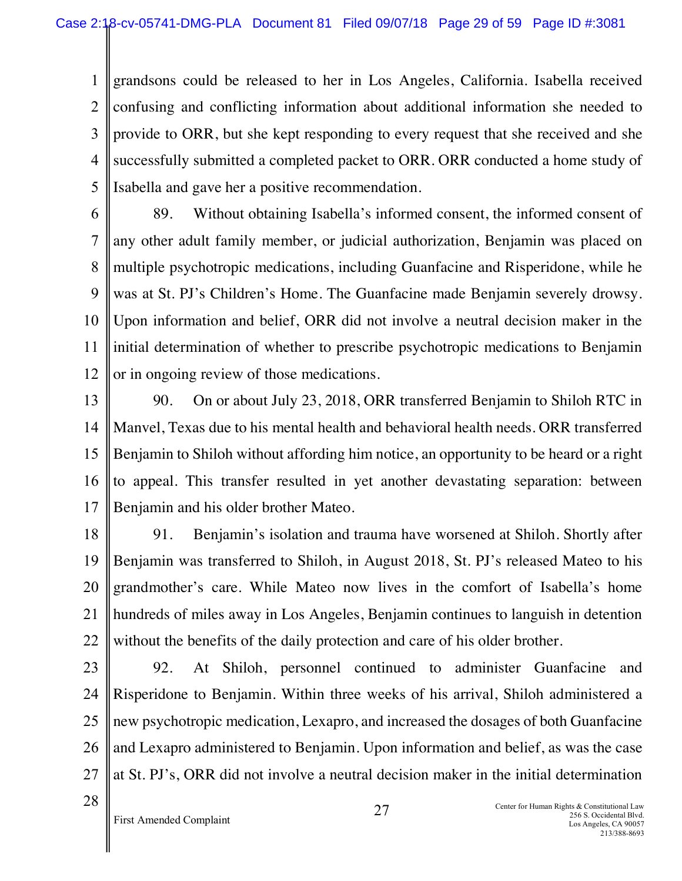grandsons could be released to her in Los Angeles, California. Isabella received confusing and conflicting information about additional information she needed to provide to ORR, but she kept responding to every request that she received and she successfully submitted a completed packet to ORR. ORR conducted a home study of Isabella and gave her a positive recommendation.

89. Without obtaining Isabella's informed consent, the informed consent of any other adult family member, or judicial authorization, Benjamin was placed on multiple psychotropic medications, including Guanfacine and Risperidone, while he was at St. PJ's Children's Home. The Guanfacine made Benjamin severely drowsy. Upon information and belief, ORR did not involve a neutral decision maker in the initial determination of whether to prescribe psychotropic medications to Benjamin or in ongoing review of those medications.

90. On or about July 23, 2018, ORR transferred Benjamin to Shiloh RTC in Manvel, Texas due to his mental health and behavioral health needs. ORR transferred Benjamin to Shiloh without affording him notice, an opportunity to be heard or a right to appeal. This transfer resulted in yet another devastating separation: between Benjamin and his older brother Mateo.

91. Benjamin's isolation and trauma have worsened at Shiloh. Shortly after Benjamin was transferred to Shiloh, in August 2018, St. PJ's released Mateo to his grandmother's care. While Mateo now lives in the comfort of Isabella's home hundreds of miles away in Los Angeles, Benjamin continues to languish in detention without the benefits of the daily protection and care of his older brother.

92. At Shiloh, personnel continued to administer Guanfacine and Risperidone to Benjamin. Within three weeks of his arrival, Shiloh administered a new psychotropic medication, Lexapro, and increased the dosages of both Guanfacine and Lexapro administered to Benjamin. Upon information and belief, as was the case at St. PJ's, ORR did not involve a neutral decision maker in the initial determination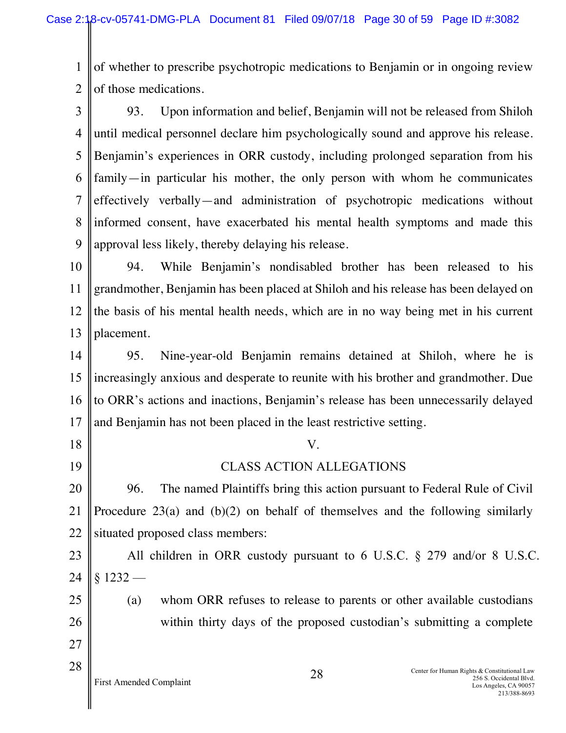of whether to prescribe psychotropic medications to Benjamin or in ongoing review of those medications.

93. Upon information and belief, Benjamin will not be released from Shiloh until medical personnel declare him psychologically sound and approve his release. Benjamin's experiences in ORR custody, including prolonged separation from his family—in particular his mother, the only person with whom he communicates effectively verbally—and administration of psychotropic medications without informed consent, have exacerbated his mental health symptoms and made this approval less likely, thereby delaying his release.

94. While Benjamin's nondisabled brother has been released to his grandmother, Benjamin has been placed at Shiloh and his release has been delayed on the basis of his mental health needs, which are in no way being met in his current placement.

95. Nine-year-old Benjamin remains detained at Shiloh, where he is increasingly anxious and desperate to reunite with his brother and grandmother. Due to ORR's actions and inactions, Benjamin's release has been unnecessarily delayed and Benjamin has not been placed in the least restrictive setting.

## V.

## CLASS ACTION ALLEGATIONS

96. The named Plaintiffs bring this action pursuant to Federal Rule of Civil Procedure 23(a) and (b)(2) on behalf of themselves and the following similarly situated proposed class members:

All children in ORR custody pursuant to 6 U.S.C. § 279 and/or 8 U.S.C. § 1232 —

(a) whom ORR refuses to release to parents or other available custodians within thirty days of the proposed custodian's submitting a complete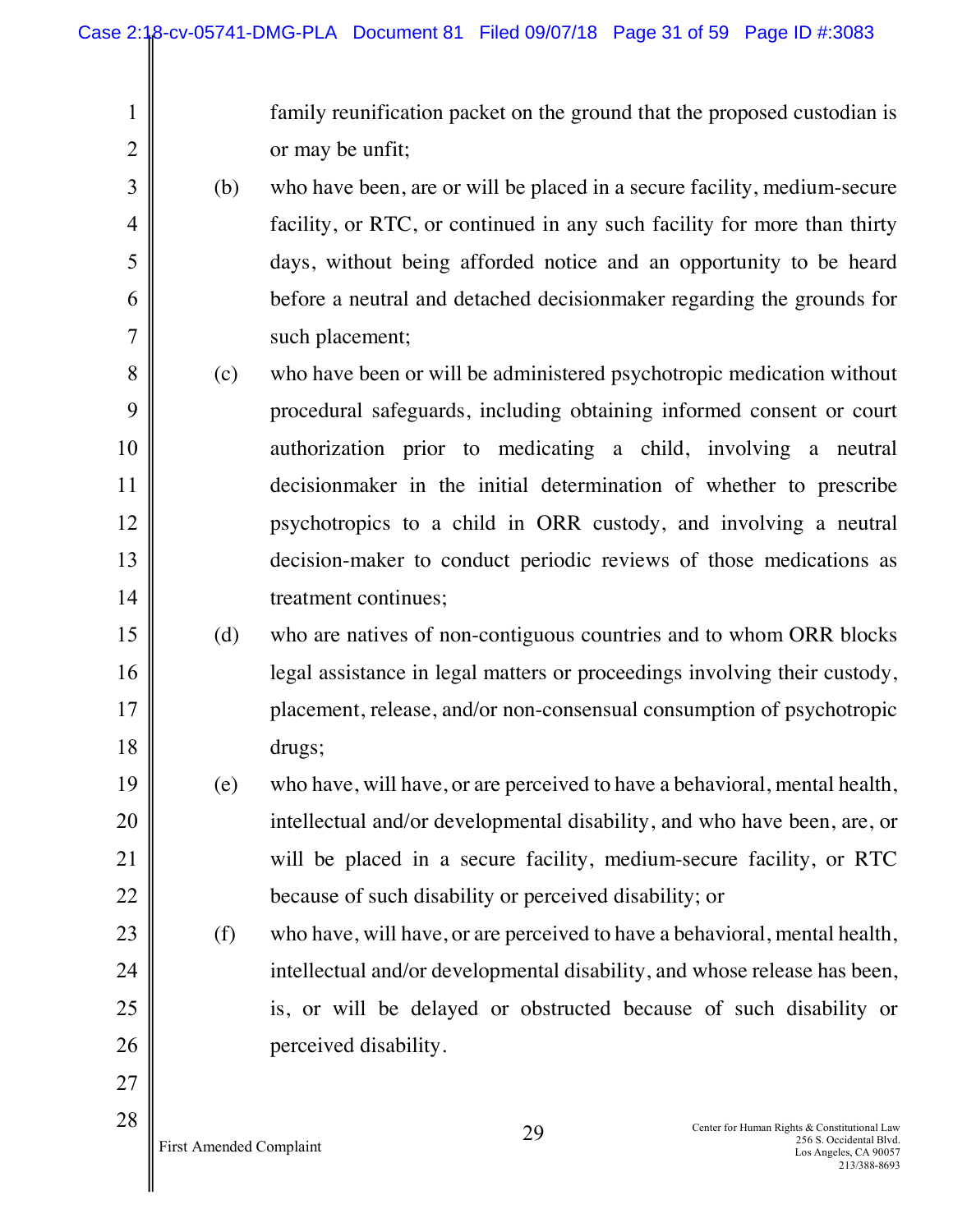family reunification packet on the ground that the proposed custodian is or may be unfit;

(b) who have been, are or will be placed in a secure facility, medium-secure facility, or RTC, or continued in any such facility for more than thirty days, without being afforded notice and an opportunity to be heard before a neutral and detached decisionmaker regarding the grounds for such placement;

(c) who have been or will be administered psychotropic medication without procedural safeguards, including obtaining informed consent or court authorization prior to medicating a child, involving a neutral decisionmaker in the initial determination of whether to prescribe psychotropics to a child in ORR custody, and involving a neutral decision-maker to conduct periodic reviews of those medications as treatment continues;

(d) who are natives of non-contiguous countries and to whom ORR blocks legal assistance in legal matters or proceedings involving their custody, placement, release, and/or non-consensual consumption of psychotropic drugs;

(e) who have, will have, or are perceived to have a behavioral, mental health, intellectual and/or developmental disability, and who have been, are, or will be placed in a secure facility, medium-secure facility, or RTC because of such disability or perceived disability; or

(f) who have, will have, or are perceived to have a behavioral, mental health, intellectual and/or developmental disability, and whose release has been, is, or will be delayed or obstructed because of such disability or perceived disability.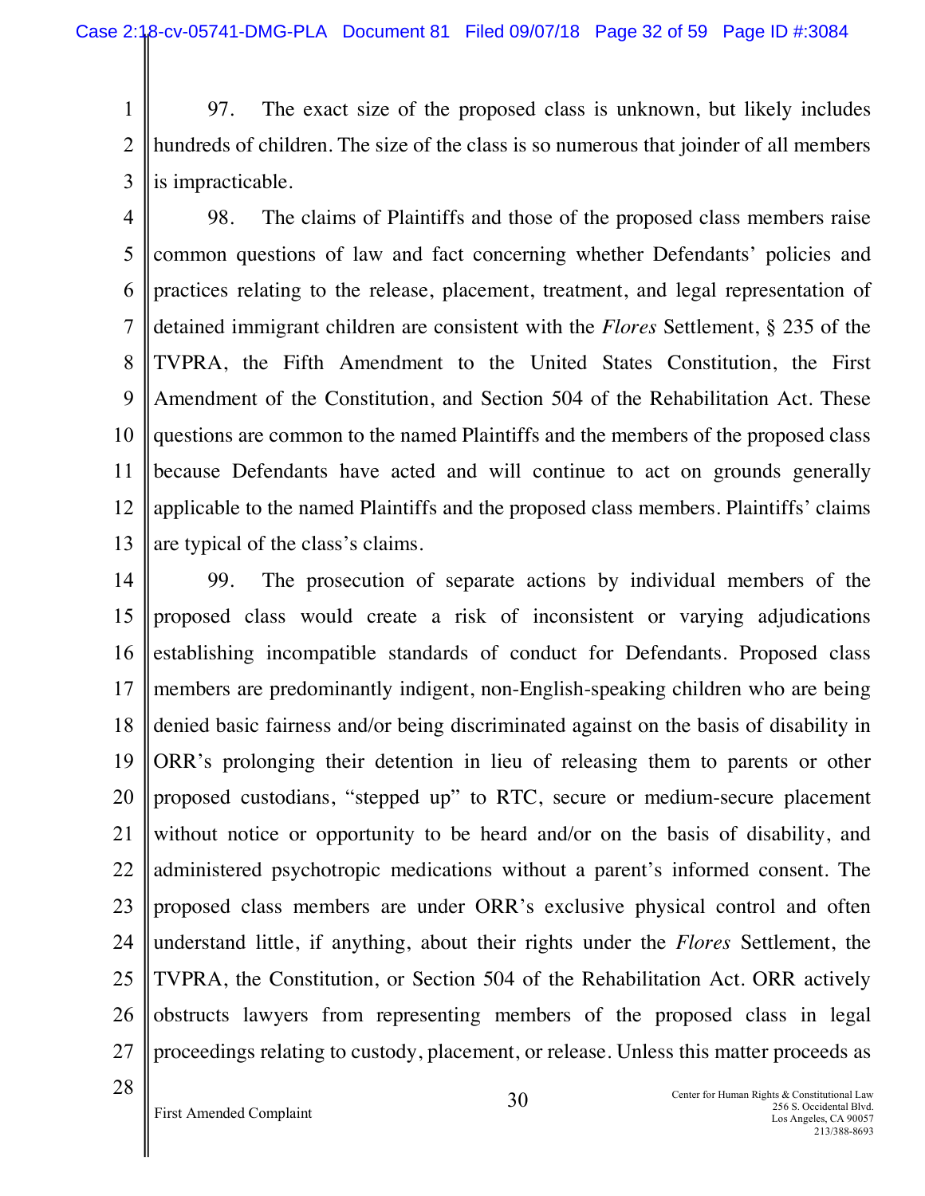97. The exact size of the proposed class is unknown, but likely includes hundreds of children. The size of the class is so numerous that joinder of all members is impracticable.

98. The claims of Plaintiffs and those of the proposed class members raise common questions of law and fact concerning whether Defendants' policies and practices relating to the release, placement, treatment, and legal representation of detained immigrant children are consistent with the *Flores* Settlement, § 235 of the TVPRA, the Fifth Amendment to the United States Constitution, the First Amendment of the Constitution, and Section 504 of the Rehabilitation Act. These questions are common to the named Plaintiffs and the members of the proposed class because Defendants have acted and will continue to act on grounds generally applicable to the named Plaintiffs and the proposed class members. Plaintiffs' claims are typical of the class's claims.

99. The prosecution of separate actions by individual members of the proposed class would create a risk of inconsistent or varying adjudications establishing incompatible standards of conduct for Defendants. Proposed class members are predominantly indigent, non-English-speaking children who are being denied basic fairness and/or being discriminated against on the basis of disability in ORR's prolonging their detention in lieu of releasing them to parents or other proposed custodians, "stepped up" to RTC, secure or medium-secure placement without notice or opportunity to be heard and/or on the basis of disability, and administered psychotropic medications without a parent's informed consent. The proposed class members are under ORR's exclusive physical control and often understand little, if anything, about their rights under the *Flores* Settlement, the TVPRA, the Constitution, or Section 504 of the Rehabilitation Act. ORR actively obstructs lawyers from representing members of the proposed class in legal proceedings relating to custody, placement, or release. Unless this matter proceeds as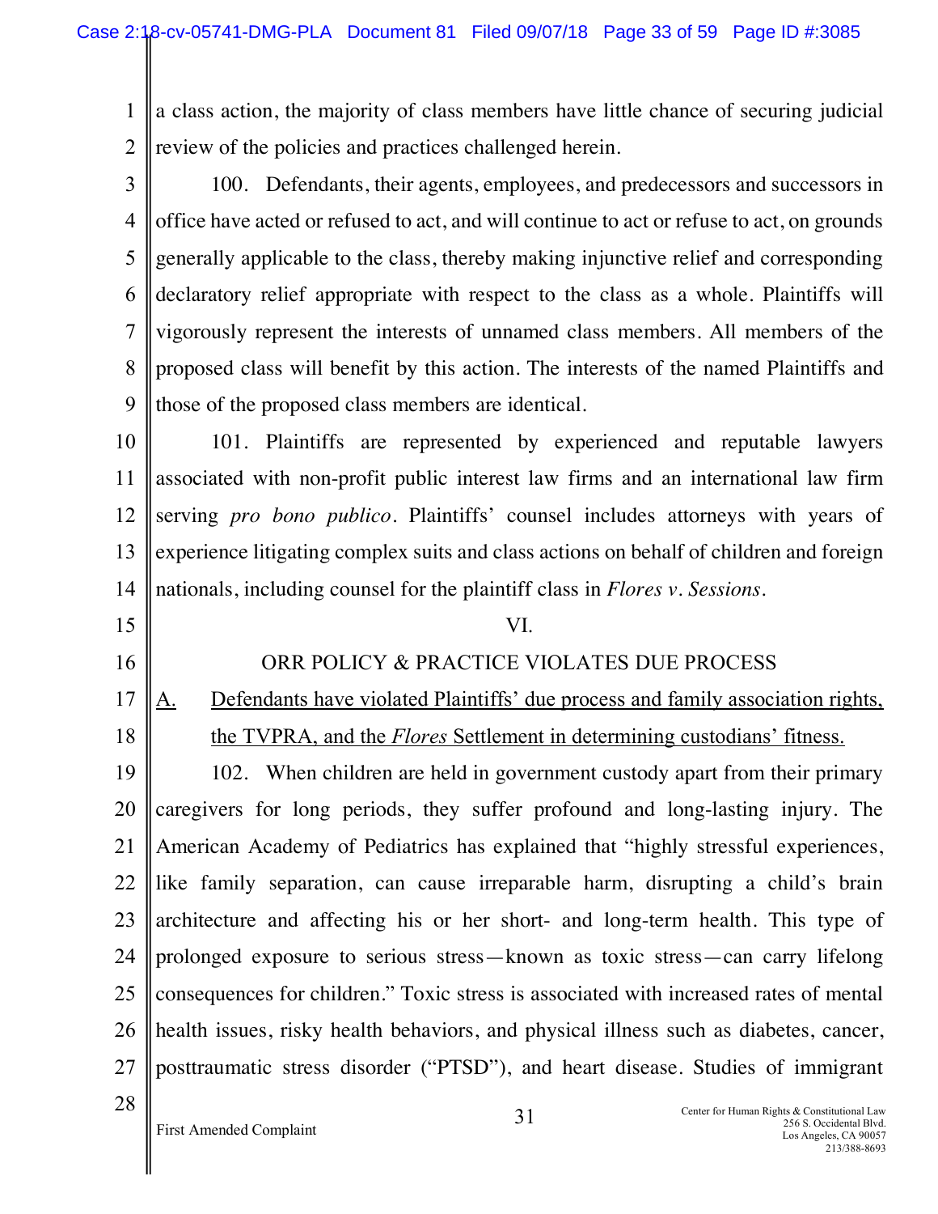a class action, the majority of class members have little chance of securing judicial review of the policies and practices challenged herein.

100. Defendants, their agents, employees, and predecessors and successors in office have acted or refused to act, and will continue to act or refuse to act, on grounds generally applicable to the class, thereby making injunctive relief and corresponding declaratory relief appropriate with respect to the class as a whole. Plaintiffs will vigorously represent the interests of unnamed class members. All members of the proposed class will benefit by this action. The interests of the named Plaintiffs and those of the proposed class members are identical.

101. Plaintiffs are represented by experienced and reputable lawyers associated with non-profit public interest law firms and an international law firm serving *pro bono publico*. Plaintiffs' counsel includes attorneys with years of experience litigating complex suits and class actions on behalf of children and foreign nationals, including counsel for the plaintiff class in *Flores v. Sessions*.

## VI.

## ORR POLICY & PRACTICE VIOLATES DUE PROCESS

### A. Defendants have violated Plaintiffs' due process and family association rights, the TVPRA, and the *Flores* Settlement in determining custodians' fitness.

102. When children are held in government custody apart from their primary caregivers for long periods, they suffer profound and long-lasting injury. The American Academy of Pediatrics has explained that "highly stressful experiences, like family separation, can cause irreparable harm, disrupting a child's brain architecture and affecting his or her short- and long-term health. This type of prolonged exposure to serious stress—known as toxic stress—can carry lifelong consequences for children." Toxic stress is associated with increased rates of mental health issues, risky health behaviors, and physical illness such as diabetes, cancer, posttraumatic stress disorder ("PTSD"), and heart disease. Studies of immigrant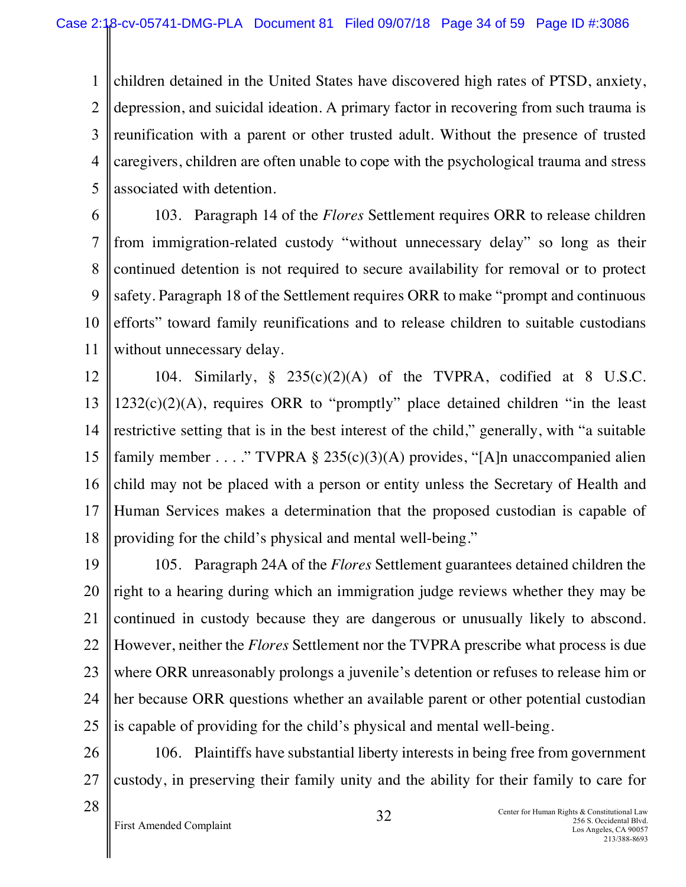children detained in the United States have discovered high rates of PTSD, anxiety, depression, and suicidal ideation. A primary factor in recovering from such trauma is reunification with a parent or other trusted adult. Without the presence of trusted caregivers, children are often unable to cope with the psychological trauma and stress associated with detention.

103. Paragraph 14 of the *Flores* Settlement requires ORR to release children from immigration-related custody "without unnecessary delay" so long as their continued detention is not required to secure availability for removal or to protect safety. Paragraph 18 of the Settlement requires ORR to make "prompt and continuous efforts" toward family reunifications and to release children to suitable custodians without unnecessary delay.

104. Similarly, § 235(c)(2)(A) of the TVPRA, codified at 8 U.S.C. 1232(c)(2)(A), requires ORR to "promptly" place detained children "in the least restrictive setting that is in the best interest of the child," generally, with "a suitable family member . . . ." TVPRA § 235(c)(3)(A) provides, "[A]n unaccompanied alien child may not be placed with a person or entity unless the Secretary of Health and Human Services makes a determination that the proposed custodian is capable of providing for the child's physical and mental well-being."

105. Paragraph 24A of the *Flores* Settlement guarantees detained children the right to a hearing during which an immigration judge reviews whether they may be continued in custody because they are dangerous or unusually likely to abscond. However, neither the *Flores* Settlement nor the TVPRA prescribe what process is due where ORR unreasonably prolongs a juvenile's detention or refuses to release him or her because ORR questions whether an available parent or other potential custodian is capable of providing for the child's physical and mental well-being.

106. Plaintiffs have substantial liberty interests in being free from government custody, in preserving their family unity and the ability for their family to care for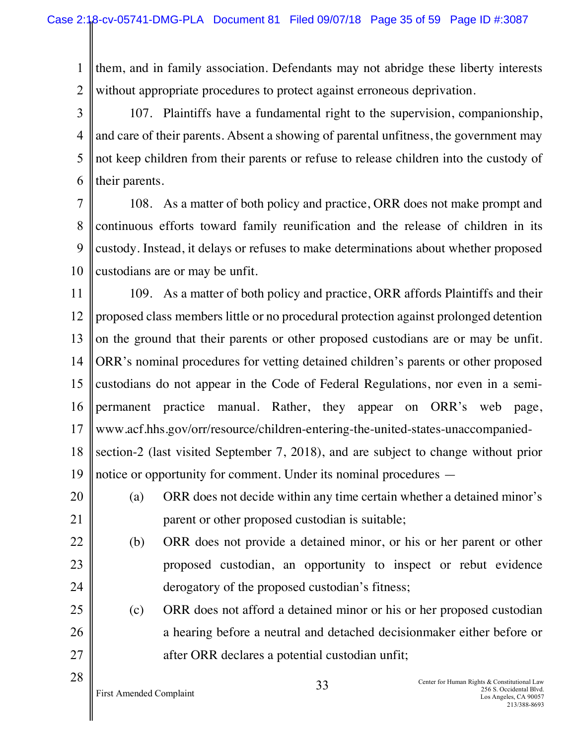them, and in family association. Defendants may not abridge these liberty interests without appropriate procedures to protect against erroneous deprivation.

107. Plaintiffs have a fundamental right to the supervision, companionship, and care of their parents. Absent a showing of parental unfitness, the government may not keep children from their parents or refuse to release children into the custody of their parents.

108. As a matter of both policy and practice, ORR does not make prompt and continuous efforts toward family reunification and the release of children in its custody. Instead, it delays or refuses to make determinations about whether proposed custodians are or may be unfit.

109. As a matter of both policy and practice, ORR affords Plaintiffs and their proposed class members little or no procedural protection against prolonged detention on the ground that their parents or other proposed custodians are or may be unfit. ORR's nominal procedures for vetting detained children's parents or other proposed custodians do not appear in the Code of Federal Regulations, nor even in a semi-permanent practice manual. Rather, they appear on ORR's web page, www.acf.hhs.gov/orr/resource/children-entering-the-united-states-unaccompanied-section-2 (last visited September 7, 2018), and are subject to change without prior notice or opportunity for comment. Under its nominal procedures —

(a) ORR does not decide within any time certain whether a detained minor's parent or other proposed custodian is suitable;

(b) ORR does not provide a detained minor, or his or her parent or other proposed custodian, an opportunity to inspect or rebut evidence derogatory of the proposed custodian's fitness;

(c) ORR does not afford a detained minor or his or her proposed custodian a hearing before a neutral and detached decisionmaker either before or after ORR declares a potential custodian unfit;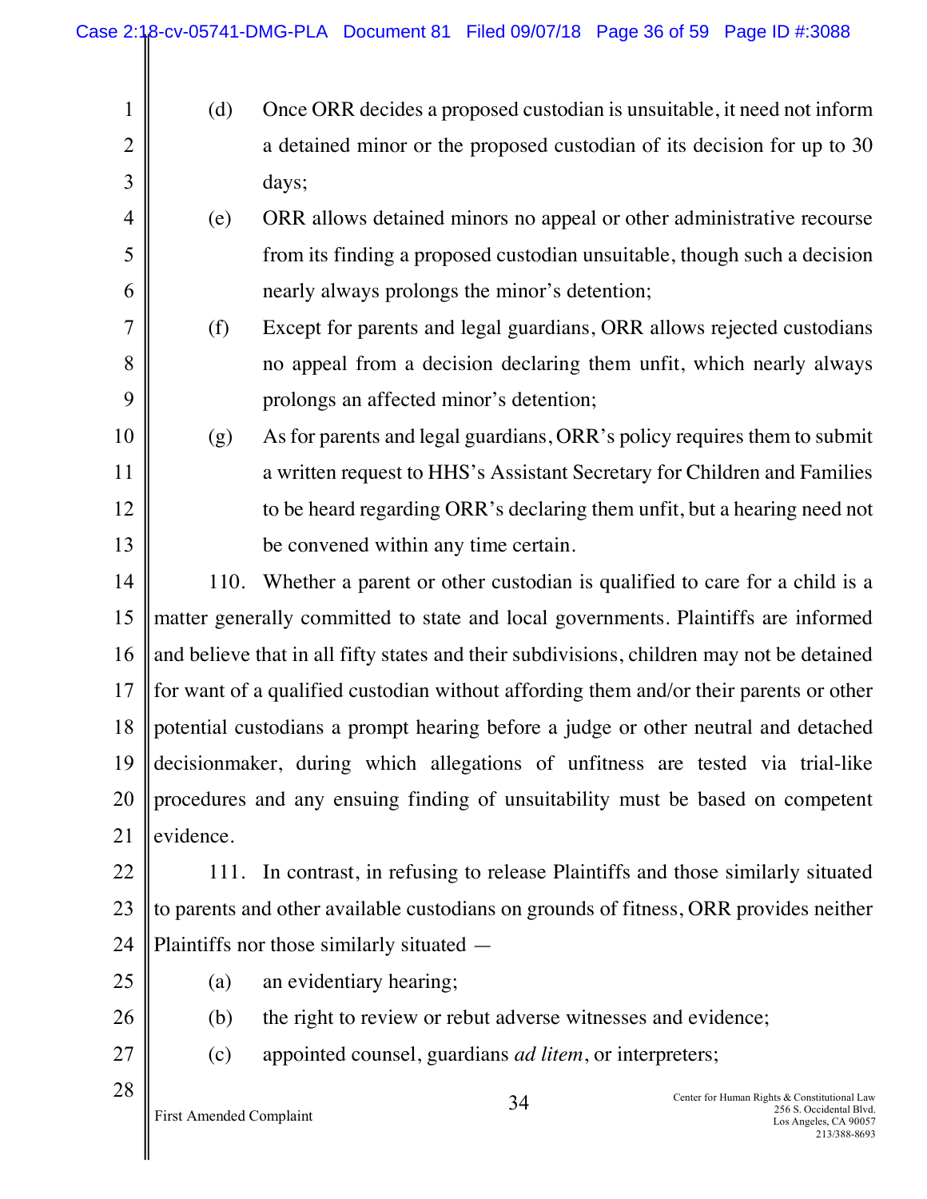(d) Once ORR decides a proposed custodian is unsuitable, it need not inform a detained minor or the proposed custodian of its decision for up to 30 days;

(e) ORR allows detained minors no appeal or other administrative recourse from its finding a proposed custodian unsuitable, though such a decision nearly always prolongs the minor's detention;

(f) Except for parents and legal guardians, ORR allows rejected custodians no appeal from a decision declaring them unfit, which nearly always prolongs an affected minor's detention;

(g) As for parents and legal guardians, ORR's policy requires them to submit a written request to HHS's Assistant Secretary for Children and Families to be heard regarding ORR's declaring them unfit, but a hearing need not be convened within any time certain.

110. Whether a parent or other custodian is qualified to care for a child is a matter generally committed to state and local governments. Plaintiffs are informed and believe that in all fifty states and their subdivisions, children may not be detained for want of a qualified custodian without affording them and/or their parents or other potential custodians a prompt hearing before a judge or other neutral and detached decisionmaker, during which allegations of unfitness are tested via trial-like procedures and any ensuing finding of unsuitability must be based on competent evidence.

111. In contrast, in refusing to release Plaintiffs and those similarly situated to parents and other available custodians on grounds of fitness, ORR provides neither Plaintiffs nor those similarly situated —

(a) an evidentiary hearing;

(b) the right to review or rebut adverse witnesses and evidence;

(c) appointed counsel, guardians *ad litem*, or interpreters;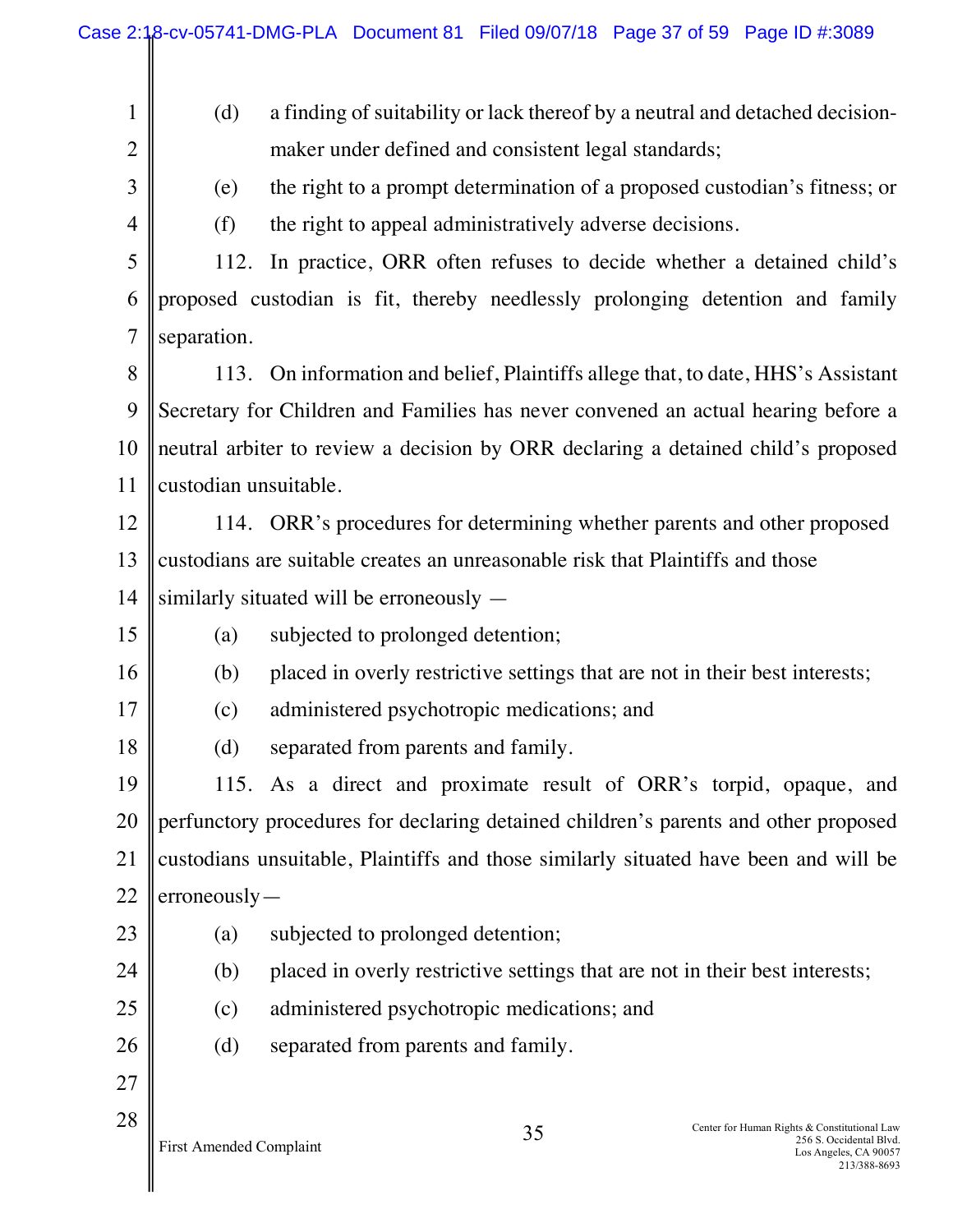(d) a finding of suitability or lack thereof by a neutral and detached decision-maker under defined and consistent legal standards;

(e) the right to a prompt determination of a proposed custodian's fitness; or

(f) the right to appeal administratively adverse decisions.

112. In practice, ORR often refuses to decide whether a detained child's proposed custodian is fit, thereby needlessly prolonging detention and family separation.

113. On information and belief, Plaintiffs allege that, to date, HHS's Assistant Secretary for Children and Families has never convened an actual hearing before a neutral arbiter to review a decision by ORR declaring a detained child's proposed custodian unsuitable.

114. ORR's procedures for determining whether parents and other proposed custodians are suitable creates an unreasonable risk that Plaintiffs and those similarly situated will be erroneously —

(a) subjected to prolonged detention;

(b) placed in overly restrictive settings that are not in their best interests;

(c) administered psychotropic medications; and

(d) separated from parents and family.

115. As a direct and proximate result of ORR's torpid, opaque, and perfunctory procedures for declaring detained children's parents and other proposed custodians unsuitable, Plaintiffs and those similarly situated have been and will be erroneously—

(a) subjected to prolonged detention;

(b) placed in overly restrictive settings that are not in their best interests;

(c) administered psychotropic medications; and

(d) separated from parents and family.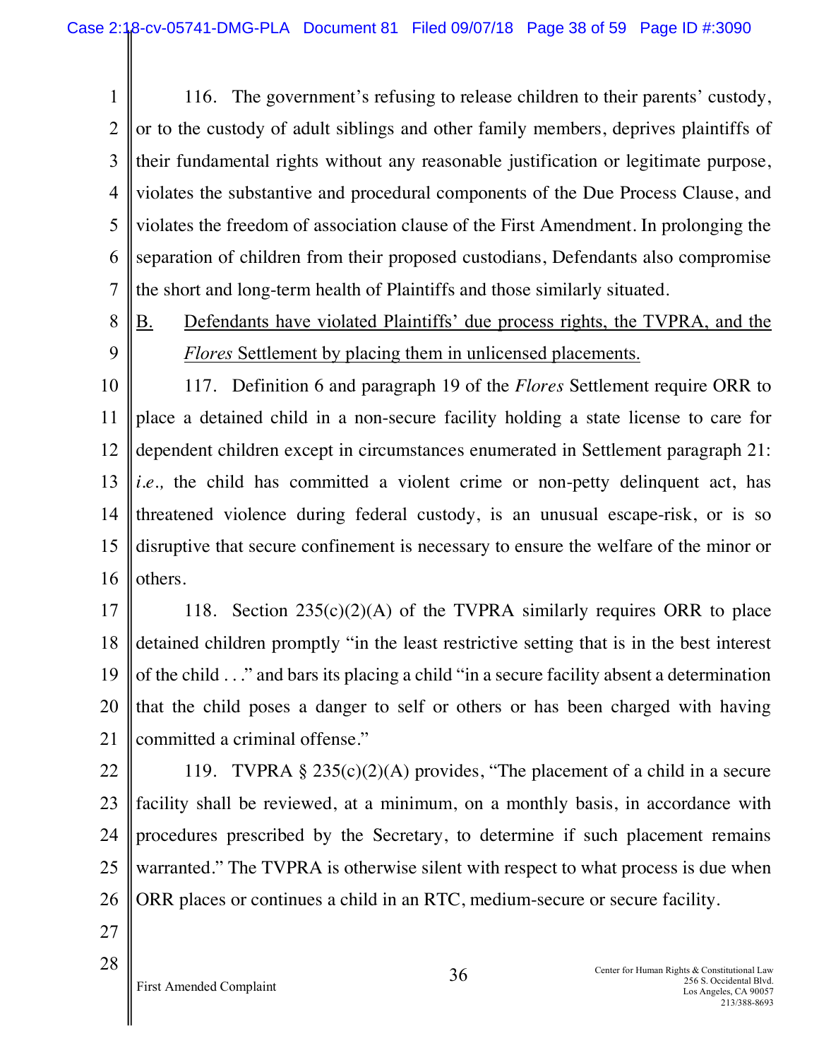116. The government's refusing to release children to their parents' custody, or to the custody of adult siblings and other family members, deprives plaintiffs of their fundamental rights without any reasonable justification or legitimate purpose, violates the substantive and procedural components of the Due Process Clause, and violates the freedom of association clause of the First Amendment. In prolonging the separation of children from their proposed custodians, Defendants also compromise the short and long-term health of Plaintiffs and those similarly situated.

B. Defendants have violated Plaintiffs' due process rights, the TVPRA, and the *Flores* Settlement by placing them in unlicensed placements.

117. Definition 6 and paragraph 19 of the *Flores* Settlement require ORR to place a detained child in a non-secure facility holding a state license to care for dependent children except in circumstances enumerated in Settlement paragraph 21: *i.e.,* the child has committed a violent crime or non-petty delinquent act, has threatened violence during federal custody, is an unusual escape-risk, or is so disruptive that secure confinement is necessary to ensure the welfare of the minor or others.

118. Section 235(c)(2)(A) of the TVPRA similarly requires ORR to place detained children promptly "in the least restrictive setting that is in the best interest of the child . . ." and bars its placing a child "in a secure facility absent a determination that the child poses a danger to self or others or has been charged with having committed a criminal offense."

119. TVPRA § 235(c)(2)(A) provides, "The placement of a child in a secure facility shall be reviewed, at a minimum, on a monthly basis, in accordance with procedures prescribed by the Secretary, to determine if such placement remains warranted." The TVPRA is otherwise silent with respect to what process is due when ORR places or continues a child in an RTC, medium-secure or secure facility.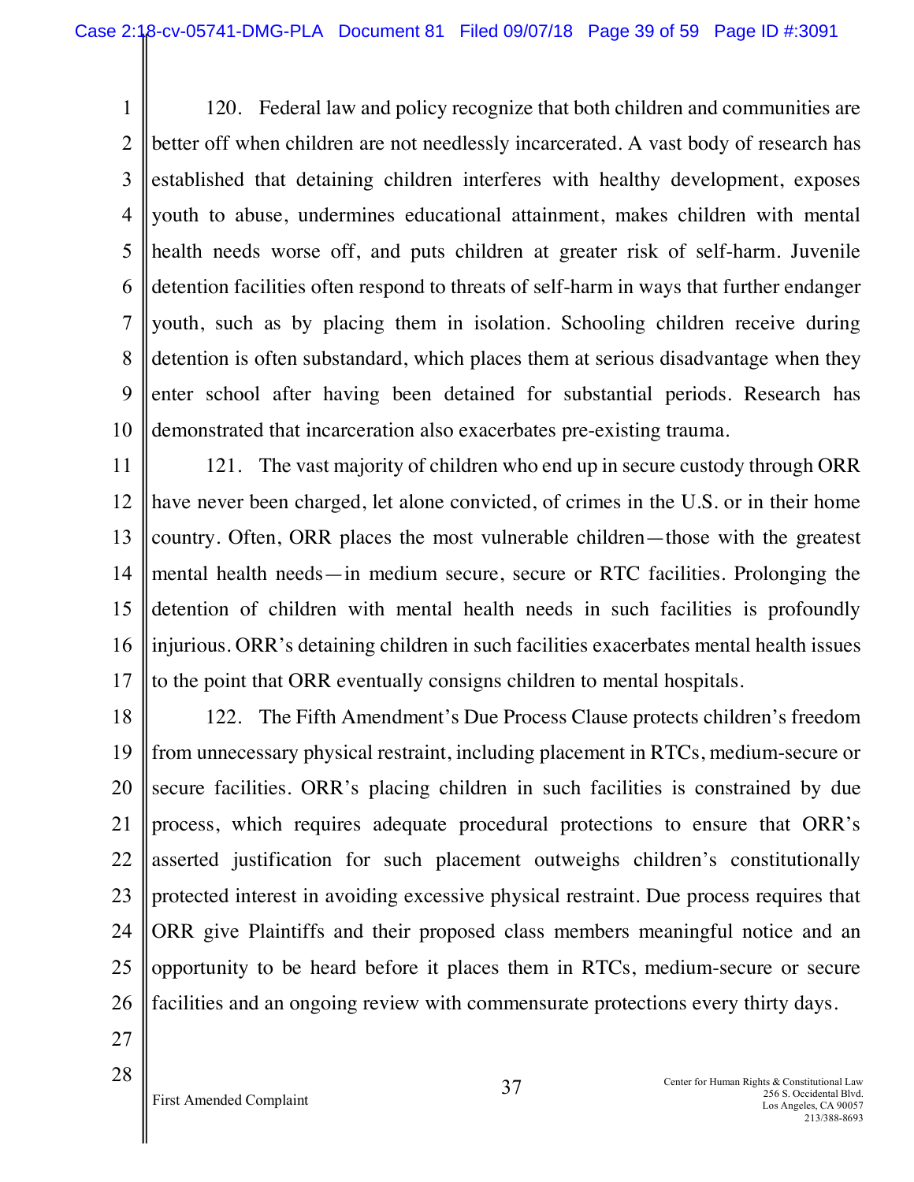120. Federal law and policy recognize that both children and communities are better off when children are not needlessly incarcerated. A vast body of research has established that detaining children interferes with healthy development, exposes youth to abuse, undermines educational attainment, makes children with mental health needs worse off, and puts children at greater risk of self-harm. Juvenile detention facilities often respond to threats of self-harm in ways that further endanger youth, such as by placing them in isolation. Schooling children receive during detention is often substandard, which places them at serious disadvantage when they enter school after having been detained for substantial periods. Research has demonstrated that incarceration also exacerbates pre-existing trauma.

121. The vast majority of children who end up in secure custody through ORR have never been charged, let alone convicted, of crimes in the U.S. or in their home country. Often, ORR places the most vulnerable children—those with the greatest mental health needs—in medium secure, secure or RTC facilities. Prolonging the detention of children with mental health needs in such facilities is profoundly injurious. ORR's detaining children in such facilities exacerbates mental health issues to the point that ORR eventually consigns children to mental hospitals.

122. The Fifth Amendment's Due Process Clause protects children's freedom from unnecessary physical restraint, including placement in RTCs, medium-secure or secure facilities. ORR's placing children in such facilities is constrained by due process, which requires adequate procedural protections to ensure that ORR's asserted justification for such placement outweighs children's constitutionally protected interest in avoiding excessive physical restraint. Due process requires that ORR give Plaintiffs and their proposed class members meaningful notice and an opportunity to be heard before it places them in RTCs, medium-secure or secure facilities and an ongoing review with commensurate protections every thirty days.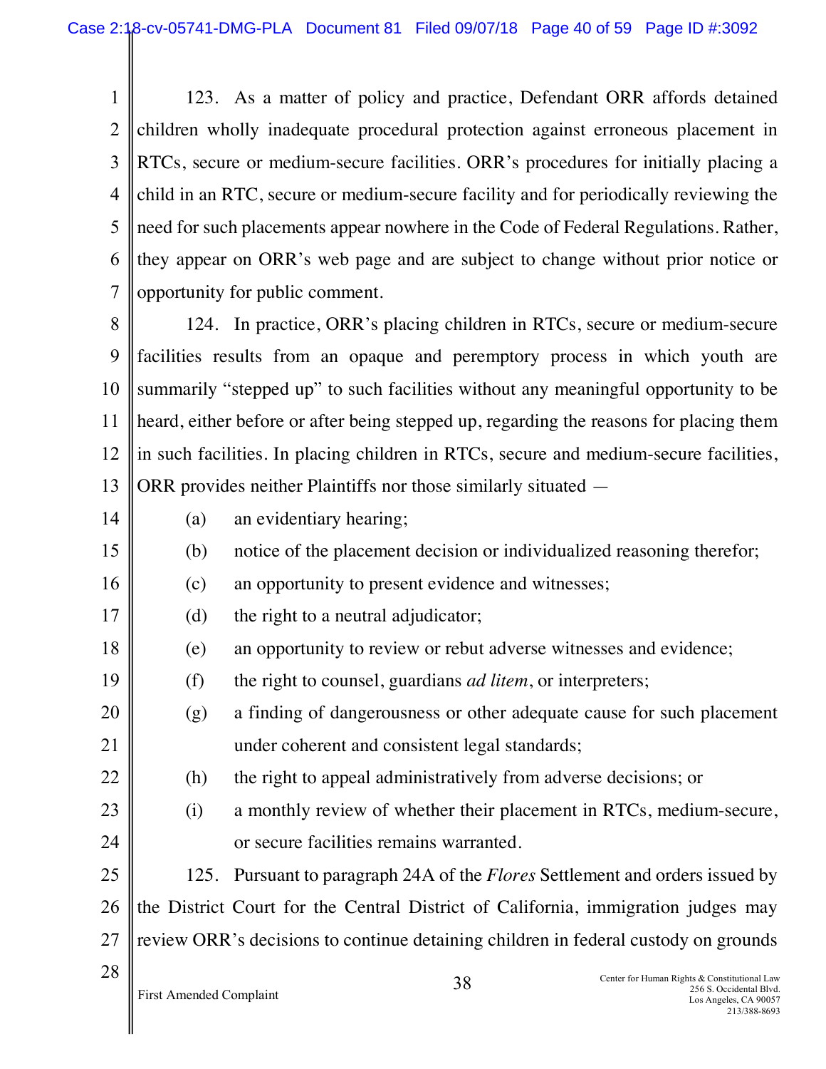123. As a matter of policy and practice, Defendant ORR affords detained children wholly inadequate procedural protection against erroneous placement in RTCs, secure or medium-secure facilities. ORR's procedures for initially placing a child in an RTC, secure or medium-secure facility and for periodically reviewing the need for such placements appear nowhere in the Code of Federal Regulations. Rather, they appear on ORR's web page and are subject to change without prior notice or opportunity for public comment.

124. In practice, ORR's placing children in RTCs, secure or medium-secure facilities results from an opaque and peremptory process in which youth are summarily "stepped up" to such facilities without any meaningful opportunity to be heard, either before or after being stepped up, regarding the reasons for placing them in such facilities. In placing children in RTCs, secure and medium-secure facilities, ORR provides neither Plaintiffs nor those similarly situated —

(a) an evidentiary hearing;

(b) notice of the placement decision or individualized reasoning therefor;

(c) an opportunity to present evidence and witnesses;

(d) the right to a neutral adjudicator;

(e) an opportunity to review or rebut adverse witnesses and evidence;

(f) the right to counsel, guardians *ad litem*, or interpreters;

(g) a finding of dangerousness or other adequate cause for such placement under coherent and consistent legal standards;

(h) the right to appeal administratively from adverse decisions; or

(i) a monthly review of whether their placement in RTCs, medium-secure, or secure facilities remains warranted.

125. Pursuant to paragraph 24A of the *Flores* Settlement and orders issued by the District Court for the Central District of California, immigration judges may review ORR's decisions to continue detaining children in federal custody on grounds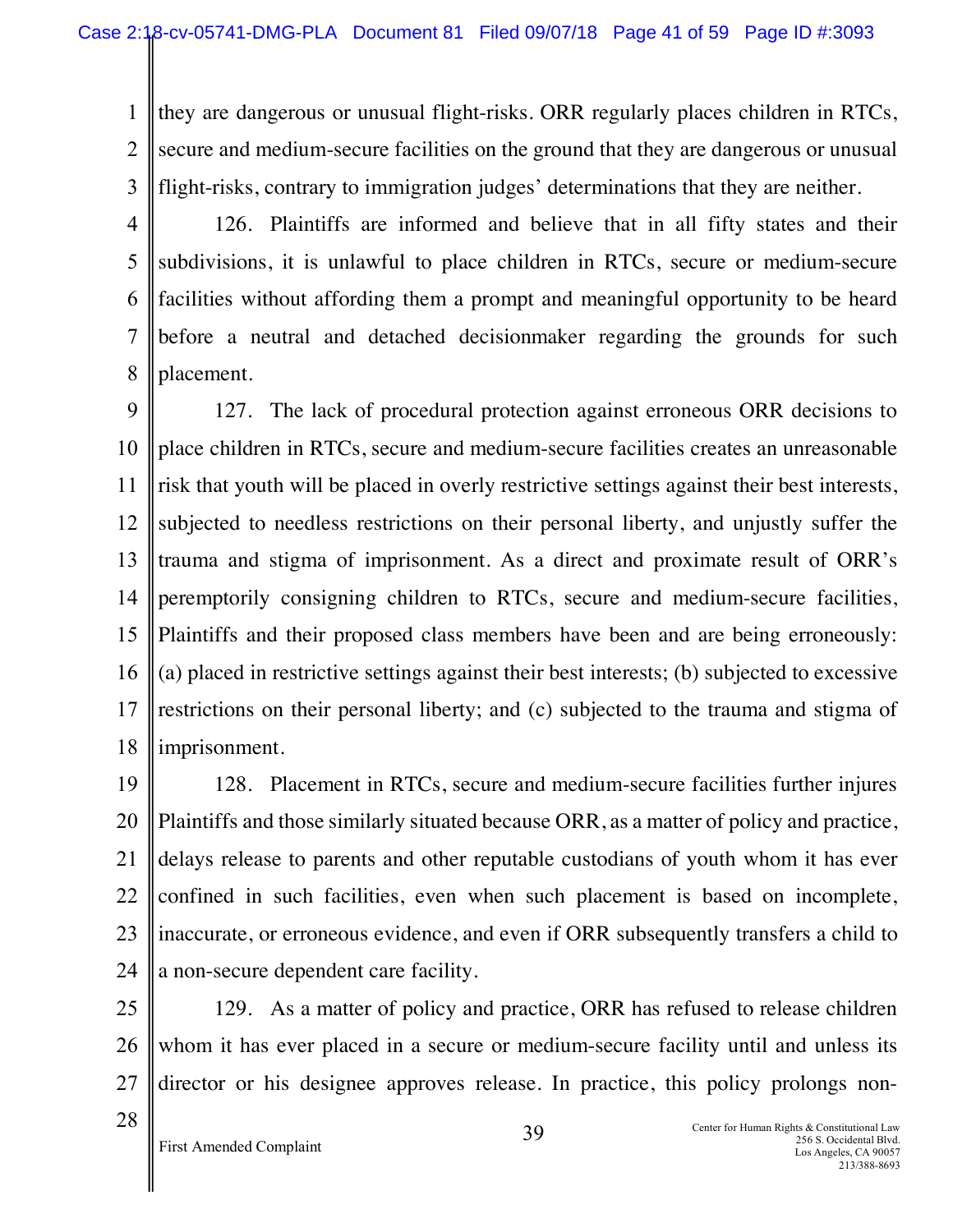they are dangerous or unusual flight-risks. ORR regularly places children in RTCs, secure and medium-secure facilities on the ground that they are dangerous or unusual flight-risks, contrary to immigration judges' determinations that they are neither.

126. Plaintiffs are informed and believe that in all fifty states and their subdivisions, it is unlawful to place children in RTCs, secure or medium-secure facilities without affording them a prompt and meaningful opportunity to be heard before a neutral and detached decisionmaker regarding the grounds for such placement.

127. The lack of procedural protection against erroneous ORR decisions to place children in RTCs, secure and medium-secure facilities creates an unreasonable risk that youth will be placed in overly restrictive settings against their best interests, subjected to needless restrictions on their personal liberty, and unjustly suffer the trauma and stigma of imprisonment. As a direct and proximate result of ORR's peremptorily consigning children to RTCs, secure and medium-secure facilities, Plaintiffs and their proposed class members have been and are being erroneously: (a) placed in restrictive settings against their best interests; (b) subjected to excessive restrictions on their personal liberty; and (c) subjected to the trauma and stigma of imprisonment.

128. Placement in RTCs, secure and medium-secure facilities further injures Plaintiffs and those similarly situated because ORR, as a matter of policy and practice, delays release to parents and other reputable custodians of youth whom it has ever confined in such facilities, even when such placement is based on incomplete, inaccurate, or erroneous evidence, and even if ORR subsequently transfers a child to a non-secure dependent care facility.

129. As a matter of policy and practice, ORR has refused to release children whom it has ever placed in a secure or medium-secure facility until and unless its director or his designee approves release. In practice, this policy prolongs non-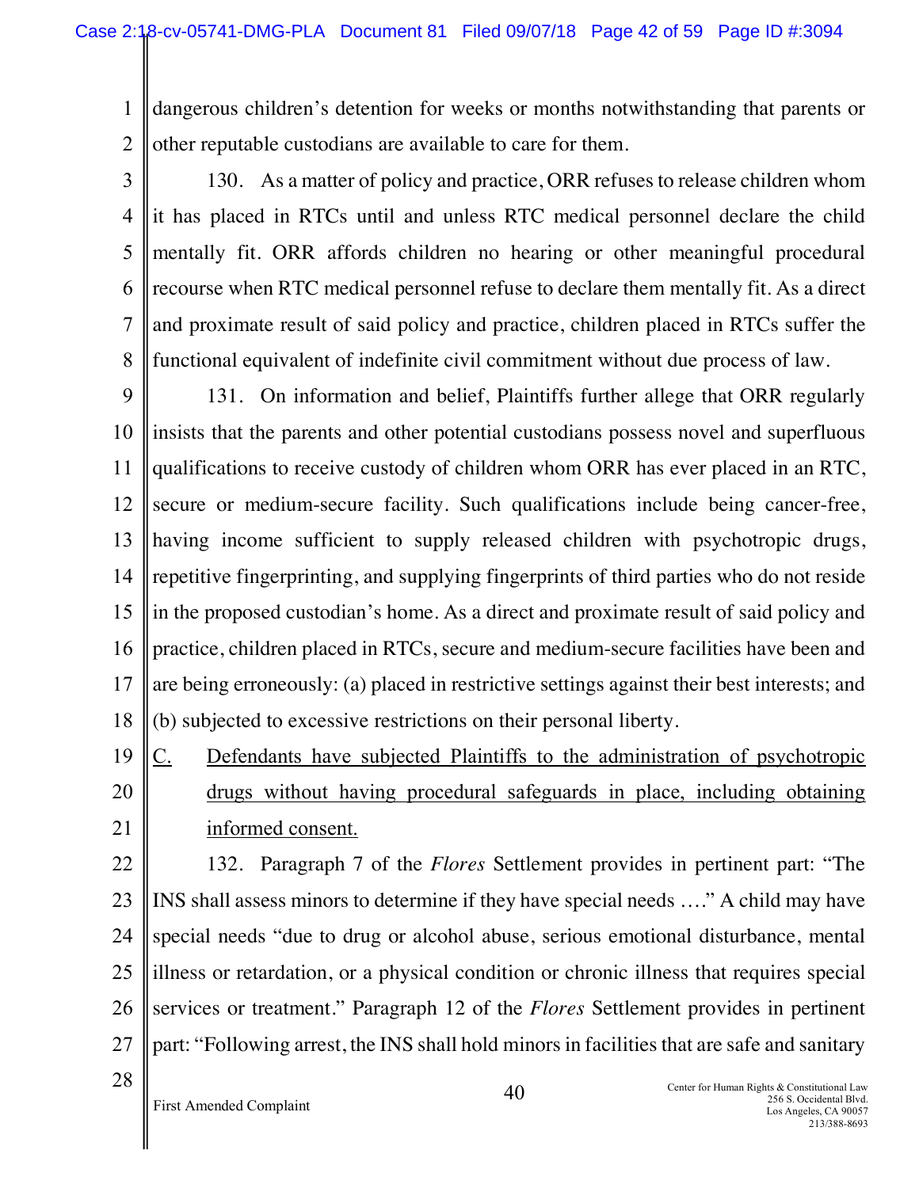dangerous children's detention for weeks or months notwithstanding that parents or other reputable custodians are available to care for them.

130. As a matter of policy and practice, ORR refuses to release children whom it has placed in RTCs until and unless RTC medical personnel declare the child mentally fit. ORR affords children no hearing or other meaningful procedural recourse when RTC medical personnel refuse to declare them mentally fit. As a direct and proximate result of said policy and practice, children placed in RTCs suffer the functional equivalent of indefinite civil commitment without due process of law.

131. On information and belief, Plaintiffs further allege that ORR regularly insists that the parents and other potential custodians possess novel and superfluous qualifications to receive custody of children whom ORR has ever placed in an RTC, secure or medium-secure facility. Such qualifications include being cancer-free, having income sufficient to supply released children with psychotropic drugs, repetitive fingerprinting, and supplying fingerprints of third parties who do not reside in the proposed custodian's home. As a direct and proximate result of said policy and practice, children placed in RTCs, secure and medium-secure facilities have been and are being erroneously: (a) placed in restrictive settings against their best interests; and (b) subjected to excessive restrictions on their personal liberty.

C. Defendants have subjected Plaintiffs to the administration of psychotropic drugs without having procedural safeguards in place, including obtaining informed consent.

132. Paragraph 7 of the *Flores* Settlement provides in pertinent part: "The INS shall assess minors to determine if they have special needs …." A child may have special needs "due to drug or alcohol abuse, serious emotional disturbance, mental illness or retardation, or a physical condition or chronic illness that requires special services or treatment." Paragraph 12 of the *Flores* Settlement provides in pertinent part: "Following arrest, the INS shall hold minors in facilities that are safe and sanitary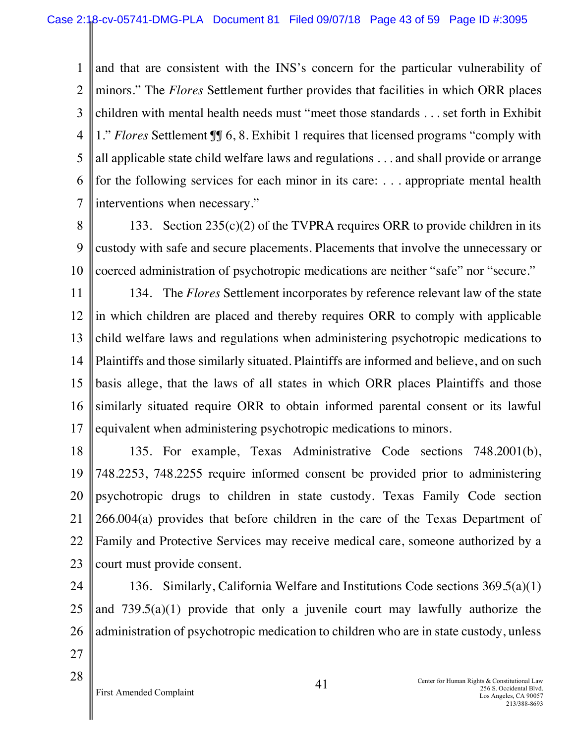and that are consistent with the INS's concern for the particular vulnerability of minors." The *Flores* Settlement further provides that facilities in which ORR places children with mental health needs must "meet those standards . . . set forth in Exhibit 1." *Flores* Settlement ¶¶ 6, 8. Exhibit 1 requires that licensed programs "comply with all applicable state child welfare laws and regulations . . . and shall provide or arrange for the following services for each minor in its care: . . . appropriate mental health interventions when necessary."

133. Section 235(c)(2) of the TVPRA requires ORR to provide children in its custody with safe and secure placements. Placements that involve the unnecessary or coerced administration of psychotropic medications are neither "safe" nor "secure."

134. The *Flores* Settlement incorporates by reference relevant law of the state in which children are placed and thereby requires ORR to comply with applicable child welfare laws and regulations when administering psychotropic medications to Plaintiffs and those similarly situated. Plaintiffs are informed and believe, and on such basis allege, that the laws of all states in which ORR places Plaintiffs and those similarly situated require ORR to obtain informed parental consent or its lawful equivalent when administering psychotropic medications to minors.

135. For example, Texas Administrative Code sections 748.2001(b), 748.2253, 748.2255 require informed consent be provided prior to administering psychotropic drugs to children in state custody. Texas Family Code section 266.004(a) provides that before children in the care of the Texas Department of Family and Protective Services may receive medical care, someone authorized by a court must provide consent.

136. Similarly, California Welfare and Institutions Code sections 369.5(a)(1) and 739.5(a)(1) provide that only a juvenile court may lawfully authorize the administration of psychotropic medication to children who are in state custody, unless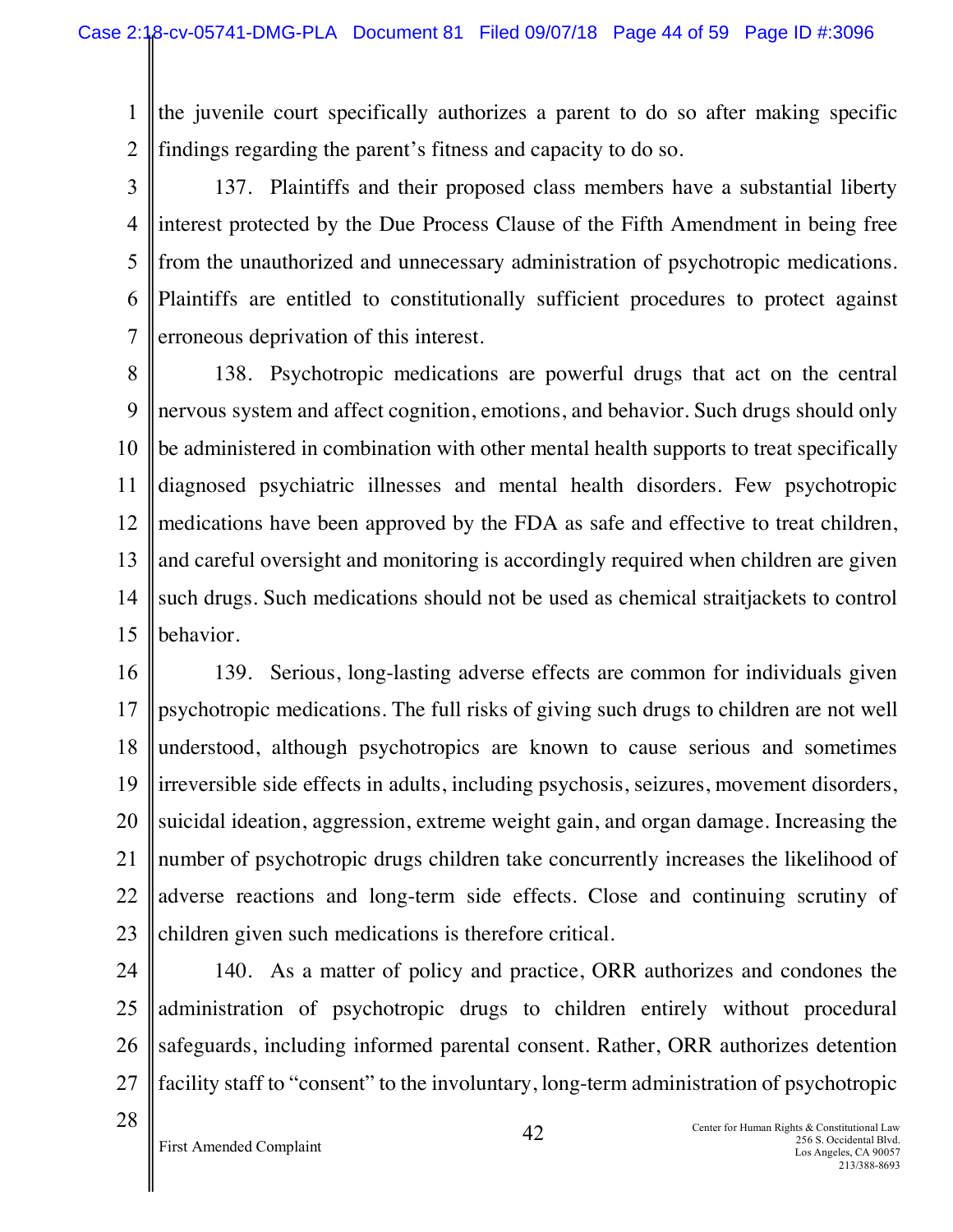the juvenile court specifically authorizes a parent to do so after making specific findings regarding the parent's fitness and capacity to do so.

137. Plaintiffs and their proposed class members have a substantial liberty interest protected by the Due Process Clause of the Fifth Amendment in being free from the unauthorized and unnecessary administration of psychotropic medications. Plaintiffs are entitled to constitutionally sufficient procedures to protect against erroneous deprivation of this interest.

138. Psychotropic medications are powerful drugs that act on the central nervous system and affect cognition, emotions, and behavior. Such drugs should only be administered in combination with other mental health supports to treat specifically diagnosed psychiatric illnesses and mental health disorders. Few psychotropic medications have been approved by the FDA as safe and effective to treat children, and careful oversight and monitoring is accordingly required when children are given such drugs. Such medications should not be used as chemical straitjackets to control behavior.

139. Serious, long-lasting adverse effects are common for individuals given psychotropic medications. The full risks of giving such drugs to children are not well understood, although psychotropics are known to cause serious and sometimes irreversible side effects in adults, including psychosis, seizures, movement disorders, suicidal ideation, aggression, extreme weight gain, and organ damage. Increasing the number of psychotropic drugs children take concurrently increases the likelihood of adverse reactions and long-term side effects. Close and continuing scrutiny of children given such medications is therefore critical.

140. As a matter of policy and practice, ORR authorizes and condones the administration of psychotropic drugs to children entirely without procedural safeguards, including informed parental consent. Rather, ORR authorizes detention facility staff to "consent" to the involuntary, long-term administration of psychotropic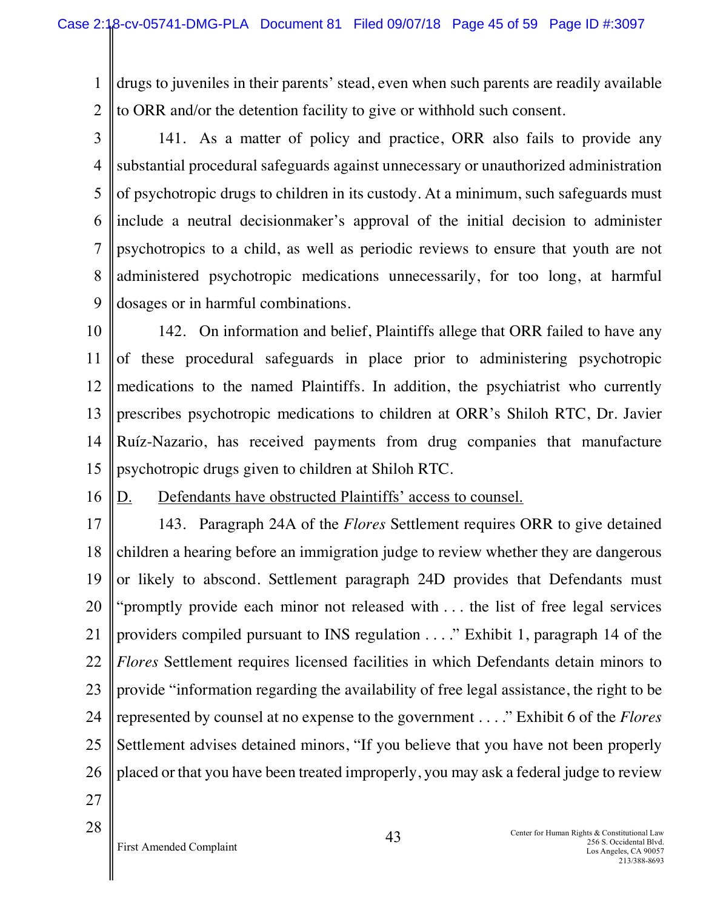drugs to juveniles in their parents' stead, even when such parents are readily available to ORR and/or the detention facility to give or withhold such consent.

141. As a matter of policy and practice, ORR also fails to provide any substantial procedural safeguards against unnecessary or unauthorized administration of psychotropic drugs to children in its custody. At a minimum, such safeguards must include a neutral decisionmaker's approval of the initial decision to administer psychotropics to a child, as well as periodic reviews to ensure that youth are not administered psychotropic medications unnecessarily, for too long, at harmful dosages or in harmful combinations.

142. On information and belief, Plaintiffs allege that ORR failed to have any of these procedural safeguards in place prior to administering psychotropic medications to the named Plaintiffs. In addition, the psychiatrist who currently prescribes psychotropic medications to children at ORR's Shiloh RTC, Dr. Javier Ruíz-Nazario, has received payments from drug companies that manufacture psychotropic drugs given to children at Shiloh RTC.

D. <u>Defendants have obstructed Plaintiffs' access to counsel.</u>

143. Paragraph 24A of the *Flores* Settlement requires ORR to give detained children a hearing before an immigration judge to review whether they are dangerous or likely to abscond. Settlement paragraph 24D provides that Defendants must "promptly provide each minor not released with . . . the list of free legal services providers compiled pursuant to INS regulation . . . ." Exhibit 1, paragraph 14 of the *Flores* Settlement requires licensed facilities in which Defendants detain minors to provide "information regarding the availability of free legal assistance, the right to be represented by counsel at no expense to the government . . . ." Exhibit 6 of the *Flores* Settlement advises detained minors, "If you believe that you have not been properly placed or that you have been treated improperly, you may ask a federal judge to review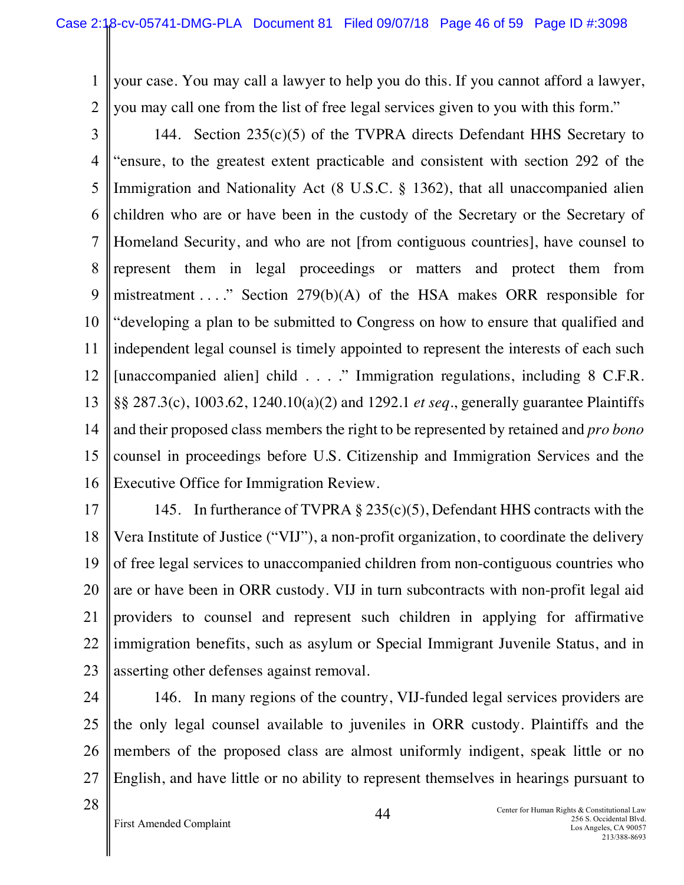your case. You may call a lawyer to help you do this. If you cannot afford a lawyer, you may call one from the list of free legal services given to you with this form."

144. Section 235(c)(5) of the TVPRA directs Defendant HHS Secretary to "ensure, to the greatest extent practicable and consistent with section 292 of the Immigration and Nationality Act (8 U.S.C. § 1362), that all unaccompanied alien children who are or have been in the custody of the Secretary or the Secretary of Homeland Security, and who are not [from contiguous countries], have counsel to represent them in legal proceedings or matters and protect them from mistreatment . . . ." Section 279(b)(A) of the HSA makes ORR responsible for "developing a plan to be submitted to Congress on how to ensure that qualified and independent legal counsel is timely appointed to represent the interests of each such [unaccompanied alien] child . . . ." Immigration regulations, including 8 C.F.R. §§ 287.3(c), 1003.62, 1240.10(a)(2) and 1292.1 *et seq*., generally guarantee Plaintiffs and their proposed class members the right to be represented by retained and *pro bono* counsel in proceedings before U.S. Citizenship and Immigration Services and the Executive Office for Immigration Review.

145. In furtherance of TVPRA § 235(c)(5), Defendant HHS contracts with the Vera Institute of Justice ("VIJ"), a non-profit organization, to coordinate the delivery of free legal services to unaccompanied children from non-contiguous countries who are or have been in ORR custody. VIJ in turn subcontracts with non-profit legal aid providers to counsel and represent such children in applying for affirmative immigration benefits, such as asylum or Special Immigrant Juvenile Status, and in asserting other defenses against removal.

146. In many regions of the country, VIJ-funded legal services providers are the only legal counsel available to juveniles in ORR custody. Plaintiffs and the members of the proposed class are almost uniformly indigent, speak little or no English, and have little or no ability to represent themselves in hearings pursuant to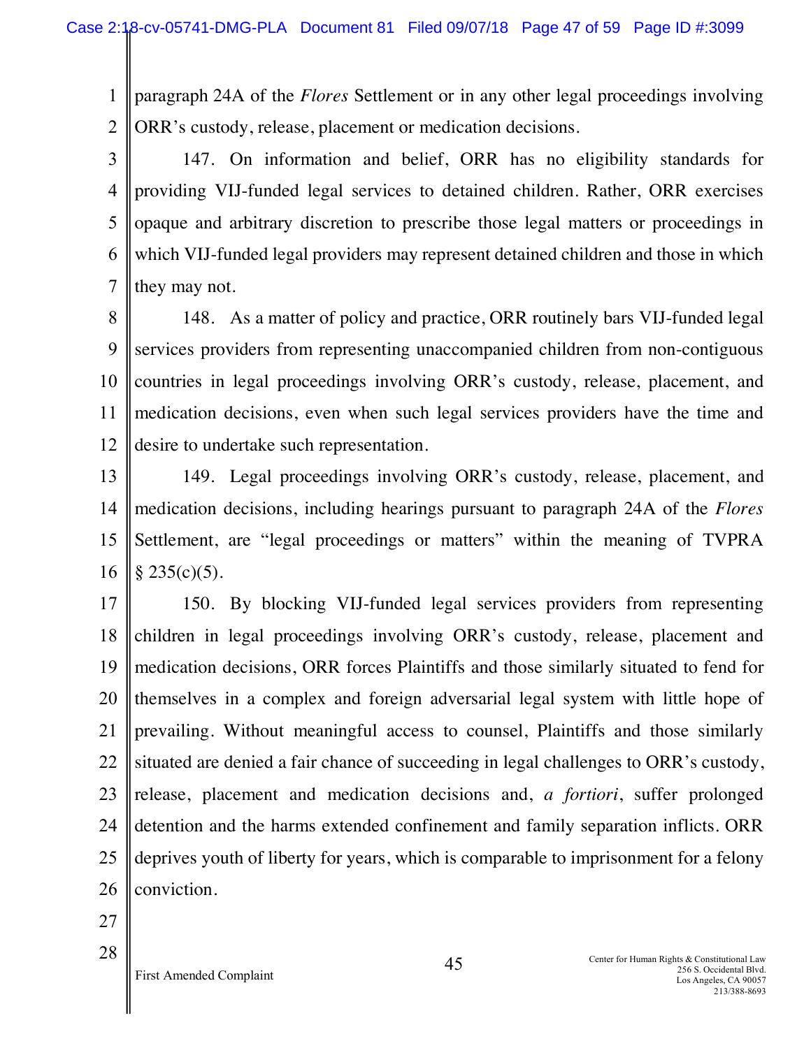paragraph 24A of the *Flores* Settlement or in any other legal proceedings involving ORR's custody, release, placement or medication decisions.

147. On information and belief, ORR has no eligibility standards for providing VIJ-funded legal services to detained children. Rather, ORR exercises opaque and arbitrary discretion to prescribe those legal matters or proceedings in which VIJ-funded legal providers may represent detained children and those in which they may not.

148. As a matter of policy and practice, ORR routinely bars VIJ-funded legal services providers from representing unaccompanied children from non-contiguous countries in legal proceedings involving ORR's custody, release, placement, and medication decisions, even when such legal services providers have the time and desire to undertake such representation.

149. Legal proceedings involving ORR's custody, release, placement, and medication decisions, including hearings pursuant to paragraph 24A of the *Flores* Settlement, are "legal proceedings or matters" within the meaning of TVPRA § 235(c)(5).

150. By blocking VIJ-funded legal services providers from representing children in legal proceedings involving ORR's custody, release, placement and medication decisions, ORR forces Plaintiffs and those similarly situated to fend for themselves in a complex and foreign adversarial legal system with little hope of prevailing. Without meaningful access to counsel, Plaintiffs and those similarly situated are denied a fair chance of succeeding in legal challenges to ORR's custody, release, placement and medication decisions and, *a fortiori*, suffer prolonged detention and the harms extended confinement and family separation inflicts. ORR deprives youth of liberty for years, which is comparable to imprisonment for a felony conviction.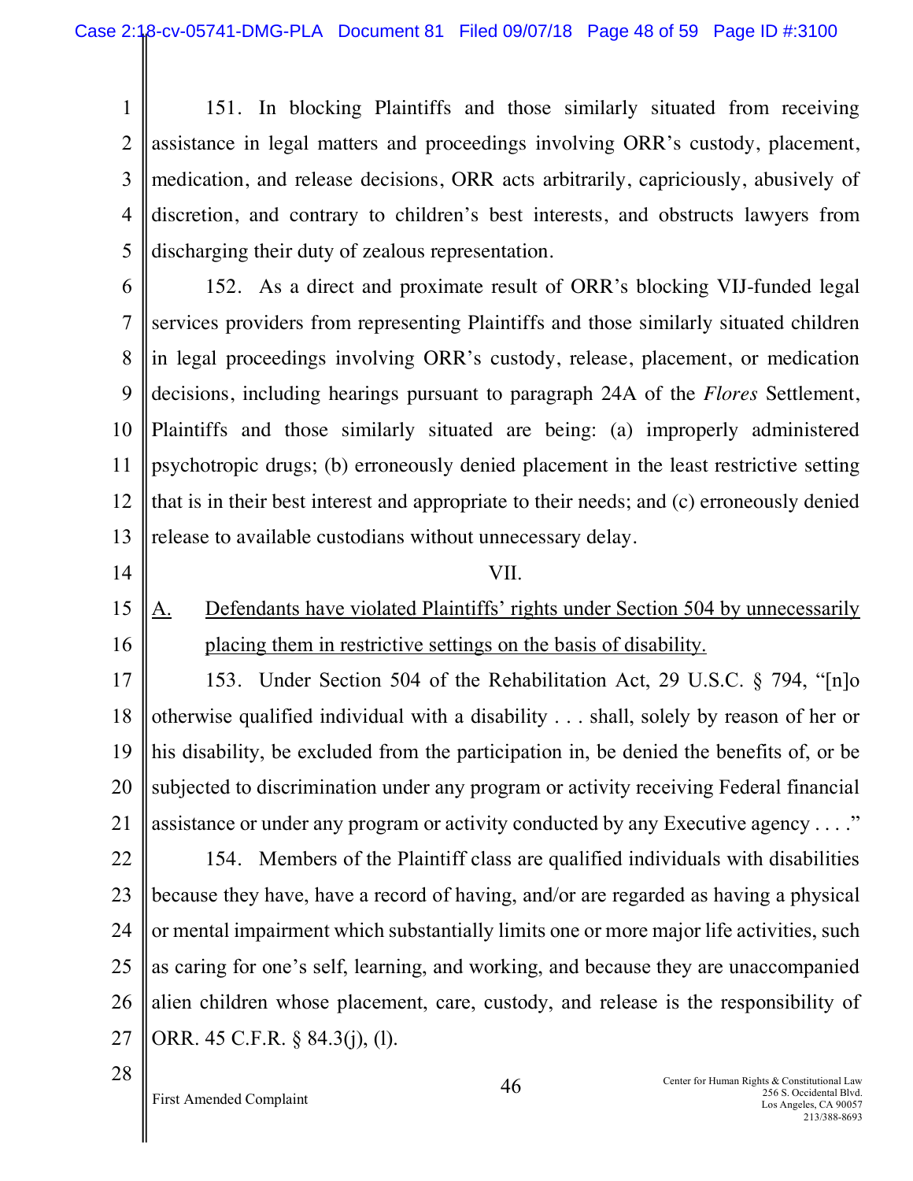151. In blocking Plaintiffs and those similarly situated from receiving assistance in legal matters and proceedings involving ORR's custody, placement, medication, and release decisions, ORR acts arbitrarily, capriciously, abusively of discretion, and contrary to children's best interests, and obstructs lawyers from discharging their duty of zealous representation.

152. As a direct and proximate result of ORR's blocking VIJ-funded legal services providers from representing Plaintiffs and those similarly situated children in legal proceedings involving ORR's custody, release, placement, or medication decisions, including hearings pursuant to paragraph 24A of the *Flores* Settlement, Plaintiffs and those similarly situated are being: (a) improperly administered psychotropic drugs; (b) erroneously denied placement in the least restrictive setting that is in their best interest and appropriate to their needs; and (c) erroneously denied release to available custodians without unnecessary delay.

VII.

A. Defendants have violated Plaintiffs' rights under Section 504 by unnecessarily placing them in restrictive settings on the basis of disability.

153. Under Section 504 of the Rehabilitation Act, 29 U.S.C. § 794, "[n]o otherwise qualified individual with a disability . . . shall, solely by reason of her or his disability, be excluded from the participation in, be denied the benefits of, or be subjected to discrimination under any program or activity receiving Federal financial assistance or under any program or activity conducted by any Executive agency . . . ."

154. Members of the Plaintiff class are qualified individuals with disabilities because they have, have a record of having, and/or are regarded as having a physical or mental impairment which substantially limits one or more major life activities, such as caring for one's self, learning, and working, and because they are unaccompanied alien children whose placement, care, custody, and release is the responsibility of ORR. 45 C.F.R. § 84.3(j), (l).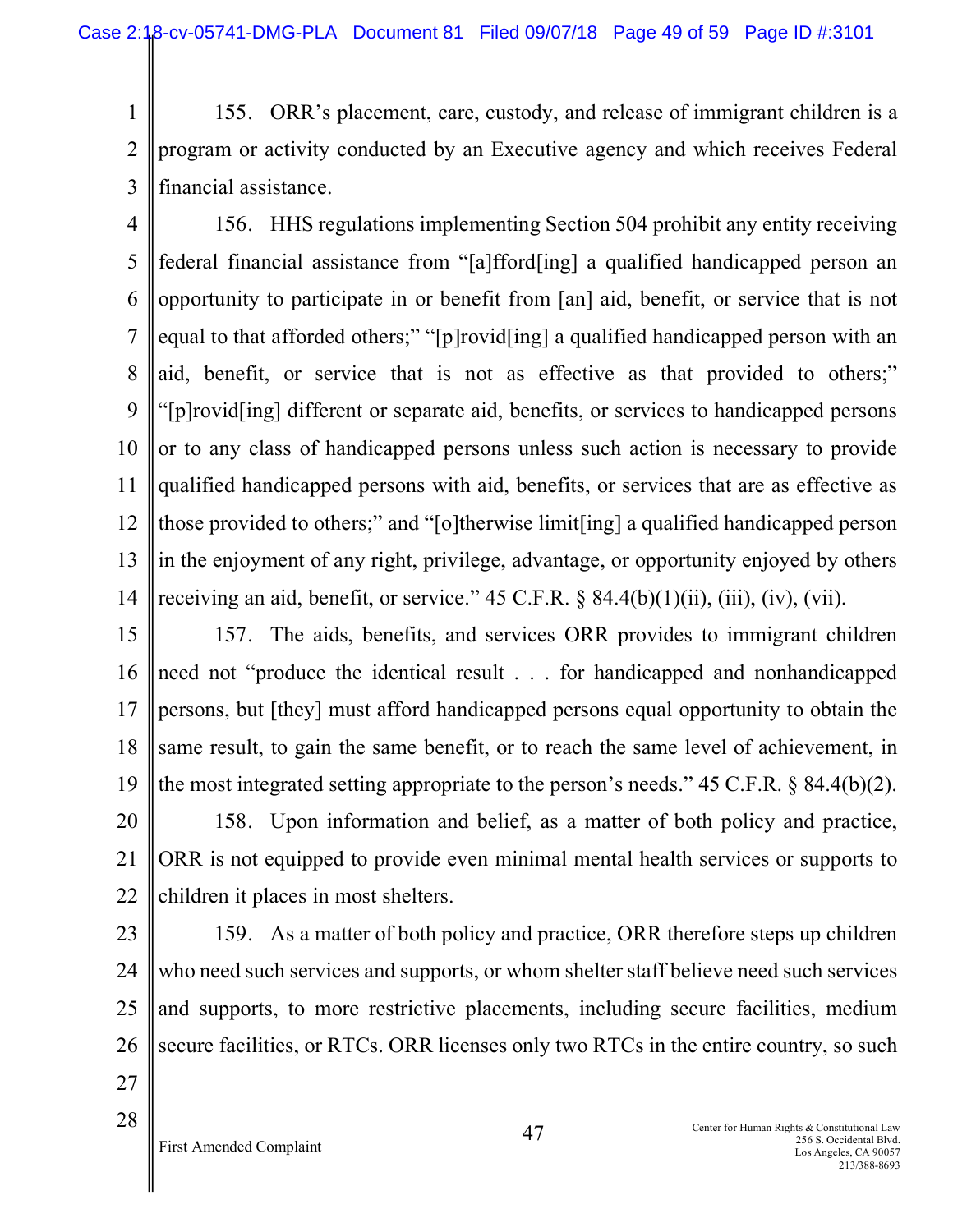155. ORR's placement, care, custody, and release of immigrant children is a program or activity conducted by an Executive agency and which receives Federal financial assistance.

156. HHS regulations implementing Section 504 prohibit any entity receiving federal financial assistance from "[a]fford[ing] a qualified handicapped person an opportunity to participate in or benefit from [an] aid, benefit, or service that is not equal to that afforded others;" "[p]rovid[ing] a qualified handicapped person with an aid, benefit, or service that is not as effective as that provided to others;" "[p]rovid[ing] different or separate aid, benefits, or services to handicapped persons or to any class of handicapped persons unless such action is necessary to provide qualified handicapped persons with aid, benefits, or services that are as effective as those provided to others;" and "[o]therwise limit[ing] a qualified handicapped person in the enjoyment of any right, privilege, advantage, or opportunity enjoyed by others receiving an aid, benefit, or service." 45 C.F.R. § 84.4(b)(1)(ii), (iii), (iv), (vii).

157. The aids, benefits, and services ORR provides to immigrant children need not "produce the identical result . . . for handicapped and nonhandicapped persons, but [they] must afford handicapped persons equal opportunity to obtain the same result, to gain the same benefit, or to reach the same level of achievement, in the most integrated setting appropriate to the person's needs." 45 C.F.R. § 84.4(b)(2).

158. Upon information and belief, as a matter of both policy and practice, ORR is not equipped to provide even minimal mental health services or supports to children it places in most shelters.

159. As a matter of both policy and practice, ORR therefore steps up children who need such services and supports, or whom shelter staff believe need such services and supports, to more restrictive placements, including secure facilities, medium secure facilities, or RTCs. ORR licenses only two RTCs in the entire country, so such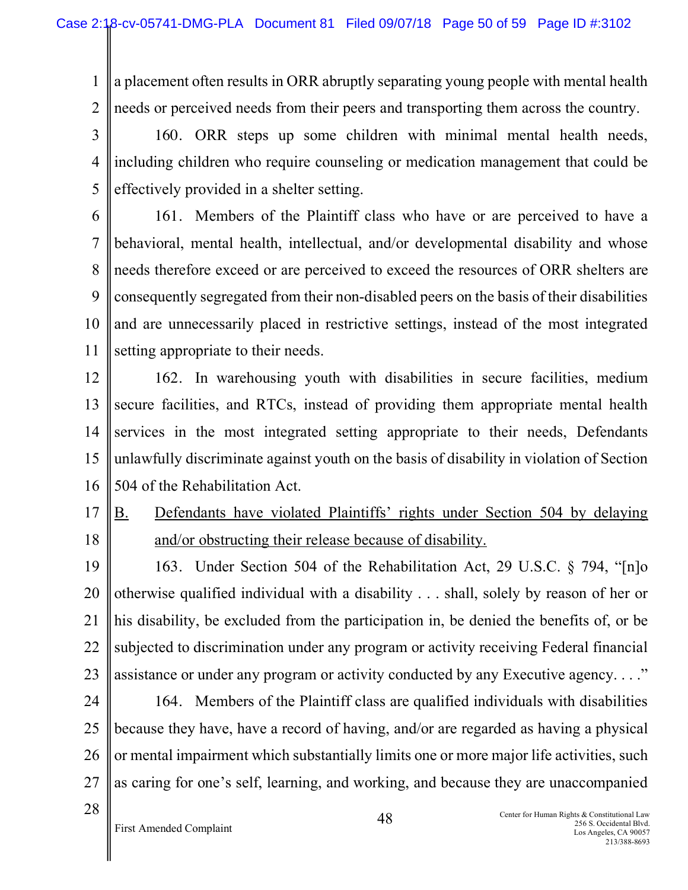a placement often results in ORR abruptly separating young people with mental health needs or perceived needs from their peers and transporting them across the country.

160. ORR steps up some children with minimal mental health needs, including children who require counseling or medication management that could be effectively provided in a shelter setting.

161. Members of the Plaintiff class who have or are perceived to have a behavioral, mental health, intellectual, and/or developmental disability and whose needs therefore exceed or are perceived to exceed the resources of ORR shelters are consequently segregated from their non-disabled peers on the basis of their disabilities and are unnecessarily placed in restrictive settings, instead of the most integrated setting appropriate to their needs.

162. In warehousing youth with disabilities in secure facilities, medium secure facilities, and RTCs, instead of providing them appropriate mental health services in the most integrated setting appropriate to their needs, Defendants unlawfully discriminate against youth on the basis of disability in violation of Section 504 of the Rehabilitation Act.

B. Defendants have violated Plaintiffs' rights under Section 504 by delaying and/or obstructing their release because of disability.

163. Under Section 504 of the Rehabilitation Act, 29 U.S.C. § 794, "[n]o otherwise qualified individual with a disability . . . shall, solely by reason of her or his disability, be excluded from the participation in, be denied the benefits of, or be subjected to discrimination under any program or activity receiving Federal financial assistance or under any program or activity conducted by any Executive agency. . . ."

164. Members of the Plaintiff class are qualified individuals with disabilities because they have, have a record of having, and/or are regarded as having a physical or mental impairment which substantially limits one or more major life activities, such as caring for one's self, learning, and working, and because they are unaccompanied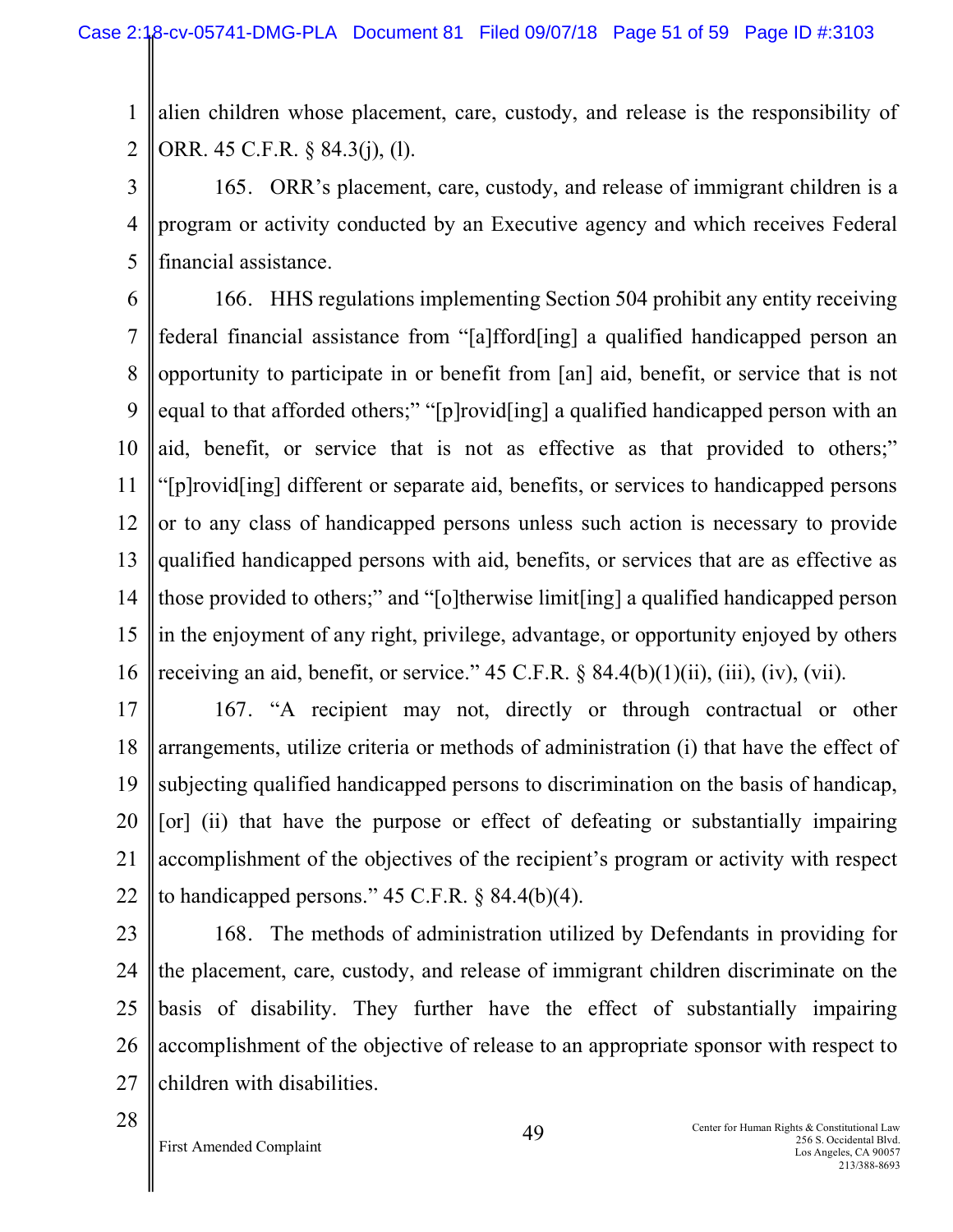alien children whose placement, care, custody, and release is the responsibility of ORR. 45 C.F.R. § 84.3(j), (l).

165. ORR's placement, care, custody, and release of immigrant children is a program or activity conducted by an Executive agency and which receives Federal financial assistance.

166. HHS regulations implementing Section 504 prohibit any entity receiving federal financial assistance from "[a]fford[ing] a qualified handicapped person an opportunity to participate in or benefit from [an] aid, benefit, or service that is not equal to that afforded others;" "[p]rovid[ing] a qualified handicapped person with an aid, benefit, or service that is not as effective as that provided to others;" "[p]rovid[ing] different or separate aid, benefits, or services to handicapped persons or to any class of handicapped persons unless such action is necessary to provide qualified handicapped persons with aid, benefits, or services that are as effective as those provided to others;" and "[o]therwise limit[ing] a qualified handicapped person in the enjoyment of any right, privilege, advantage, or opportunity enjoyed by others receiving an aid, benefit, or service." 45 C.F.R. § 84.4(b)(1)(ii), (iii), (iv), (vii).

167. "A recipient may not, directly or through contractual or other arrangements, utilize criteria or methods of administration (i) that have the effect of subjecting qualified handicapped persons to discrimination on the basis of handicap, [or] (ii) that have the purpose or effect of defeating or substantially impairing accomplishment of the objectives of the recipient's program or activity with respect to handicapped persons." 45 C.F.R. § 84.4(b)(4).

168. The methods of administration utilized by Defendants in providing for the placement, care, custody, and release of immigrant children discriminate on the basis of disability. They further have the effect of substantially impairing accomplishment of the objective of release to an appropriate sponsor with respect to children with disabilities.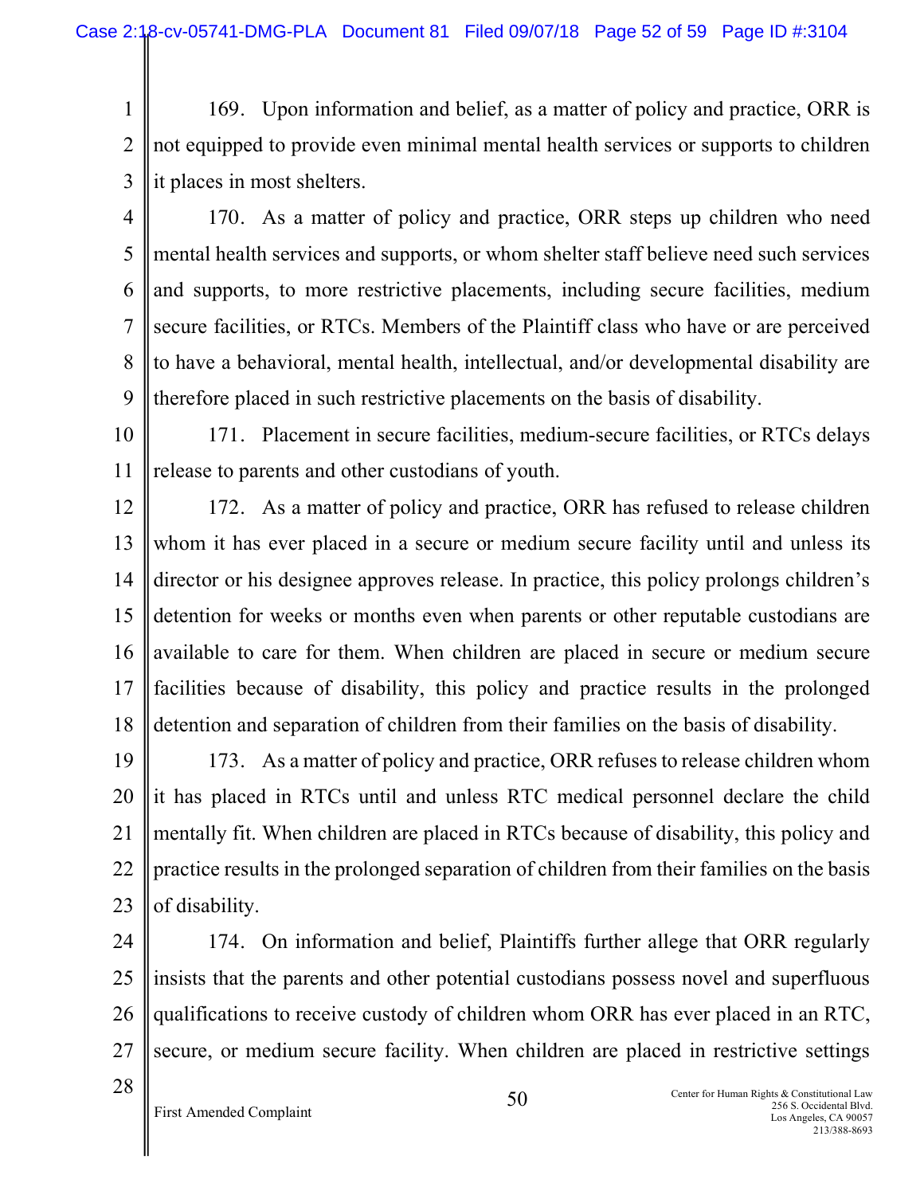169. Upon information and belief, as a matter of policy and practice, ORR is not equipped to provide even minimal mental health services or supports to children it places in most shelters.

170. As a matter of policy and practice, ORR steps up children who need mental health services and supports, or whom shelter staff believe need such services and supports, to more restrictive placements, including secure facilities, medium secure facilities, or RTCs. Members of the Plaintiff class who have or are perceived to have a behavioral, mental health, intellectual, and/or developmental disability are therefore placed in such restrictive placements on the basis of disability.

171. Placement in secure facilities, medium-secure facilities, or RTCs delays release to parents and other custodians of youth.

172. As a matter of policy and practice, ORR has refused to release children whom it has ever placed in a secure or medium secure facility until and unless its director or his designee approves release. In practice, this policy prolongs children's detention for weeks or months even when parents or other reputable custodians are available to care for them. When children are placed in secure or medium secure facilities because of disability, this policy and practice results in the prolonged detention and separation of children from their families on the basis of disability.

173. As a matter of policy and practice, ORR refuses to release children whom it has placed in RTCs until and unless RTC medical personnel declare the child mentally fit. When children are placed in RTCs because of disability, this policy and practice results in the prolonged separation of children from their families on the basis of disability.

174. On information and belief, Plaintiffs further allege that ORR regularly insists that the parents and other potential custodians possess novel and superfluous qualifications to receive custody of children whom ORR has ever placed in an RTC, secure, or medium secure facility. When children are placed in restrictive settings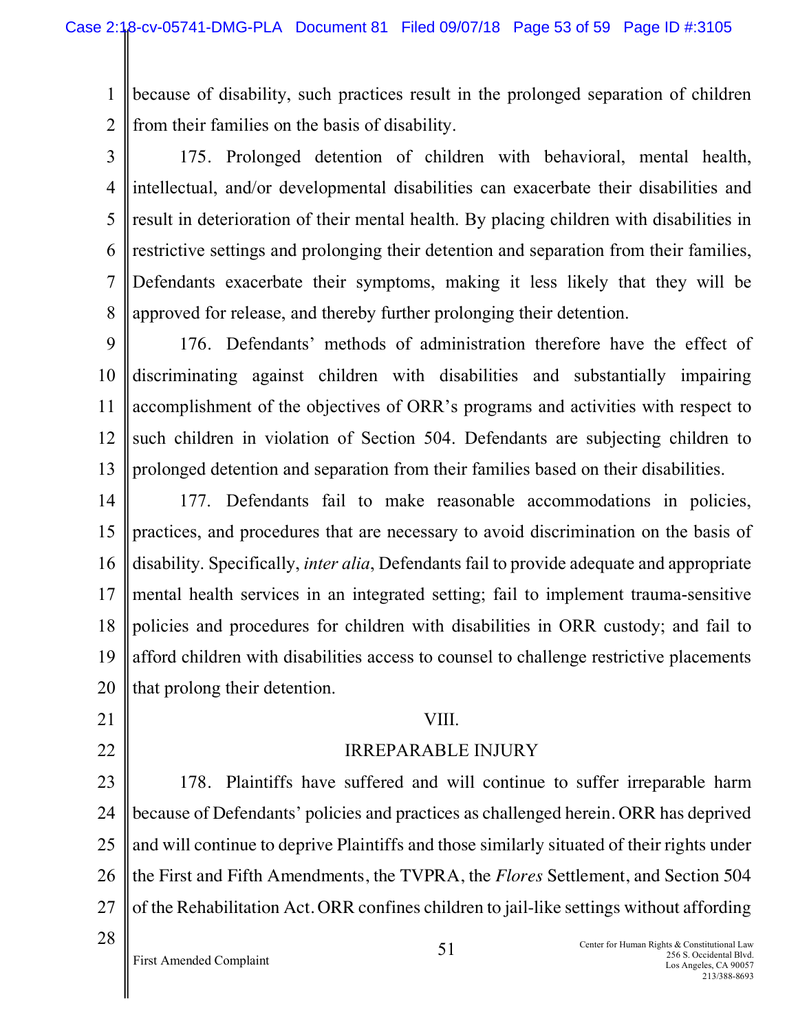because of disability, such practices result in the prolonged separation of children from their families on the basis of disability.

175. Prolonged detention of children with behavioral, mental health, intellectual, and/or developmental disabilities can exacerbate their disabilities and result in deterioration of their mental health. By placing children with disabilities in restrictive settings and prolonging their detention and separation from their families, Defendants exacerbate their symptoms, making it less likely that they will be approved for release, and thereby further prolonging their detention.

176. Defendants' methods of administration therefore have the effect of discriminating against children with disabilities and substantially impairing accomplishment of the objectives of ORR's programs and activities with respect to such children in violation of Section 504. Defendants are subjecting children to prolonged detention and separation from their families based on their disabilities.

177. Defendants fail to make reasonable accommodations in policies, practices, and procedures that are necessary to avoid discrimination on the basis of disability. Specifically, *inter alia*, Defendants fail to provide adequate and appropriate mental health services in an integrated setting; fail to implement trauma-sensitive policies and procedures for children with disabilities in ORR custody; and fail to afford children with disabilities access to counsel to challenge restrictive placements that prolong their detention.

## VIII.

## IRREPARABLE INJURY

178. Plaintiffs have suffered and will continue to suffer irreparable harm because of Defendants' policies and practices as challenged herein. ORR has deprived and will continue to deprive Plaintiffs and those similarly situated of their rights under the First and Fifth Amendments, the TVPRA, the *Flores* Settlement, and Section 504 of the Rehabilitation Act. ORR confines children to jail-like settings without affording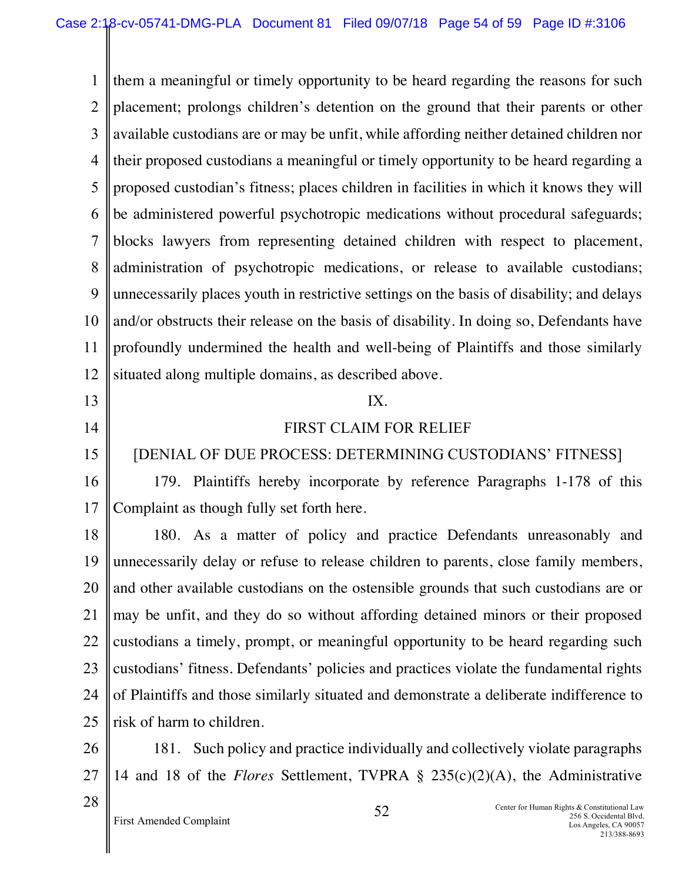them a meaningful or timely opportunity to be heard regarding the reasons for such placement; prolongs children's detention on the ground that their parents or other available custodians are or may be unfit, while affording neither detained children nor their proposed custodians a meaningful or timely opportunity to be heard regarding a proposed custodian's fitness; places children in facilities in which it knows they will be administered powerful psychotropic medications without procedural safeguards; blocks lawyers from representing detained children with respect to placement, administration of psychotropic medications, or release to available custodians; unnecessarily places youth in restrictive settings on the basis of disability; and delays and/or obstructs their release on the basis of disability. In doing so, Defendants have profoundly undermined the health and well-being of Plaintiffs and those similarly situated along multiple domains, as described above.

## IX.

## FIRST CLAIM FOR RELIEF

## [DENIAL OF DUE PROCESS: DETERMINING CUSTODIANS' FITNESS]

179. Plaintiffs hereby incorporate by reference Paragraphs 1-178 of this Complaint as though fully set forth here.

180. As a matter of policy and practice Defendants unreasonably and unnecessarily delay or refuse to release children to parents, close family members, and other available custodians on the ostensible grounds that such custodians are or may be unfit, and they do so without affording detained minors or their proposed custodians a timely, prompt, or meaningful opportunity to be heard regarding such custodians' fitness. Defendants' policies and practices violate the fundamental rights of Plaintiffs and those similarly situated and demonstrate a deliberate indifference to risk of harm to children.

181. Such policy and practice individually and collectively violate paragraphs 14 and 18 of the *Flores* Settlement, TVPRA § 235(c)(2)(A), the Administrative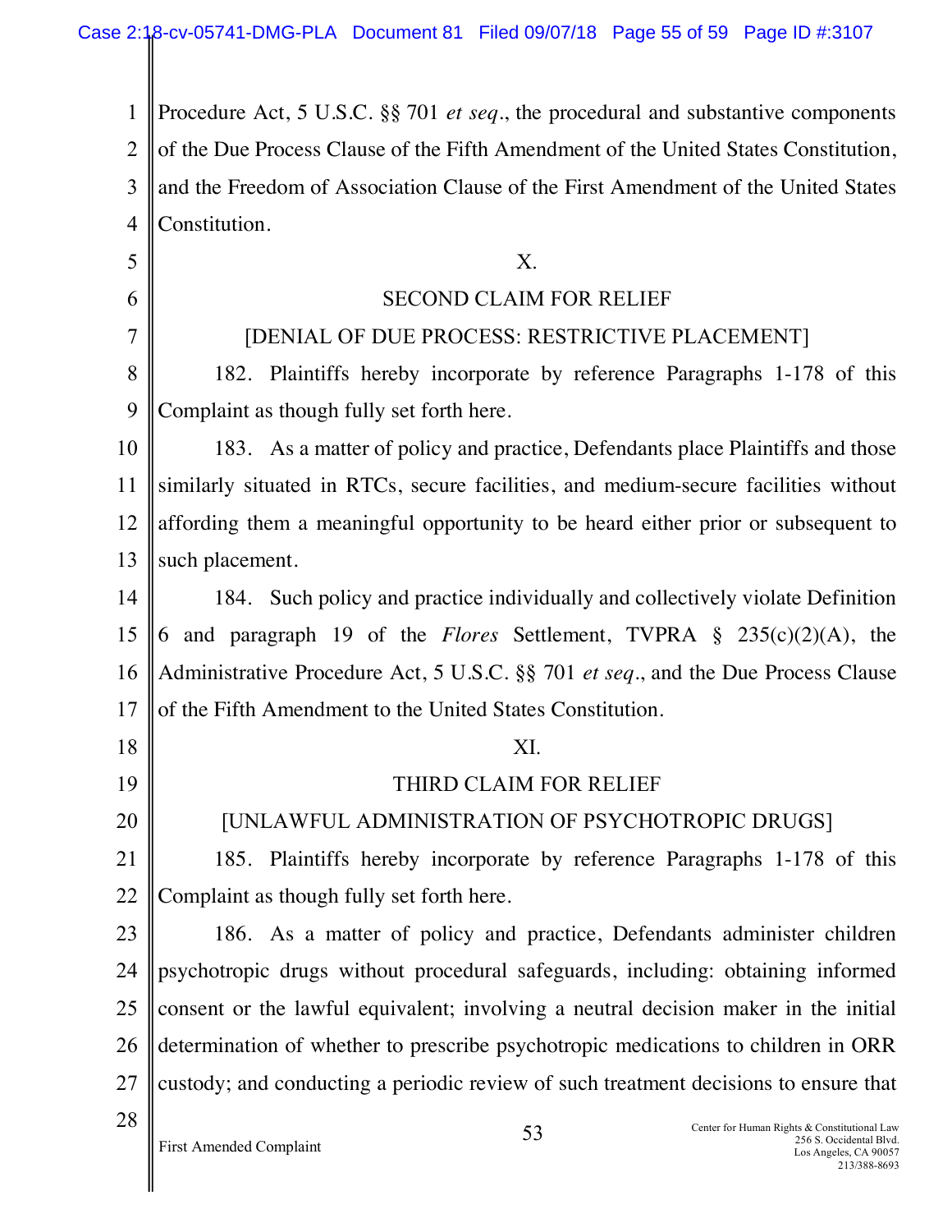Procedure Act, 5 U.S.C. §§ 701 *et seq*., the procedural and substantive components of the Due Process Clause of the Fifth Amendment of the United States Constitution, and the Freedom of Association Clause of the First Amendment of the United States Constitution.

## X.

## SECOND CLAIM FOR RELIEF

## [DENIAL OF DUE PROCESS: RESTRICTIVE PLACEMENT]

182. Plaintiffs hereby incorporate by reference Paragraphs 1-178 of this Complaint as though fully set forth here.

183. As a matter of policy and practice, Defendants place Plaintiffs and those similarly situated in RTCs, secure facilities, and medium-secure facilities without affording them a meaningful opportunity to be heard either prior or subsequent to such placement.

184. Such policy and practice individually and collectively violate Definition 6 and paragraph 19 of the *Flores* Settlement, TVPRA § 235(c)(2)(A), the Administrative Procedure Act, 5 U.S.C. §§ 701 *et seq*., and the Due Process Clause of the Fifth Amendment to the United States Constitution.

## XI.

## THIRD CLAIM FOR RELIEF

## [UNLAWFUL ADMINISTRATION OF PSYCHOTROPIC DRUGS]

185. Plaintiffs hereby incorporate by reference Paragraphs 1-178 of this Complaint as though fully set forth here.

186. As a matter of policy and practice, Defendants administer children psychotropic drugs without procedural safeguards, including: obtaining informed consent or the lawful equivalent; involving a neutral decision maker in the initial determination of whether to prescribe psychotropic medications to children in ORR custody; and conducting a periodic review of such treatment decisions to ensure that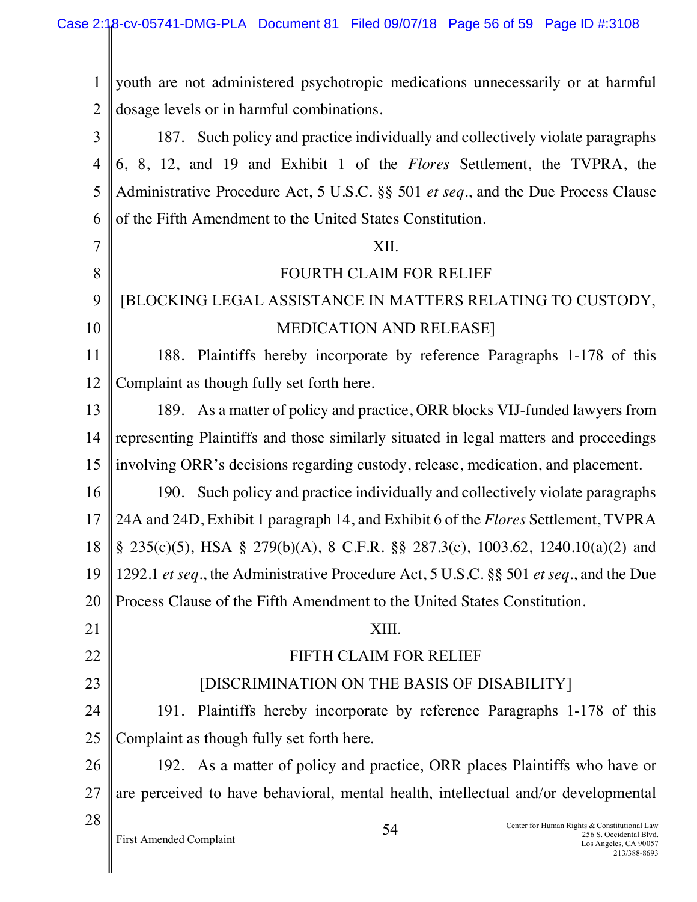youth are not administered psychotropic medications unnecessarily or at harmful dosage levels or in harmful combinations.

187. Such policy and practice individually and collectively violate paragraphs 6, 8, 12, and 19 and Exhibit 1 of the *Flores* Settlement, the TVPRA, the Administrative Procedure Act, 5 U.S.C. §§ 501 *et seq*., and the Due Process Clause of the Fifth Amendment to the United States Constitution.

## XII.

## FOURTH CLAIM FOR RELIEF

## [BLOCKING LEGAL ASSISTANCE IN MATTERS RELATING TO CUSTODY, MEDICATION AND RELEASE]

188. Plaintiffs hereby incorporate by reference Paragraphs 1-178 of this Complaint as though fully set forth here.

189. As a matter of policy and practice, ORR blocks VIJ-funded lawyers from representing Plaintiffs and those similarly situated in legal matters and proceedings involving ORR's decisions regarding custody, release, medication, and placement.

190. Such policy and practice individually and collectively violate paragraphs 24A and 24D, Exhibit 1 paragraph 14, and Exhibit 6 of the *Flores* Settlement, TVPRA § 235(c)(5), HSA § 279(b)(A), 8 C.F.R. §§ 287.3(c), 1003.62, 1240.10(a)(2) and 1292.1 *et seq*., the Administrative Procedure Act, 5 U.S.C. §§ 501 *et seq*., and the Due Process Clause of the Fifth Amendment to the United States Constitution.

## XIII.

## FIFTH CLAIM FOR RELIEF

## [DISCRIMINATION ON THE BASIS OF DISABILITY]

191. Plaintiffs hereby incorporate by reference Paragraphs 1-178 of this Complaint as though fully set forth here.

192. As a matter of policy and practice, ORR places Plaintiffs who have or are perceived to have behavioral, mental health, intellectual and/or developmental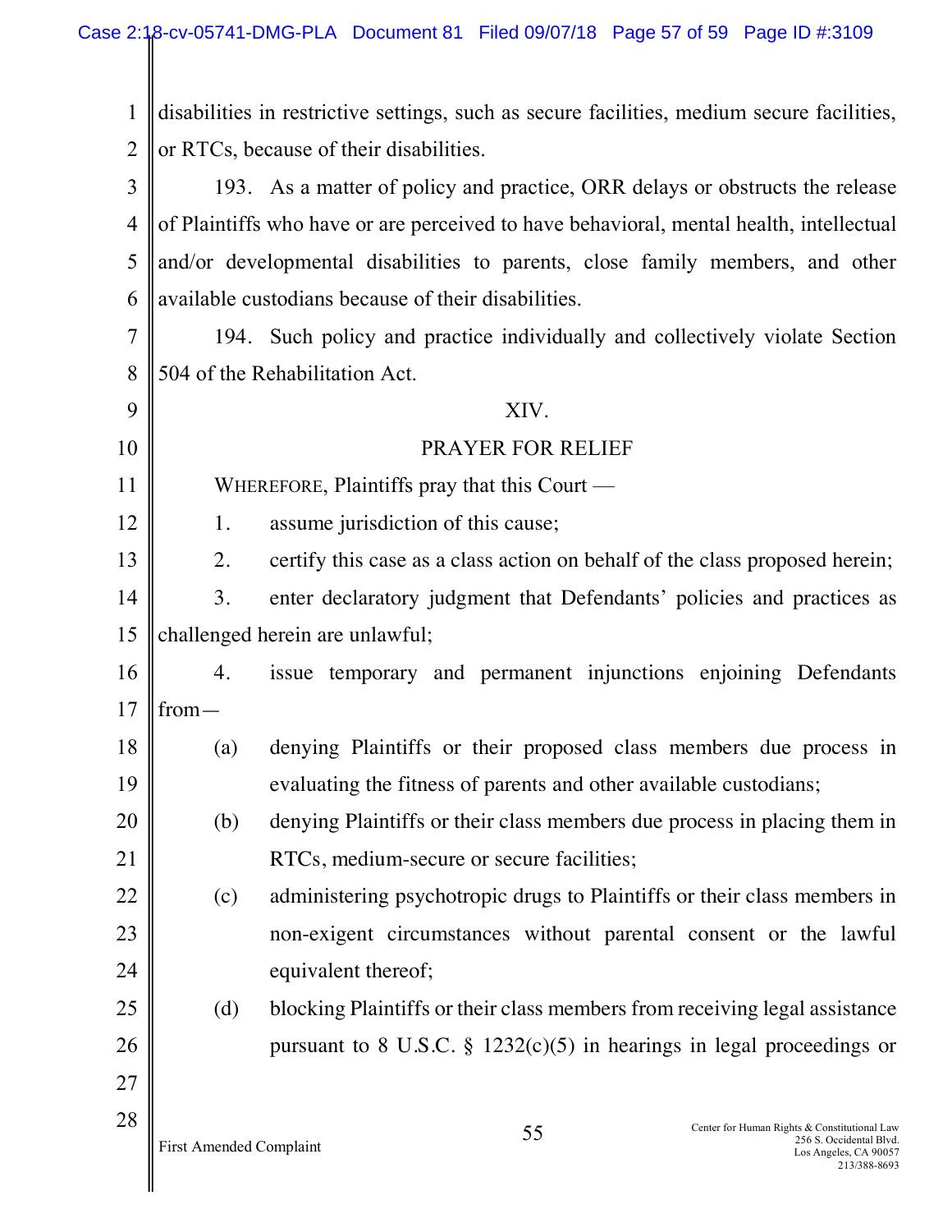disabilities in restrictive settings, such as secure facilities, medium secure facilities, or RTCs, because of their disabilities.

193. As a matter of policy and practice, ORR delays or obstructs the release of Plaintiffs who have or are perceived to have behavioral, mental health, intellectual and/or developmental disabilities to parents, close family members, and other available custodians because of their disabilities.

194. Such policy and practice individually and collectively violate Section 504 of the Rehabilitation Act.

## XIV.

## PRAYER FOR RELIEF

WHEREFORE, Plaintiffs pray that this Court —

1. assume jurisdiction of this cause;
2. certify this case as a class action on behalf of the class proposed herein;
3. enter declaratory judgment that Defendants' policies and practices as challenged herein are unlawful;
4. issue temporary and permanent injunctions enjoining Defendants from—
   - (a) denying Plaintiffs or their proposed class members due process in evaluating the fitness of parents and other available custodians;
   - (b) denying Plaintiffs or their class members due process in placing them in RTCs, medium-secure or secure facilities;
   - (c) administering psychotropic drugs to Plaintiffs or their class members in non-exigent circumstances without parental consent or the lawful equivalent thereof;
   - (d) blocking Plaintiffs or their class members from receiving legal assistance pursuant to 8 U.S.C. § 1232(c)(5) in hearings in legal proceedings or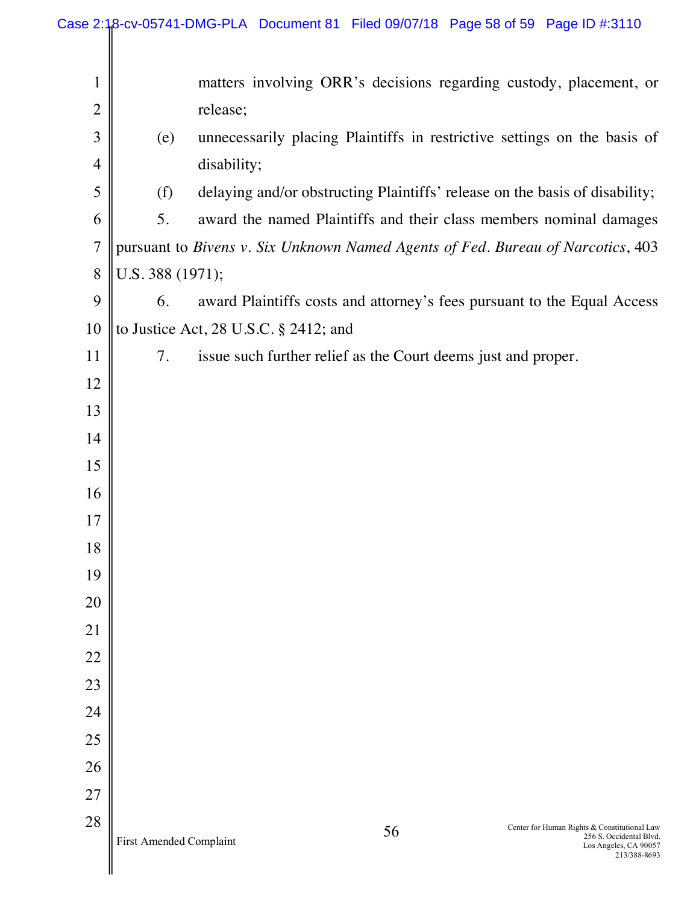matters involving ORR's decisions regarding custody, placement, or release;

(e) unnecessarily placing Plaintiffs in restrictive settings on the basis of disability;

(f) delaying and/or obstructing Plaintiffs' release on the basis of disability;

5. award the named Plaintiffs and their class members nominal damages pursuant to *Bivens v. Six Unknown Named Agents of Fed. Bureau of Narcotics*, 403 U.S. 388 (1971);

6. award Plaintiffs costs and attorney's fees pursuant to the Equal Access to Justice Act, 28 U.S.C. § 2412; and

7. issue such further relief as the Court deems just and proper.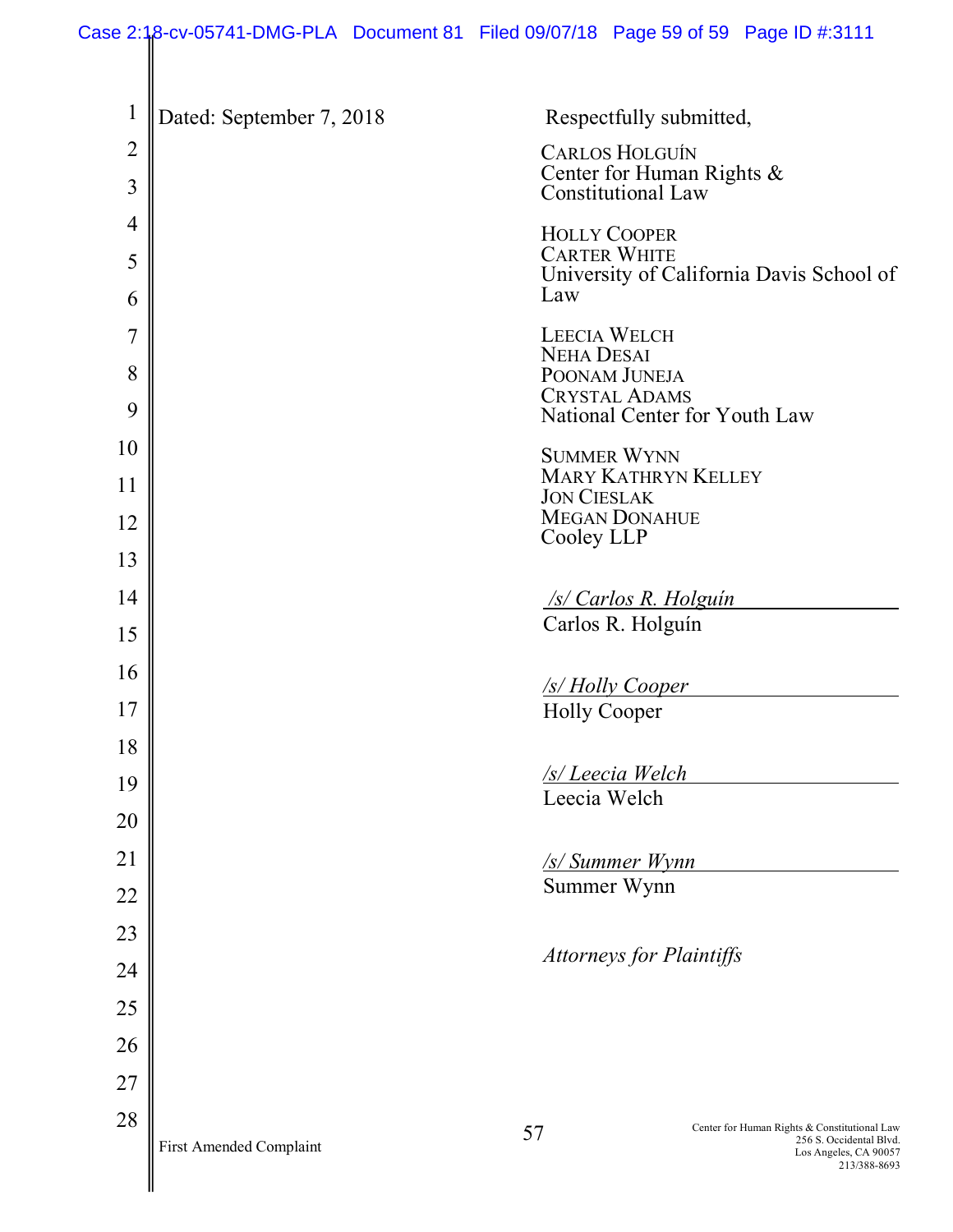Dated: September 7, 2018

Respectfully submitted,

CARLOS HOLGUÍN
Center for Human Rights & Constitutional Law

HOLLY COOPER
CARTER WHITE
University of California Davis School of Law

LEECIA WELCH
NEHA DESAI
POONAM JUNEJA
CRYSTAL ADAMS
National Center for Youth Law

SUMMER WYNN
MARY KATHRYN KELLEY
JON CIESLAK
MEGAN DONAHUE
Cooley LLP

*/s/ Carlos R. Holguín*
Carlos R. Holguín

*/s/ Holly Cooper*
Holly Cooper

*/s/ Leecia Welch*
Leecia Welch

*/s/ Summer Wynn*
Summer Wynn

*Attorneys for Plaintiffs*